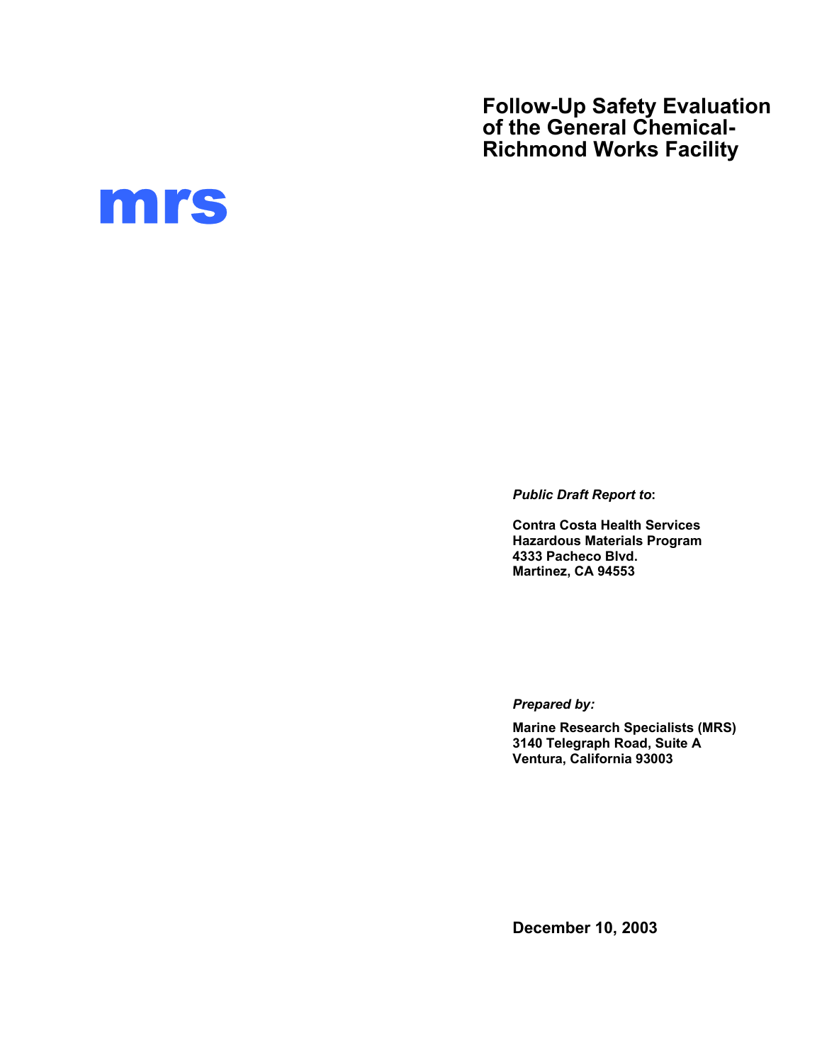# Follow-Up Safety Evaluation of the General Chemical-Richmond Works Facility

mrs

***Public Draft Report to*:**

**Contra Costa Health Services**
**Hazardous Materials Program**
**4333 Pacheco Blvd.**
**Martinez, CA 94553**

***Prepared by:***

**Marine Research Specialists (MRS)**
**3140 Telegraph Road, Suite A**
**Ventura, California 93003**

**December 10, 2003**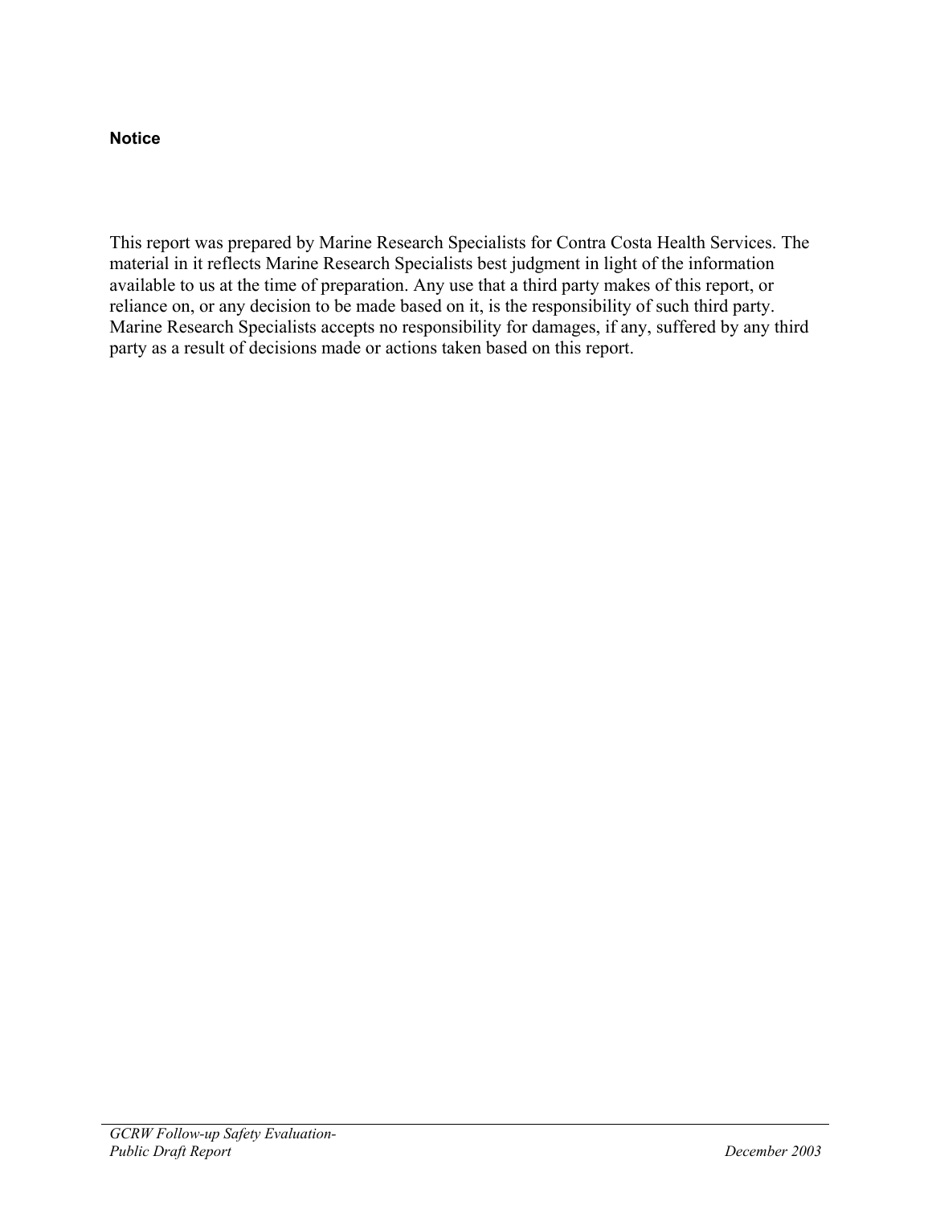**Notice**

This report was prepared by Marine Research Specialists for Contra Costa Health Services. The material in it reflects Marine Research Specialists best judgment in light of the information available to us at the time of preparation. Any use that a third party makes of this report, or reliance on, or any decision to be made based on it, is the responsibility of such third party. Marine Research Specialists accepts no responsibility for damages, if any, suffered by any third party as a result of decisions made or actions taken based on this report.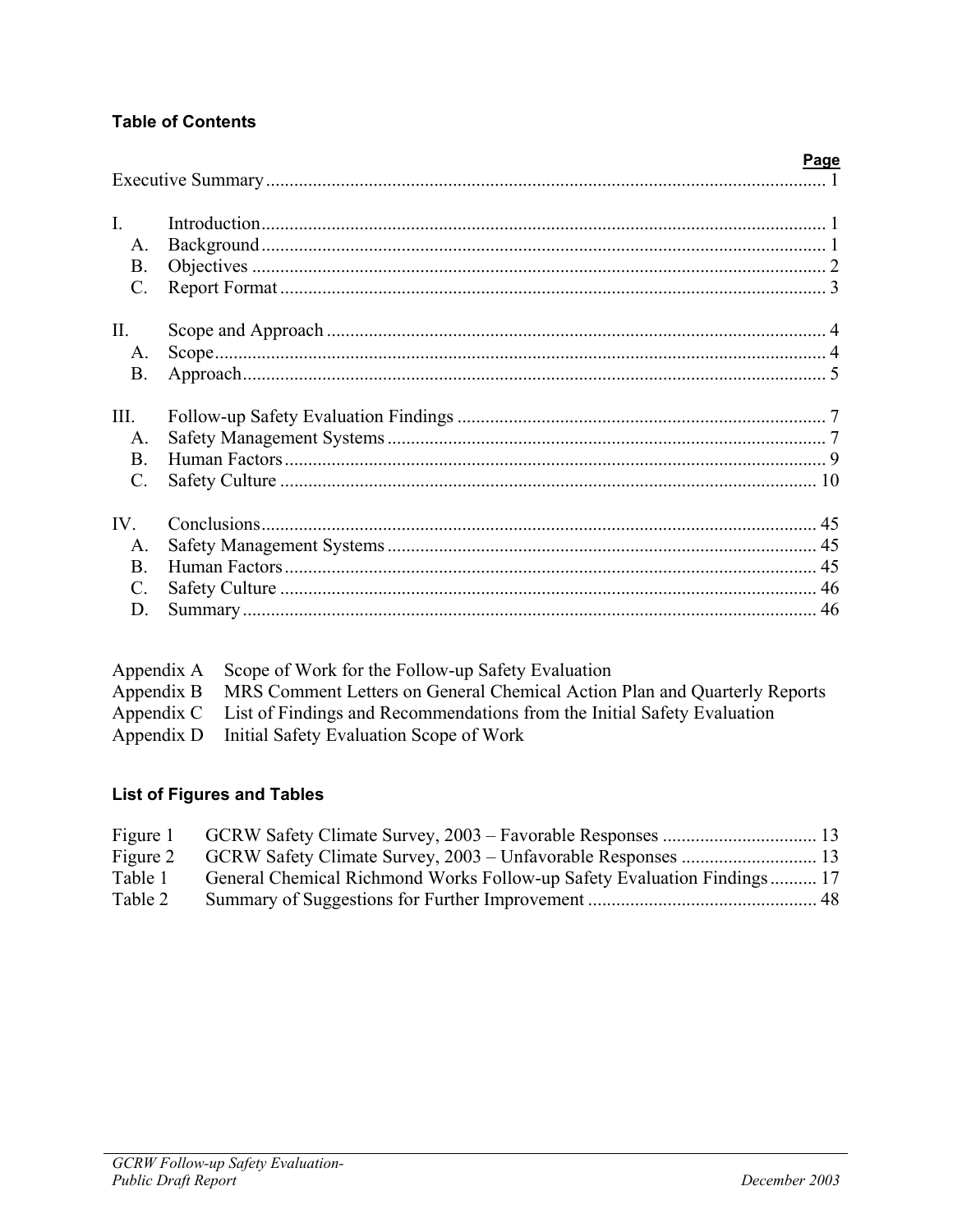### Table of Contents

| | | Page |
|---|---|---|
| Executive Summary | | 1 |
| I. | Introduction | 1 |
| A. | Background | 1 |
| B. | Objectives | 2 |
| C. | Report Format | 3 |
| II. | Scope and Approach | 4 |
| A. | Scope | 4 |
| B. | Approach | 5 |
| III. | Follow-up Safety Evaluation Findings | 7 |
| A. | Safety Management Systems | 7 |
| B. | Human Factors | 9 |
| C. | Safety Culture | 10 |
| IV. | Conclusions | 45 |
| A. | Safety Management Systems | 45 |
| B. | Human Factors | 45 |
| C. | Safety Culture | 46 |
| D. | Summary | 46 |

Appendix A Scope of Work for the Follow-up Safety Evaluation
Appendix B MRS Comment Letters on General Chemical Action Plan and Quarterly Reports
Appendix C List of Findings and Recommendations from the Initial Safety Evaluation
Appendix D Initial Safety Evaluation Scope of Work

### List of Figures and Tables

| | | |
|---|---|---|
| Figure 1 | GCRW Safety Climate Survey, 2003 – Favorable Responses | 13 |
| Figure 2 | GCRW Safety Climate Survey, 2003 – Unfavorable Responses | 13 |
| Table 1 | General Chemical Richmond Works Follow-up Safety Evaluation Findings | 17 |
| Table 2 | Summary of Suggestions for Further Improvement | 48 |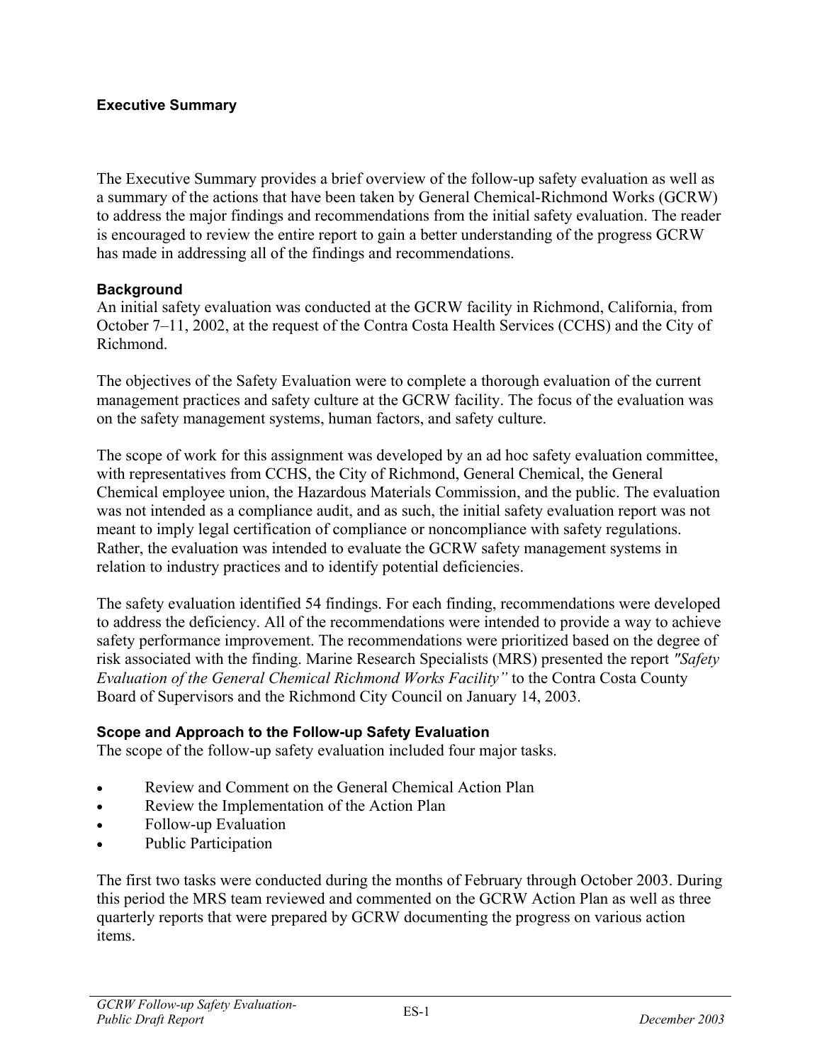## Executive Summary

The Executive Summary provides a brief overview of the follow-up safety evaluation as well as a summary of the actions that have been taken by General Chemical-Richmond Works (GCRW) to address the major findings and recommendations from the initial safety evaluation. The reader is encouraged to review the entire report to gain a better understanding of the progress GCRW has made in addressing all of the findings and recommendations.

### Background

An initial safety evaluation was conducted at the GCRW facility in Richmond, California, from October 7–11, 2002, at the request of the Contra Costa Health Services (CCHS) and the City of Richmond.

The objectives of the Safety Evaluation were to complete a thorough evaluation of the current management practices and safety culture at the GCRW facility. The focus of the evaluation was on the safety management systems, human factors, and safety culture.

The scope of work for this assignment was developed by an ad hoc safety evaluation committee, with representatives from CCHS, the City of Richmond, General Chemical, the General Chemical employee union, the Hazardous Materials Commission, and the public. The evaluation was not intended as a compliance audit, and as such, the initial safety evaluation report was not meant to imply legal certification of compliance or noncompliance with safety regulations. Rather, the evaluation was intended to evaluate the GCRW safety management systems in relation to industry practices and to identify potential deficiencies.

The safety evaluation identified 54 findings. For each finding, recommendations were developed to address the deficiency. All of the recommendations were intended to provide a way to achieve safety performance improvement. The recommendations were prioritized based on the degree of risk associated with the finding. Marine Research Specialists (MRS) presented the report *"Safety Evaluation of the General Chemical Richmond Works Facility"* to the Contra Costa County Board of Supervisors and the Richmond City Council on January 14, 2003.

### Scope and Approach to the Follow-up Safety Evaluation

The scope of the follow-up safety evaluation included four major tasks.

- Review and Comment on the General Chemical Action Plan
- Review the Implementation of the Action Plan
- Follow-up Evaluation
- Public Participation

The first two tasks were conducted during the months of February through October 2003. During this period the MRS team reviewed and commented on the GCRW Action Plan as well as three quarterly reports that were prepared by GCRW documenting the progress on various action items.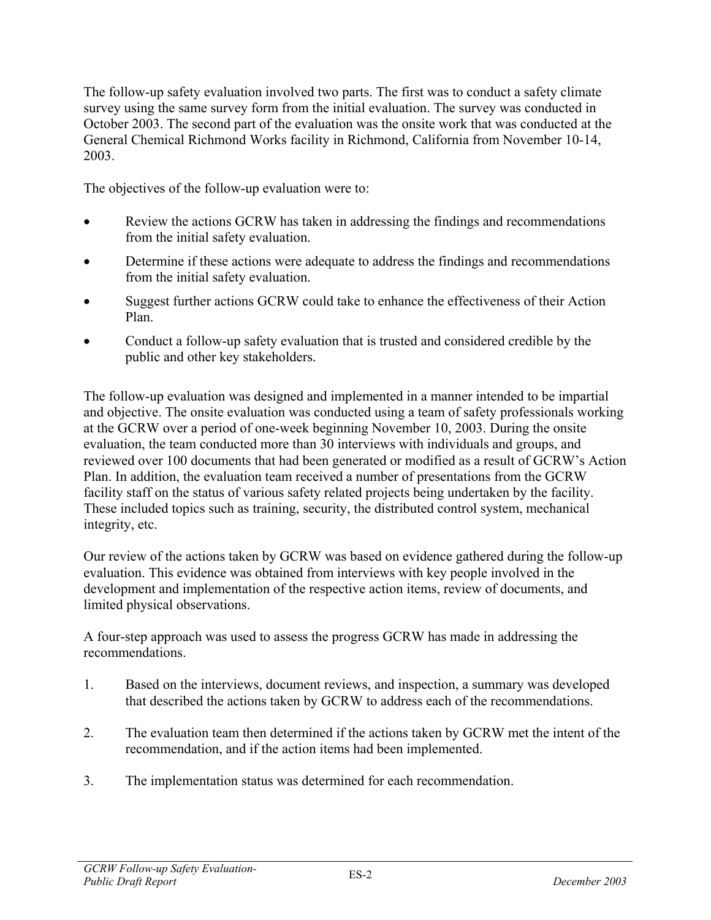The follow-up safety evaluation involved two parts. The first was to conduct a safety climate survey using the same survey form from the initial evaluation. The survey was conducted in October 2003. The second part of the evaluation was the onsite work that was conducted at the General Chemical Richmond Works facility in Richmond, California from November 10-14, 2003.

The objectives of the follow-up evaluation were to:

- Review the actions GCRW has taken in addressing the findings and recommendations from the initial safety evaluation.
- Determine if these actions were adequate to address the findings and recommendations from the initial safety evaluation.
- Suggest further actions GCRW could take to enhance the effectiveness of their Action Plan.
- Conduct a follow-up safety evaluation that is trusted and considered credible by the public and other key stakeholders.

The follow-up evaluation was designed and implemented in a manner intended to be impartial and objective. The onsite evaluation was conducted using a team of safety professionals working at the GCRW over a period of one-week beginning November 10, 2003. During the onsite evaluation, the team conducted more than 30 interviews with individuals and groups, and reviewed over 100 documents that had been generated or modified as a result of GCRW's Action Plan. In addition, the evaluation team received a number of presentations from the GCRW facility staff on the status of various safety related projects being undertaken by the facility. These included topics such as training, security, the distributed control system, mechanical integrity, etc.

Our review of the actions taken by GCRW was based on evidence gathered during the follow-up evaluation. This evidence was obtained from interviews with key people involved in the development and implementation of the respective action items, review of documents, and limited physical observations.

A four-step approach was used to assess the progress GCRW has made in addressing the recommendations.

1. Based on the interviews, document reviews, and inspection, a summary was developed that described the actions taken by GCRW to address each of the recommendations.

2. The evaluation team then determined if the actions taken by GCRW met the intent of the recommendation, and if the action items had been implemented.

3. The implementation status was determined for each recommendation.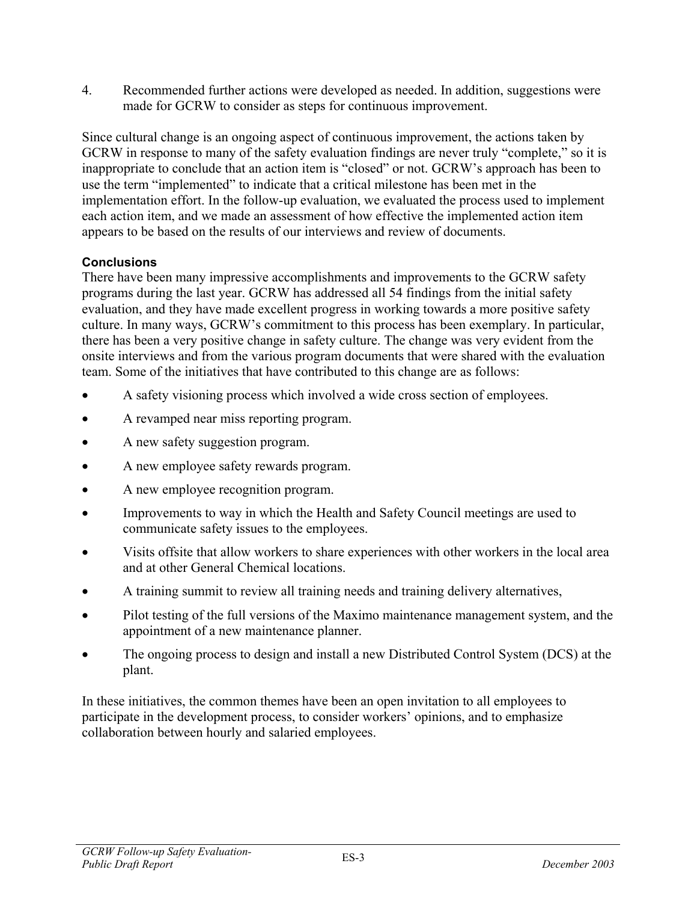4. Recommended further actions were developed as needed. In addition, suggestions were made for GCRW to consider as steps for continuous improvement.

Since cultural change is an ongoing aspect of continuous improvement, the actions taken by GCRW in response to many of the safety evaluation findings are never truly “complete,” so it is inappropriate to conclude that an action item is “closed” or not. GCRW’s approach has been to use the term “implemented” to indicate that a critical milestone has been met in the implementation effort. In the follow-up evaluation, we evaluated the process used to implement each action item, and we made an assessment of how effective the implemented action item appears to be based on the results of our interviews and review of documents.

**Conclusions**

There have been many impressive accomplishments and improvements to the GCRW safety programs during the last year. GCRW has addressed all 54 findings from the initial safety evaluation, and they have made excellent progress in working towards a more positive safety culture. In many ways, GCRW’s commitment to this process has been exemplary. In particular, there has been a very positive change in safety culture. The change was very evident from the onsite interviews and from the various program documents that were shared with the evaluation team. Some of the initiatives that have contributed to this change are as follows:

- A safety visioning process which involved a wide cross section of employees.
- A revamped near miss reporting program.
- A new safety suggestion program.
- A new employee safety rewards program.
- A new employee recognition program.
- Improvements to way in which the Health and Safety Council meetings are used to communicate safety issues to the employees.
- Visits offsite that allow workers to share experiences with other workers in the local area and at other General Chemical locations.
- A training summit to review all training needs and training delivery alternatives,
- Pilot testing of the full versions of the Maximo maintenance management system, and the appointment of a new maintenance planner.
- The ongoing process to design and install a new Distributed Control System (DCS) at the plant.

In these initiatives, the common themes have been an open invitation to all employees to participate in the development process, to consider workers’ opinions, and to emphasize collaboration between hourly and salaried employees.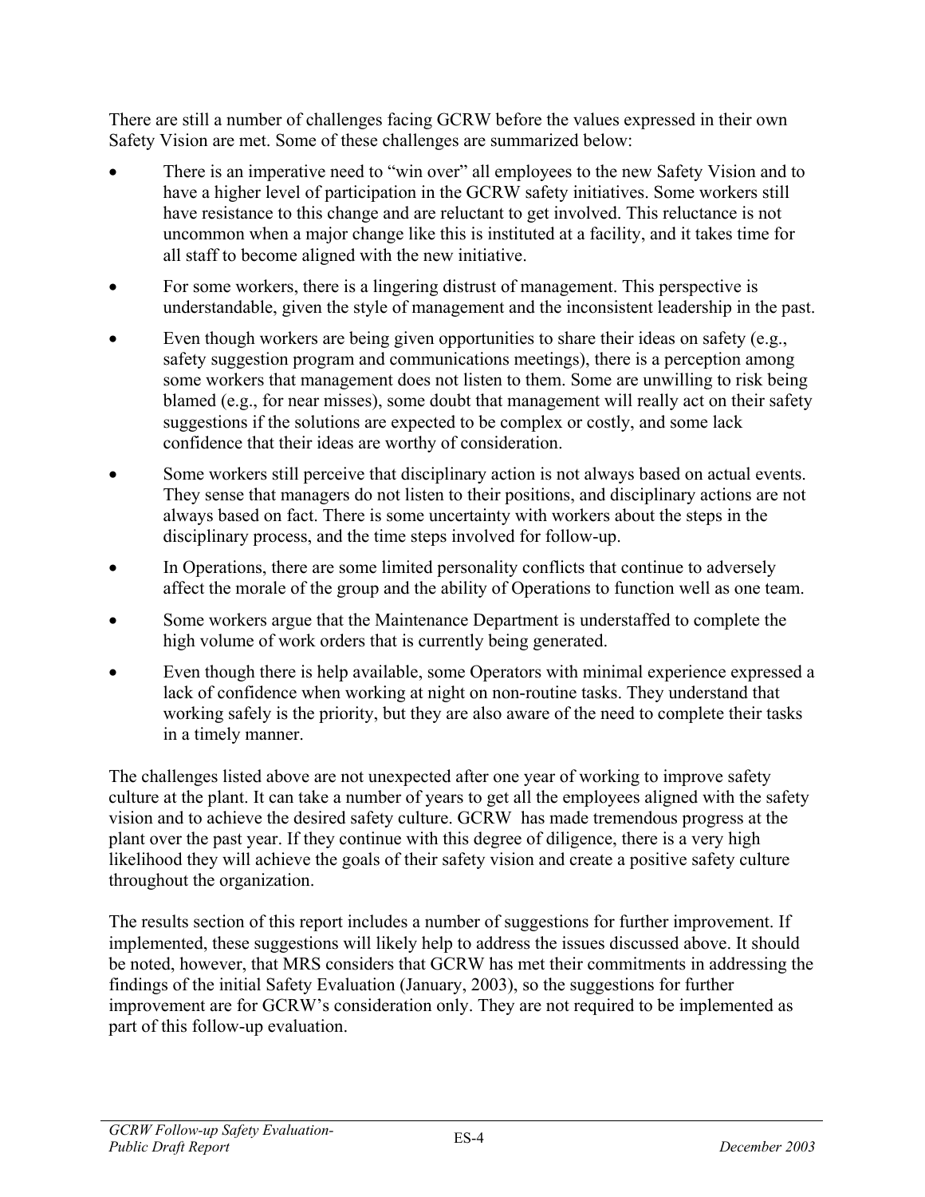There are still a number of challenges facing GCRW before the values expressed in their own Safety Vision are met. Some of these challenges are summarized below:

- There is an imperative need to "win over" all employees to the new Safety Vision and to have a higher level of participation in the GCRW safety initiatives. Some workers still have resistance to this change and are reluctant to get involved. This reluctance is not uncommon when a major change like this is instituted at a facility, and it takes time for all staff to become aligned with the new initiative.
- For some workers, there is a lingering distrust of management. This perspective is understandable, given the style of management and the inconsistent leadership in the past.
- Even though workers are being given opportunities to share their ideas on safety (e.g., safety suggestion program and communications meetings), there is a perception among some workers that management does not listen to them. Some are unwilling to risk being blamed (e.g., for near misses), some doubt that management will really act on their safety suggestions if the solutions are expected to be complex or costly, and some lack confidence that their ideas are worthy of consideration.
- Some workers still perceive that disciplinary action is not always based on actual events. They sense that managers do not listen to their positions, and disciplinary actions are not always based on fact. There is some uncertainty with workers about the steps in the disciplinary process, and the time steps involved for follow-up.
- In Operations, there are some limited personality conflicts that continue to adversely affect the morale of the group and the ability of Operations to function well as one team.
- Some workers argue that the Maintenance Department is understaffed to complete the high volume of work orders that is currently being generated.
- Even though there is help available, some Operators with minimal experience expressed a lack of confidence when working at night on non-routine tasks. They understand that working safely is the priority, but they are also aware of the need to complete their tasks in a timely manner.

The challenges listed above are not unexpected after one year of working to improve safety culture at the plant. It can take a number of years to get all the employees aligned with the safety vision and to achieve the desired safety culture. GCRW has made tremendous progress at the plant over the past year. If they continue with this degree of diligence, there is a very high likelihood they will achieve the goals of their safety vision and create a positive safety culture throughout the organization.

The results section of this report includes a number of suggestions for further improvement. If implemented, these suggestions will likely help to address the issues discussed above. It should be noted, however, that MRS considers that GCRW has met their commitments in addressing the findings of the initial Safety Evaluation (January, 2003), so the suggestions for further improvement are for GCRW's consideration only. They are not required to be implemented as part of this follow-up evaluation.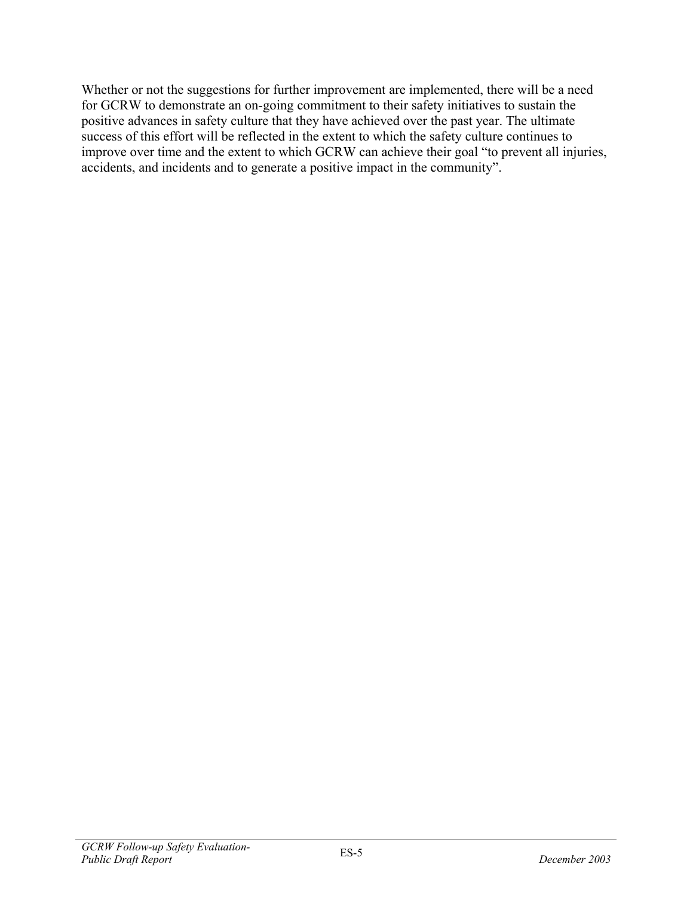Whether or not the suggestions for further improvement are implemented, there will be a need for GCRW to demonstrate an on-going commitment to their safety initiatives to sustain the positive advances in safety culture that they have achieved over the past year. The ultimate success of this effort will be reflected in the extent to which the safety culture continues to improve over time and the extent to which GCRW can achieve their goal "to prevent all injuries, accidents, and incidents and to generate a positive impact in the community".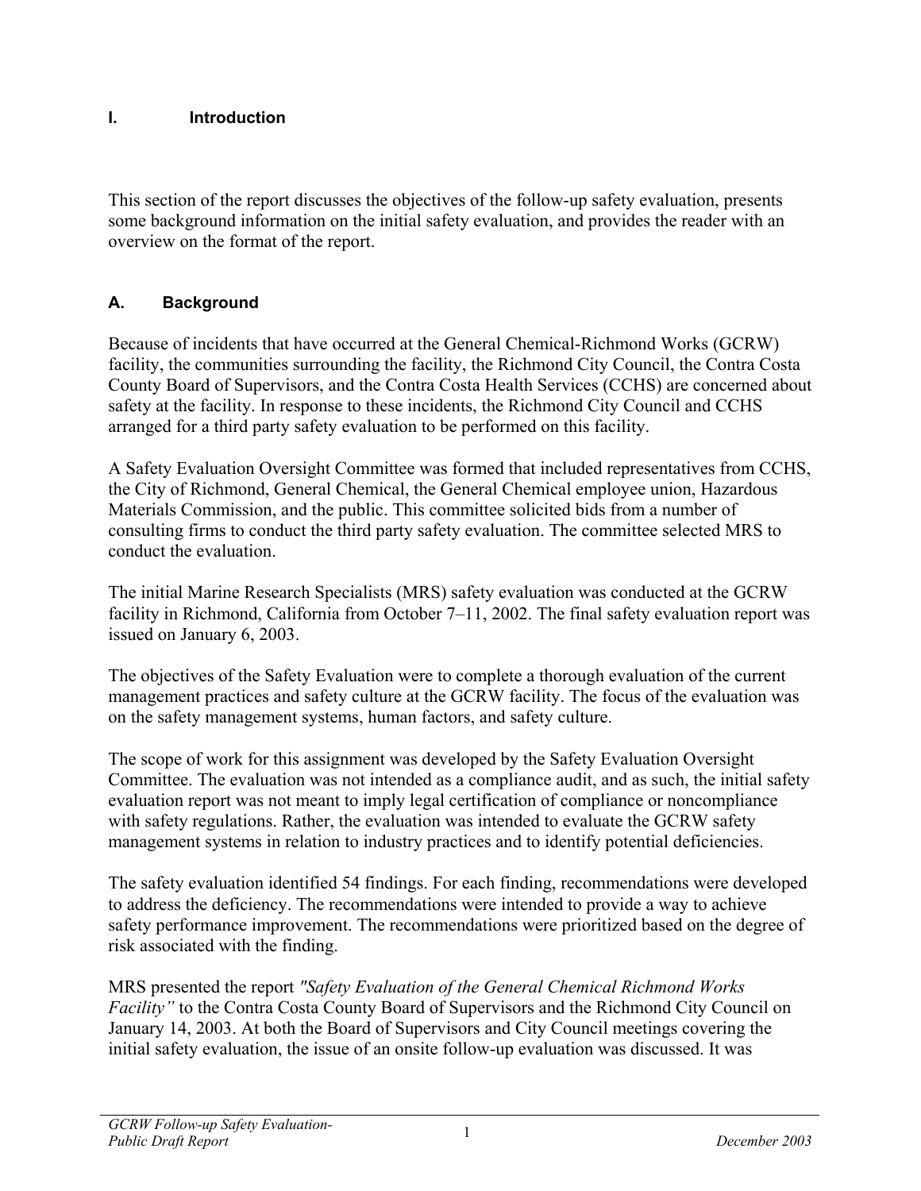# I. Introduction

This section of the report discusses the objectives of the follow-up safety evaluation, presents some background information on the initial safety evaluation, and provides the reader with an overview on the format of the report.

## A. Background

Because of incidents that have occurred at the General Chemical-Richmond Works (GCRW) facility, the communities surrounding the facility, the Richmond City Council, the Contra Costa County Board of Supervisors, and the Contra Costa Health Services (CCHS) are concerned about safety at the facility. In response to these incidents, the Richmond City Council and CCHS arranged for a third party safety evaluation to be performed on this facility.

A Safety Evaluation Oversight Committee was formed that included representatives from CCHS, the City of Richmond, General Chemical, the General Chemical employee union, Hazardous Materials Commission, and the public. This committee solicited bids from a number of consulting firms to conduct the third party safety evaluation. The committee selected MRS to conduct the evaluation.

The initial Marine Research Specialists (MRS) safety evaluation was conducted at the GCRW facility in Richmond, California from October 7–11, 2002. The final safety evaluation report was issued on January 6, 2003.

The objectives of the Safety Evaluation were to complete a thorough evaluation of the current management practices and safety culture at the GCRW facility. The focus of the evaluation was on the safety management systems, human factors, and safety culture.

The scope of work for this assignment was developed by the Safety Evaluation Oversight Committee. The evaluation was not intended as a compliance audit, and as such, the initial safety evaluation report was not meant to imply legal certification of compliance or noncompliance with safety regulations. Rather, the evaluation was intended to evaluate the GCRW safety management systems in relation to industry practices and to identify potential deficiencies.

The safety evaluation identified 54 findings. For each finding, recommendations were developed to address the deficiency. The recommendations were intended to provide a way to achieve safety performance improvement. The recommendations were prioritized based on the degree of risk associated with the finding.

MRS presented the report *"Safety Evaluation of the General Chemical Richmond Works Facility"* to the Contra Costa County Board of Supervisors and the Richmond City Council on January 14, 2003. At both the Board of Supervisors and City Council meetings covering the initial safety evaluation, the issue of an onsite follow-up evaluation was discussed. It was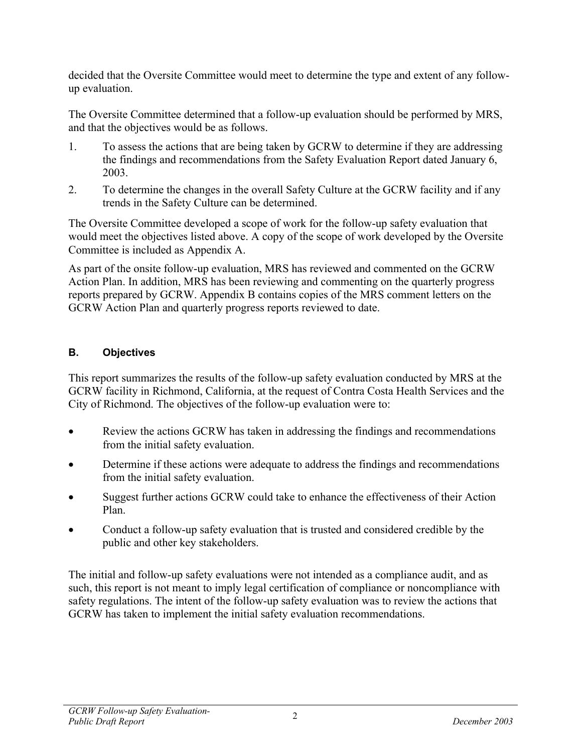decided that the Oversite Committee would meet to determine the type and extent of any follow-up evaluation.

The Oversite Committee determined that a follow-up evaluation should be performed by MRS, and that the objectives would be as follows.

1. To assess the actions that are being taken by GCRW to determine if they are addressing the findings and recommendations from the Safety Evaluation Report dated January 6, 2003.
2. To determine the changes in the overall Safety Culture at the GCRW facility and if any trends in the Safety Culture can be determined.

The Oversite Committee developed a scope of work for the follow-up safety evaluation that would meet the objectives listed above. A copy of the scope of work developed by the Oversite Committee is included as Appendix A.

As part of the onsite follow-up evaluation, MRS has reviewed and commented on the GCRW Action Plan. In addition, MRS has been reviewing and commenting on the quarterly progress reports prepared by GCRW. Appendix B contains copies of the MRS comment letters on the GCRW Action Plan and quarterly progress reports reviewed to date.

### B. Objectives

This report summarizes the results of the follow-up safety evaluation conducted by MRS at the GCRW facility in Richmond, California, at the request of Contra Costa Health Services and the City of Richmond. The objectives of the follow-up evaluation were to:

- Review the actions GCRW has taken in addressing the findings and recommendations from the initial safety evaluation.
- Determine if these actions were adequate to address the findings and recommendations from the initial safety evaluation.
- Suggest further actions GCRW could take to enhance the effectiveness of their Action Plan.
- Conduct a follow-up safety evaluation that is trusted and considered credible by the public and other key stakeholders.

The initial and follow-up safety evaluations were not intended as a compliance audit, and as such, this report is not meant to imply legal certification of compliance or noncompliance with safety regulations. The intent of the follow-up safety evaluation was to review the actions that GCRW has taken to implement the initial safety evaluation recommendations.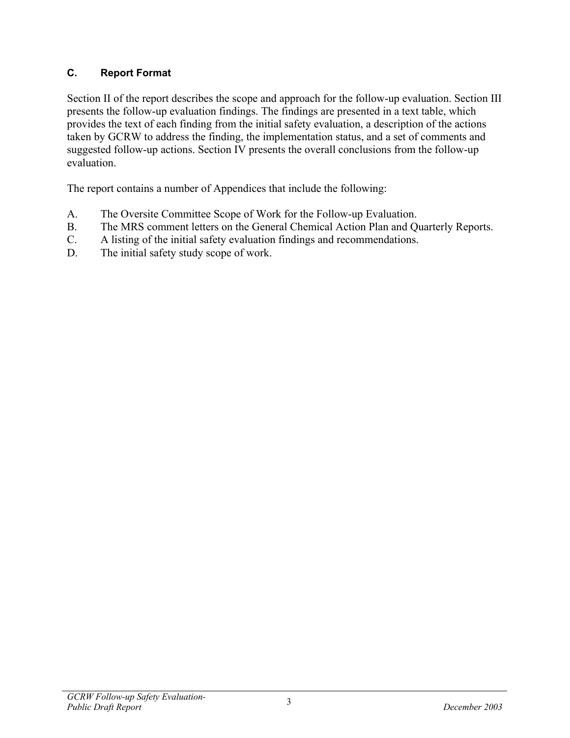### C. Report Format

Section II of the report describes the scope and approach for the follow-up evaluation. Section III presents the follow-up evaluation findings. The findings are presented in a text table, which provides the text of each finding from the initial safety evaluation, a description of the actions taken by GCRW to address the finding, the implementation status, and a set of comments and suggested follow-up actions. Section IV presents the overall conclusions from the follow-up evaluation.

The report contains a number of Appendices that include the following:

A. The Oversite Committee Scope of Work for the Follow-up Evaluation.
B. The MRS comment letters on the General Chemical Action Plan and Quarterly Reports.
C. A listing of the initial safety evaluation findings and recommendations.
D. The initial safety study scope of work.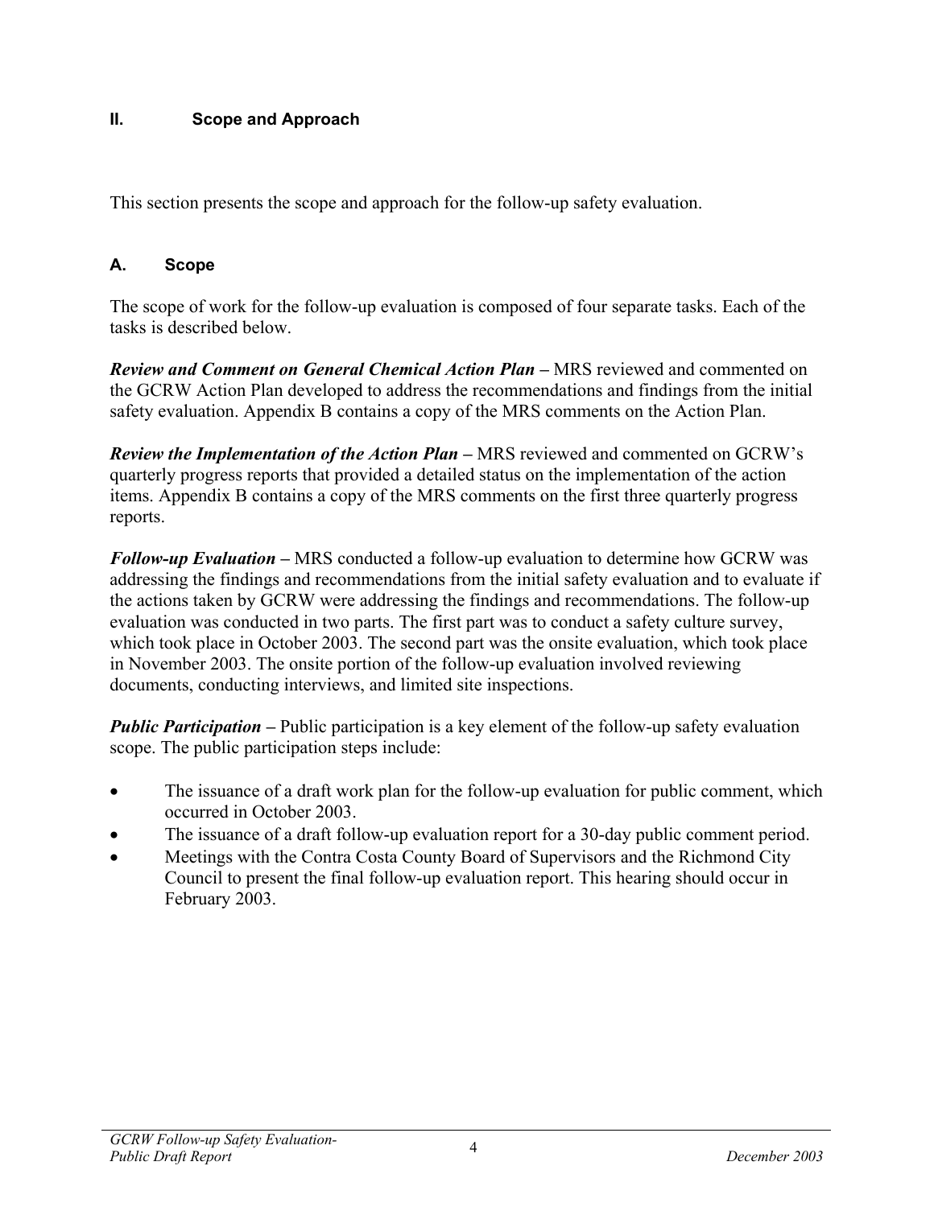## II. Scope and Approach

This section presents the scope and approach for the follow-up safety evaluation.

### A. Scope

The scope of work for the follow-up evaluation is composed of four separate tasks. Each of the tasks is described below.

***Review and Comment on General Chemical Action Plan –*** MRS reviewed and commented on the GCRW Action Plan developed to address the recommendations and findings from the initial safety evaluation. Appendix B contains a copy of the MRS comments on the Action Plan.

***Review the Implementation of the Action Plan –*** MRS reviewed and commented on GCRW's quarterly progress reports that provided a detailed status on the implementation of the action items. Appendix B contains a copy of the MRS comments on the first three quarterly progress reports.

***Follow-up Evaluation –*** MRS conducted a follow-up evaluation to determine how GCRW was addressing the findings and recommendations from the initial safety evaluation and to evaluate if the actions taken by GCRW were addressing the findings and recommendations. The follow-up evaluation was conducted in two parts. The first part was to conduct a safety culture survey, which took place in October 2003. The second part was the onsite evaluation, which took place in November 2003. The onsite portion of the follow-up evaluation involved reviewing documents, conducting interviews, and limited site inspections.

***Public Participation –*** Public participation is a key element of the follow-up safety evaluation scope. The public participation steps include:

- The issuance of a draft work plan for the follow-up evaluation for public comment, which occurred in October 2003.
- The issuance of a draft follow-up evaluation report for a 30-day public comment period.
- Meetings with the Contra Costa County Board of Supervisors and the Richmond City Council to present the final follow-up evaluation report. This hearing should occur in February 2003.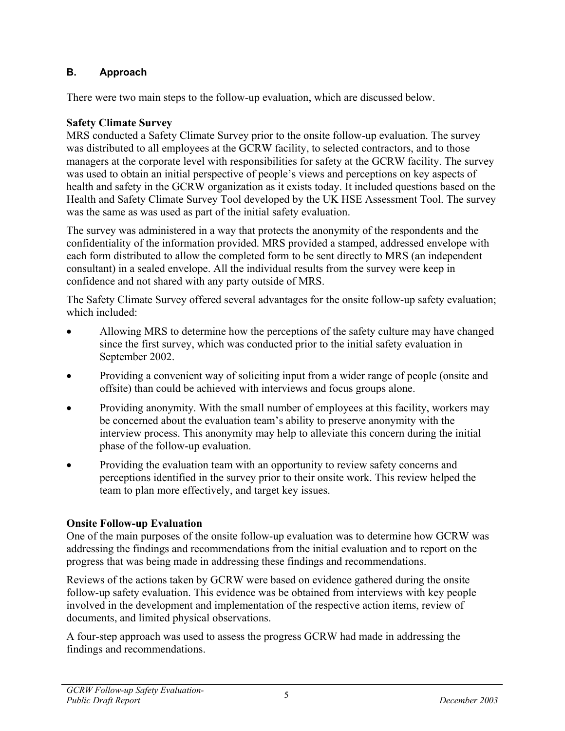## B. Approach

There were two main steps to the follow-up evaluation, which are discussed below.

**Safety Climate Survey**

MRS conducted a Safety Climate Survey prior to the onsite follow-up evaluation. The survey was distributed to all employees at the GCRW facility, to selected contractors, and to those managers at the corporate level with responsibilities for safety at the GCRW facility. The survey was used to obtain an initial perspective of people's views and perceptions on key aspects of health and safety in the GCRW organization as it exists today. It included questions based on the Health and Safety Climate Survey Tool developed by the UK HSE Assessment Tool. The survey was the same as was used as part of the initial safety evaluation.

The survey was administered in a way that protects the anonymity of the respondents and the confidentiality of the information provided. MRS provided a stamped, addressed envelope with each form distributed to allow the completed form to be sent directly to MRS (an independent consultant) in a sealed envelope. All the individual results from the survey were keep in confidence and not shared with any party outside of MRS.

The Safety Climate Survey offered several advantages for the onsite follow-up safety evaluation; which included:

- Allowing MRS to determine how the perceptions of the safety culture may have changed since the first survey, which was conducted prior to the initial safety evaluation in September 2002.
- Providing a convenient way of soliciting input from a wider range of people (onsite and offsite) than could be achieved with interviews and focus groups alone.
- Providing anonymity. With the small number of employees at this facility, workers may be concerned about the evaluation team's ability to preserve anonymity with the interview process. This anonymity may help to alleviate this concern during the initial phase of the follow-up evaluation.
- Providing the evaluation team with an opportunity to review safety concerns and perceptions identified in the survey prior to their onsite work. This review helped the team to plan more effectively, and target key issues.

**Onsite Follow-up Evaluation**

One of the main purposes of the onsite follow-up evaluation was to determine how GCRW was addressing the findings and recommendations from the initial evaluation and to report on the progress that was being made in addressing these findings and recommendations.

Reviews of the actions taken by GCRW were based on evidence gathered during the onsite follow-up safety evaluation. This evidence was be obtained from interviews with key people involved in the development and implementation of the respective action items, review of documents, and limited physical observations.

A four-step approach was used to assess the progress GCRW had made in addressing the findings and recommendations.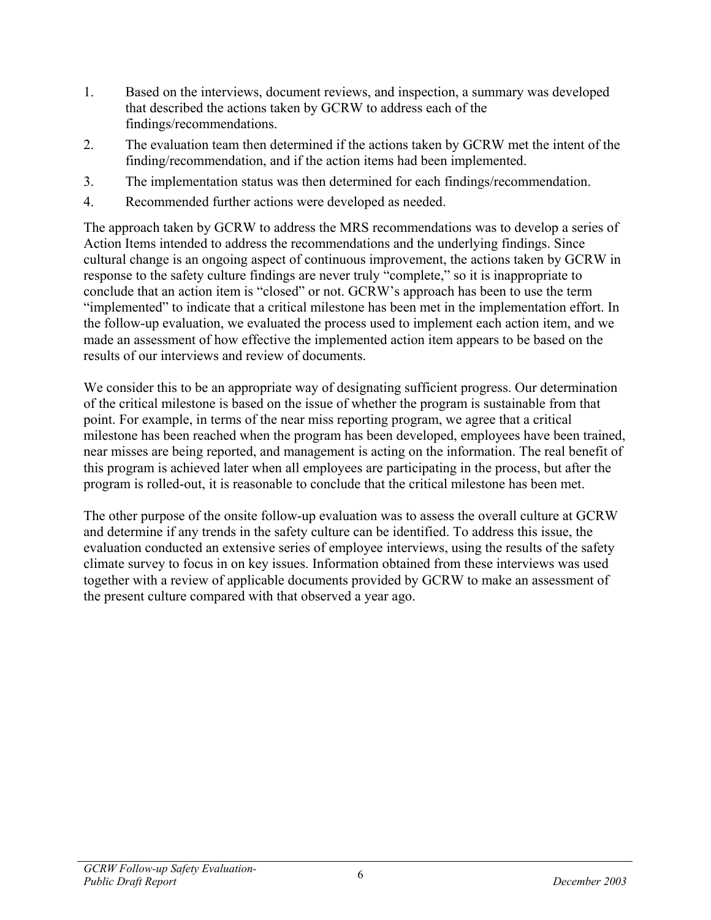1. Based on the interviews, document reviews, and inspection, a summary was developed that described the actions taken by GCRW to address each of the findings/recommendations.
2. The evaluation team then determined if the actions taken by GCRW met the intent of the finding/recommendation, and if the action items had been implemented.
3. The implementation status was then determined for each findings/recommendation.
4. Recommended further actions were developed as needed.

The approach taken by GCRW to address the MRS recommendations was to develop a series of Action Items intended to address the recommendations and the underlying findings. Since cultural change is an ongoing aspect of continuous improvement, the actions taken by GCRW in response to the safety culture findings are never truly "complete," so it is inappropriate to conclude that an action item is "closed" or not. GCRW's approach has been to use the term "implemented" to indicate that a critical milestone has been met in the implementation effort. In the follow-up evaluation, we evaluated the process used to implement each action item, and we made an assessment of how effective the implemented action item appears to be based on the results of our interviews and review of documents.

We consider this to be an appropriate way of designating sufficient progress. Our determination of the critical milestone is based on the issue of whether the program is sustainable from that point. For example, in terms of the near miss reporting program, we agree that a critical milestone has been reached when the program has been developed, employees have been trained, near misses are being reported, and management is acting on the information. The real benefit of this program is achieved later when all employees are participating in the process, but after the program is rolled-out, it is reasonable to conclude that the critical milestone has been met.

The other purpose of the onsite follow-up evaluation was to assess the overall culture at GCRW and determine if any trends in the safety culture can be identified. To address this issue, the evaluation conducted an extensive series of employee interviews, using the results of the safety climate survey to focus in on key issues. Information obtained from these interviews was used together with a review of applicable documents provided by GCRW to make an assessment of the present culture compared with that observed a year ago.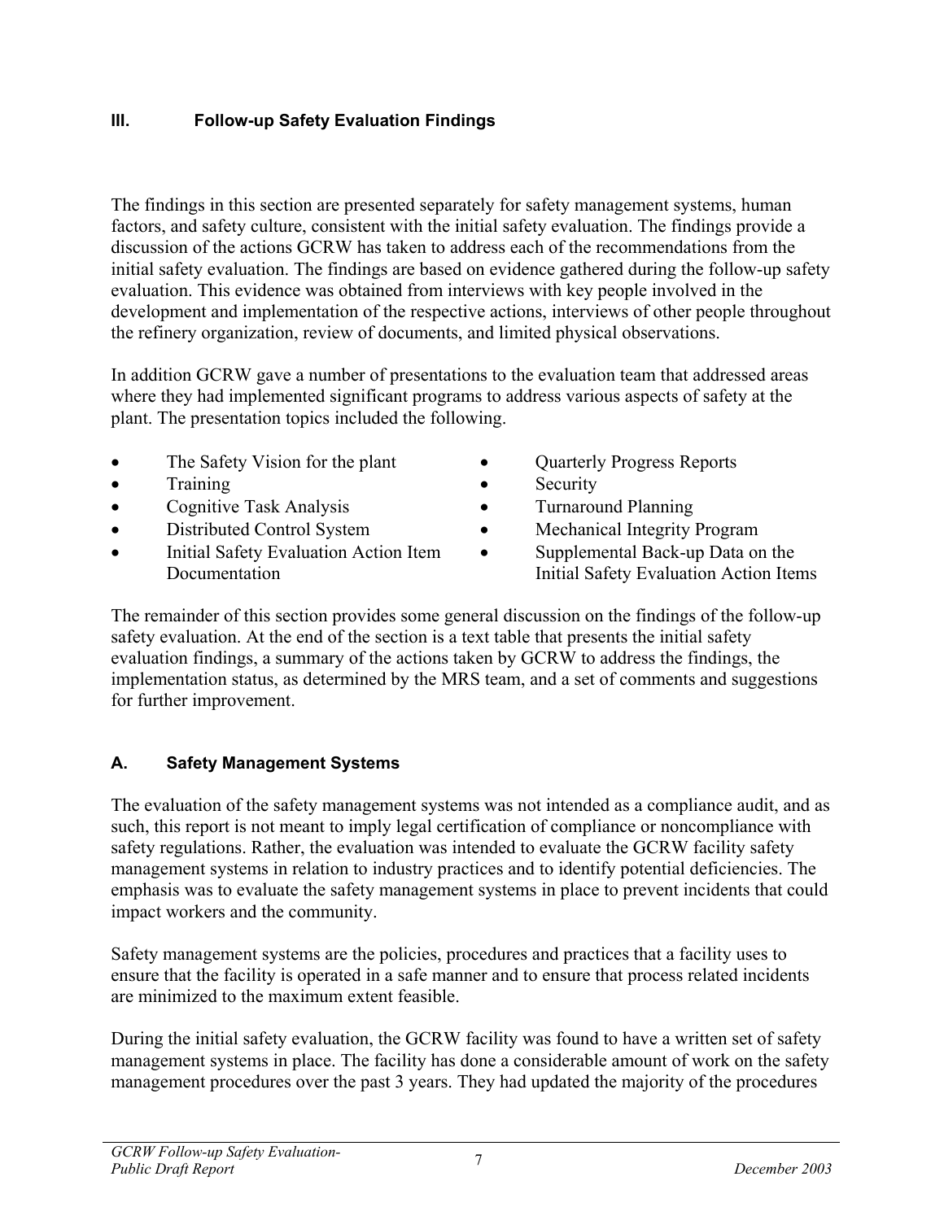## III. Follow-up Safety Evaluation Findings

The findings in this section are presented separately for safety management systems, human factors, and safety culture, consistent with the initial safety evaluation. The findings provide a discussion of the actions GCRW has taken to address each of the recommendations from the initial safety evaluation. The findings are based on evidence gathered during the follow-up safety evaluation. This evidence was obtained from interviews with key people involved in the development and implementation of the respective actions, interviews of other people throughout the refinery organization, review of documents, and limited physical observations.

In addition GCRW gave a number of presentations to the evaluation team that addressed areas where they had implemented significant programs to address various aspects of safety at the plant. The presentation topics included the following.

- The Safety Vision for the plant
- Training
- Cognitive Task Analysis
- Distributed Control System
- Initial Safety Evaluation Action Item Documentation
- Quarterly Progress Reports
- Security
- Turnaround Planning
- Mechanical Integrity Program
- Supplemental Back-up Data on the Initial Safety Evaluation Action Items

The remainder of this section provides some general discussion on the findings of the follow-up safety evaluation. At the end of the section is a text table that presents the initial safety evaluation findings, a summary of the actions taken by GCRW to address the findings, the implementation status, as determined by the MRS team, and a set of comments and suggestions for further improvement.

### A. Safety Management Systems

The evaluation of the safety management systems was not intended as a compliance audit, and as such, this report is not meant to imply legal certification of compliance or noncompliance with safety regulations. Rather, the evaluation was intended to evaluate the GCRW facility safety management systems in relation to industry practices and to identify potential deficiencies. The emphasis was to evaluate the safety management systems in place to prevent incidents that could impact workers and the community.

Safety management systems are the policies, procedures and practices that a facility uses to ensure that the facility is operated in a safe manner and to ensure that process related incidents are minimized to the maximum extent feasible.

During the initial safety evaluation, the GCRW facility was found to have a written set of safety management systems in place. The facility has done a considerable amount of work on the safety management procedures over the past 3 years. They had updated the majority of the procedures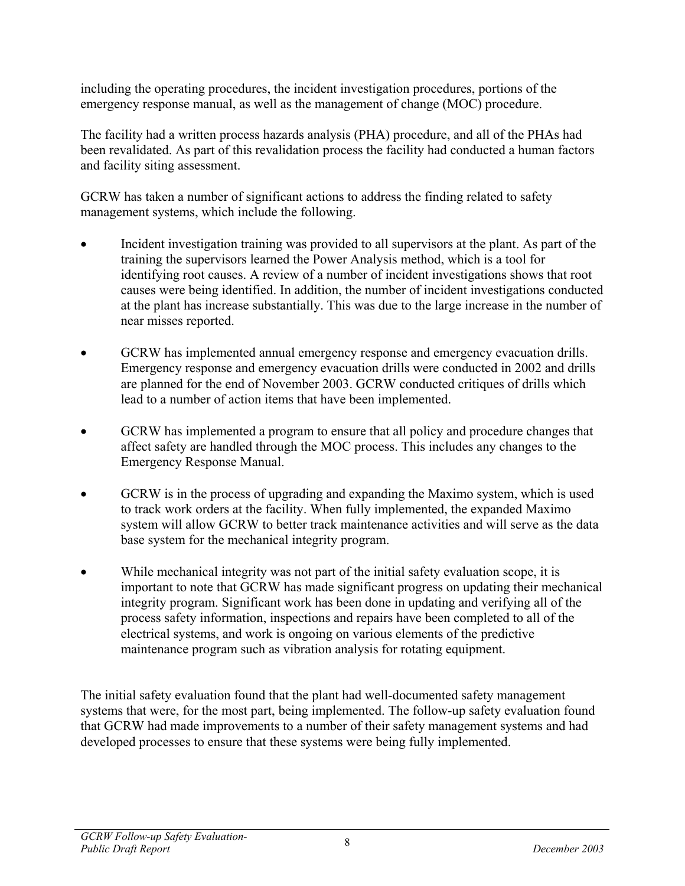including the operating procedures, the incident investigation procedures, portions of the emergency response manual, as well as the management of change (MOC) procedure.

The facility had a written process hazards analysis (PHA) procedure, and all of the PHAs had been revalidated. As part of this revalidation process the facility had conducted a human factors and facility siting assessment.

GCRW has taken a number of significant actions to address the finding related to safety management systems, which include the following.

- Incident investigation training was provided to all supervisors at the plant. As part of the training the supervisors learned the Power Analysis method, which is a tool for identifying root causes. A review of a number of incident investigations shows that root causes were being identified. In addition, the number of incident investigations conducted at the plant has increase substantially. This was due to the large increase in the number of near misses reported.

- GCRW has implemented annual emergency response and emergency evacuation drills. Emergency response and emergency evacuation drills were conducted in 2002 and drills are planned for the end of November 2003. GCRW conducted critiques of drills which lead to a number of action items that have been implemented.

- GCRW has implemented a program to ensure that all policy and procedure changes that affect safety are handled through the MOC process. This includes any changes to the Emergency Response Manual.

- GCRW is in the process of upgrading and expanding the Maximo system, which is used to track work orders at the facility. When fully implemented, the expanded Maximo system will allow GCRW to better track maintenance activities and will serve as the data base system for the mechanical integrity program.

- While mechanical integrity was not part of the initial safety evaluation scope, it is important to note that GCRW has made significant progress on updating their mechanical integrity program. Significant work has been done in updating and verifying all of the process safety information, inspections and repairs have been completed to all of the electrical systems, and work is ongoing on various elements of the predictive maintenance program such as vibration analysis for rotating equipment.

The initial safety evaluation found that the plant had well-documented safety management systems that were, for the most part, being implemented. The follow-up safety evaluation found that GCRW had made improvements to a number of their safety management systems and had developed processes to ensure that these systems were being fully implemented.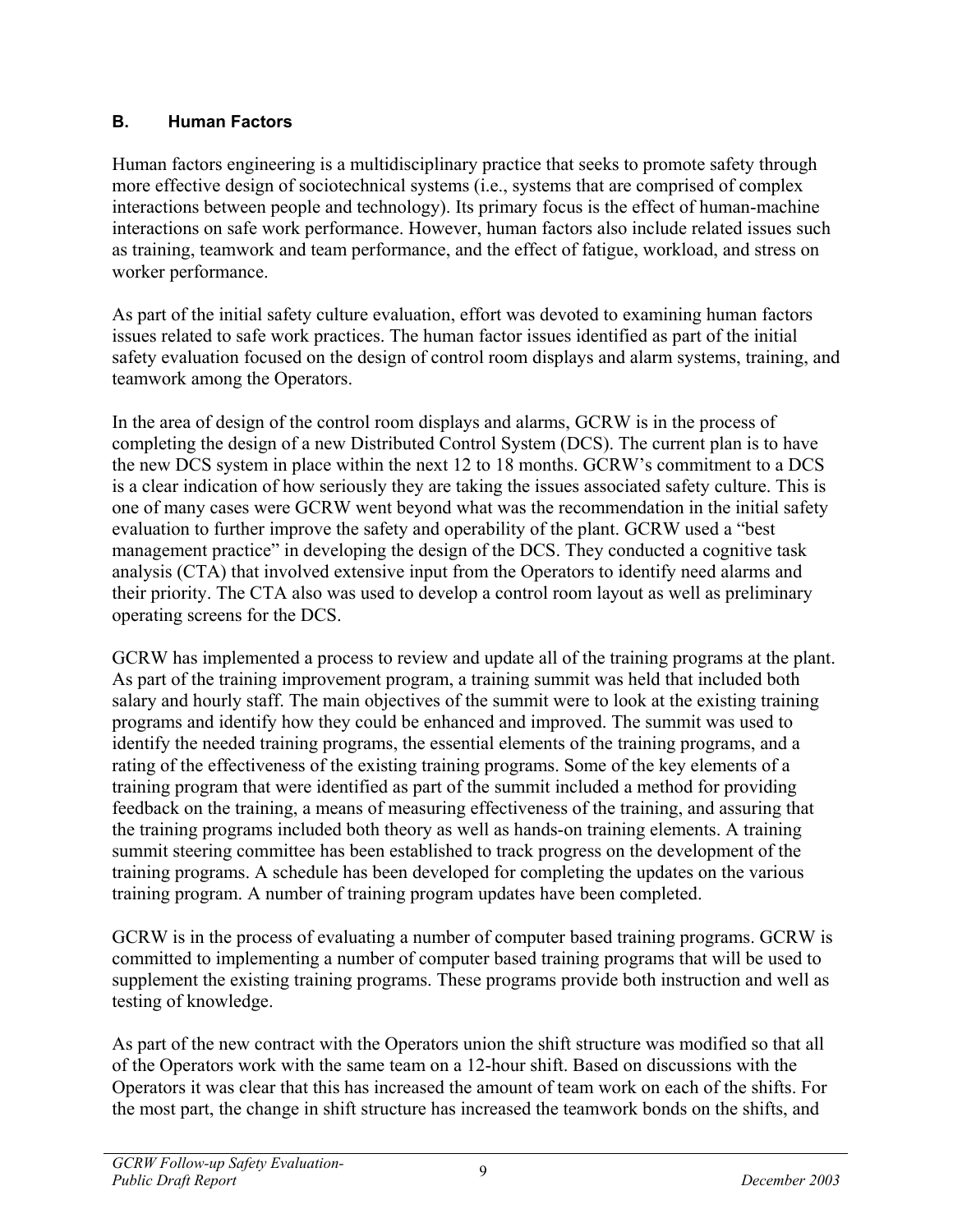### B. Human Factors

Human factors engineering is a multidisciplinary practice that seeks to promote safety through more effective design of sociotechnical systems (i.e., systems that are comprised of complex interactions between people and technology). Its primary focus is the effect of human-machine interactions on safe work performance. However, human factors also include related issues such as training, teamwork and team performance, and the effect of fatigue, workload, and stress on worker performance.

As part of the initial safety culture evaluation, effort was devoted to examining human factors issues related to safe work practices. The human factor issues identified as part of the initial safety evaluation focused on the design of control room displays and alarm systems, training, and teamwork among the Operators.

In the area of design of the control room displays and alarms, GCRW is in the process of completing the design of a new Distributed Control System (DCS). The current plan is to have the new DCS system in place within the next 12 to 18 months. GCRW's commitment to a DCS is a clear indication of how seriously they are taking the issues associated safety culture. This is one of many cases were GCRW went beyond what was the recommendation in the initial safety evaluation to further improve the safety and operability of the plant. GCRW used a "best management practice" in developing the design of the DCS. They conducted a cognitive task analysis (CTA) that involved extensive input from the Operators to identify need alarms and their priority. The CTA also was used to develop a control room layout as well as preliminary operating screens for the DCS.

GCRW has implemented a process to review and update all of the training programs at the plant. As part of the training improvement program, a training summit was held that included both salary and hourly staff. The main objectives of the summit were to look at the existing training programs and identify how they could be enhanced and improved. The summit was used to identify the needed training programs, the essential elements of the training programs, and a rating of the effectiveness of the existing training programs. Some of the key elements of a training program that were identified as part of the summit included a method for providing feedback on the training, a means of measuring effectiveness of the training, and assuring that the training programs included both theory as well as hands-on training elements. A training summit steering committee has been established to track progress on the development of the training programs. A schedule has been developed for completing the updates on the various training program. A number of training program updates have been completed.

GCRW is in the process of evaluating a number of computer based training programs. GCRW is committed to implementing a number of computer based training programs that will be used to supplement the existing training programs. These programs provide both instruction and well as testing of knowledge.

As part of the new contract with the Operators union the shift structure was modified so that all of the Operators work with the same team on a 12-hour shift. Based on discussions with the Operators it was clear that this has increased the amount of team work on each of the shifts. For the most part, the change in shift structure has increased the teamwork bonds on the shifts, and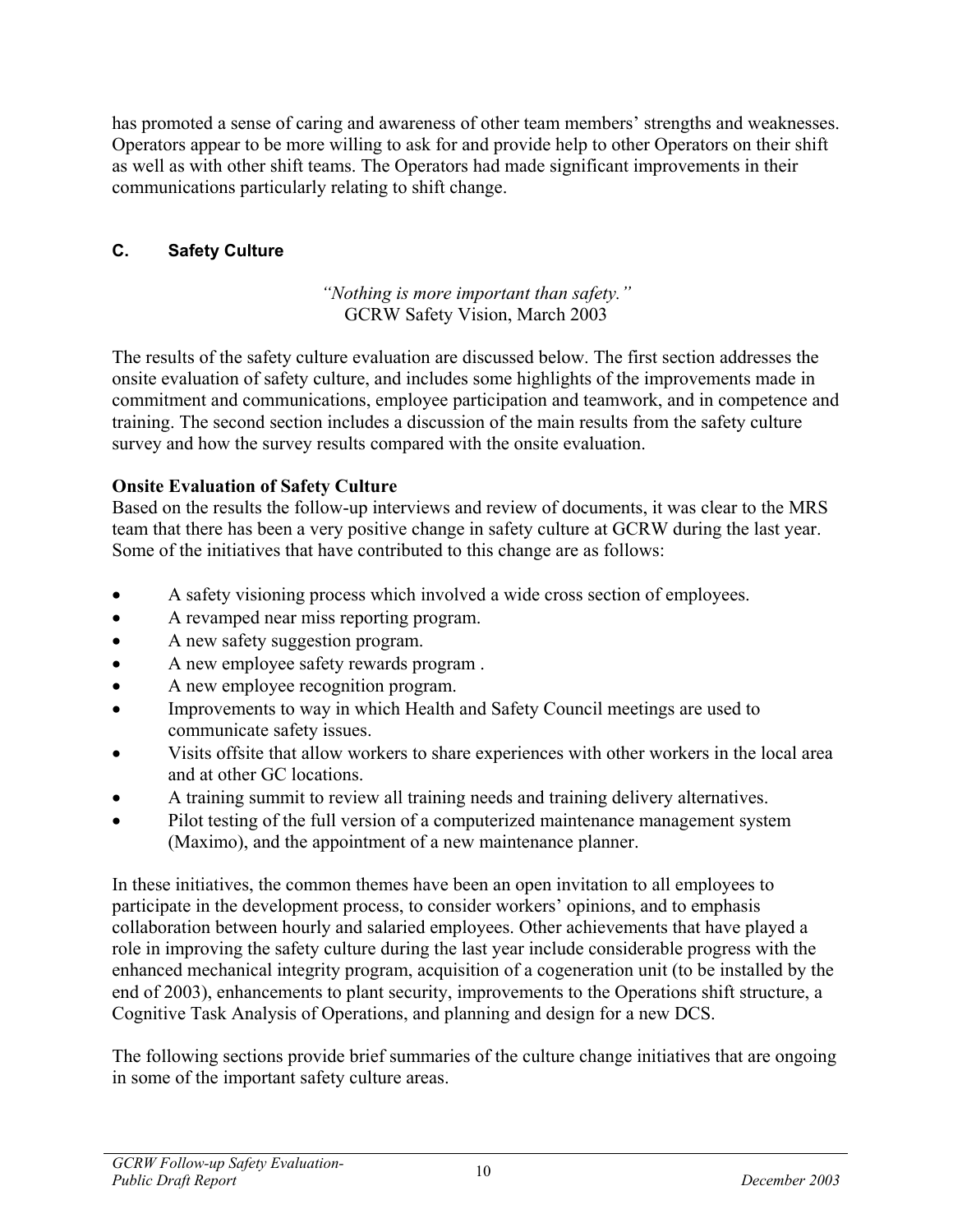has promoted a sense of caring and awareness of other team members' strengths and weaknesses. Operators appear to be more willing to ask for and provide help to other Operators on their shift as well as with other shift teams. The Operators had made significant improvements in their communications particularly relating to shift change.

### C. Safety Culture

*"Nothing is more important than safety."*
GCRW Safety Vision, March 2003

The results of the safety culture evaluation are discussed below. The first section addresses the onsite evaluation of safety culture, and includes some highlights of the improvements made in commitment and communications, employee participation and teamwork, and in competence and training. The second section includes a discussion of the main results from the safety culture survey and how the survey results compared with the onsite evaluation.

**Onsite Evaluation of Safety Culture**

Based on the results the follow-up interviews and review of documents, it was clear to the MRS team that there has been a very positive change in safety culture at GCRW during the last year. Some of the initiatives that have contributed to this change are as follows:

- A safety visioning process which involved a wide cross section of employees.
- A revamped near miss reporting program.
- A new safety suggestion program.
- A new employee safety rewards program .
- A new employee recognition program.
- Improvements to way in which Health and Safety Council meetings are used to communicate safety issues.
- Visits offsite that allow workers to share experiences with other workers in the local area and at other GC locations.
- A training summit to review all training needs and training delivery alternatives.
- Pilot testing of the full version of a computerized maintenance management system (Maximo), and the appointment of a new maintenance planner.

In these initiatives, the common themes have been an open invitation to all employees to participate in the development process, to consider workers' opinions, and to emphasis collaboration between hourly and salaried employees. Other achievements that have played a role in improving the safety culture during the last year include considerable progress with the enhanced mechanical integrity program, acquisition of a cogeneration unit (to be installed by the end of 2003), enhancements to plant security, improvements to the Operations shift structure, a Cognitive Task Analysis of Operations, and planning and design for a new DCS.

The following sections provide brief summaries of the culture change initiatives that are ongoing in some of the important safety culture areas.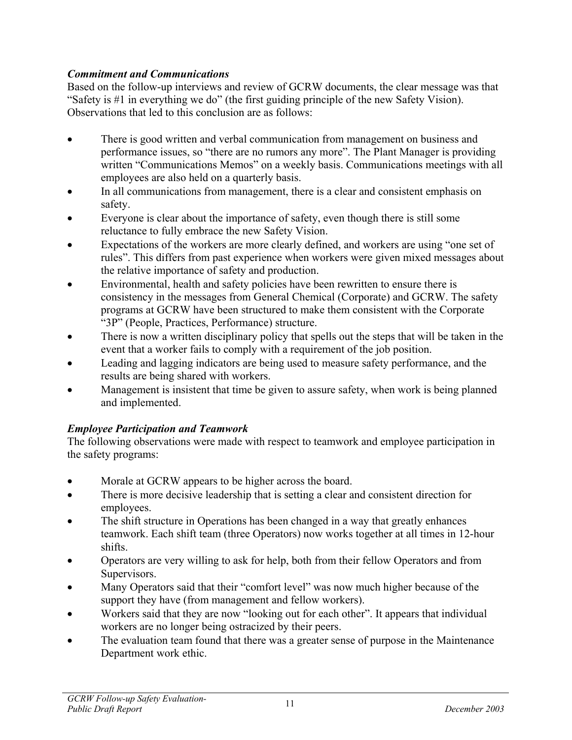***Commitment and Communications***

Based on the follow-up interviews and review of GCRW documents, the clear message was that "Safety is #1 in everything we do" (the first guiding principle of the new Safety Vision). Observations that led to this conclusion are as follows:

- There is good written and verbal communication from management on business and performance issues, so "there are no rumors any more". The Plant Manager is providing written "Communications Memos" on a weekly basis. Communications meetings with all employees are also held on a quarterly basis.
- In all communications from management, there is a clear and consistent emphasis on safety.
- Everyone is clear about the importance of safety, even though there is still some reluctance to fully embrace the new Safety Vision.
- Expectations of the workers are more clearly defined, and workers are using "one set of rules". This differs from past experience when workers were given mixed messages about the relative importance of safety and production.
- Environmental, health and safety policies have been rewritten to ensure there is consistency in the messages from General Chemical (Corporate) and GCRW. The safety programs at GCRW have been structured to make them consistent with the Corporate "3P" (People, Practices, Performance) structure.
- There is now a written disciplinary policy that spells out the steps that will be taken in the event that a worker fails to comply with a requirement of the job position.
- Leading and lagging indicators are being used to measure safety performance, and the results are being shared with workers.
- Management is insistent that time be given to assure safety, when work is being planned and implemented.

***Employee Participation and Teamwork***

The following observations were made with respect to teamwork and employee participation in the safety programs:

- Morale at GCRW appears to be higher across the board.
- There is more decisive leadership that is setting a clear and consistent direction for employees.
- The shift structure in Operations has been changed in a way that greatly enhances teamwork. Each shift team (three Operators) now works together at all times in 12-hour shifts.
- Operators are very willing to ask for help, both from their fellow Operators and from Supervisors.
- Many Operators said that their "comfort level" was now much higher because of the support they have (from management and fellow workers).
- Workers said that they are now "looking out for each other". It appears that individual workers are no longer being ostracized by their peers.
- The evaluation team found that there was a greater sense of purpose in the Maintenance Department work ethic.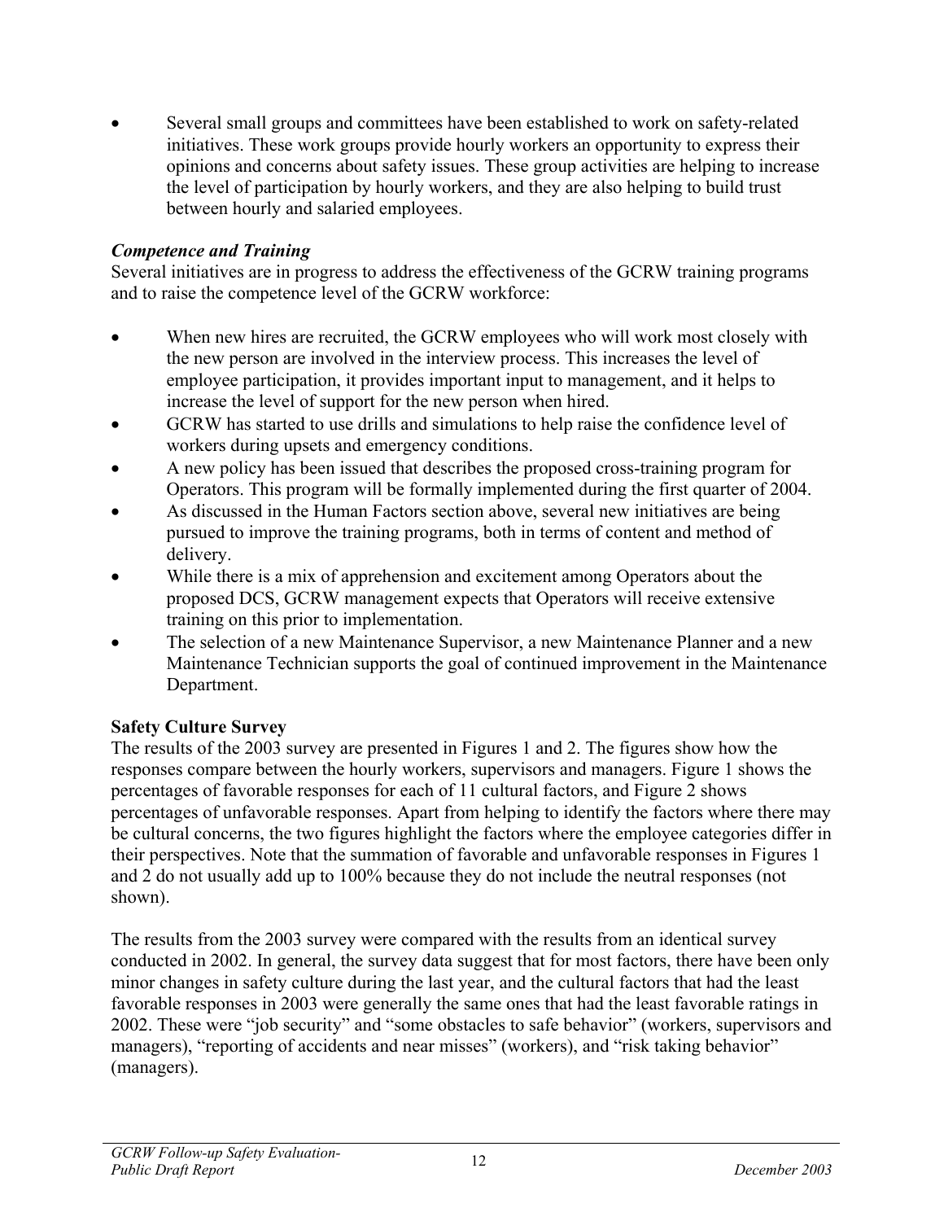- Several small groups and committees have been established to work on safety-related initiatives. These work groups provide hourly workers an opportunity to express their opinions and concerns about safety issues. These group activities are helping to increase the level of participation by hourly workers, and they are also helping to build trust between hourly and salaried employees.

***Competence and Training***

Several initiatives are in progress to address the effectiveness of the GCRW training programs and to raise the competence level of the GCRW workforce:

- When new hires are recruited, the GCRW employees who will work most closely with the new person are involved in the interview process. This increases the level of employee participation, it provides important input to management, and it helps to increase the level of support for the new person when hired.
- GCRW has started to use drills and simulations to help raise the confidence level of workers during upsets and emergency conditions.
- A new policy has been issued that describes the proposed cross-training program for Operators. This program will be formally implemented during the first quarter of 2004.
- As discussed in the Human Factors section above, several new initiatives are being pursued to improve the training programs, both in terms of content and method of delivery.
- While there is a mix of apprehension and excitement among Operators about the proposed DCS, GCRW management expects that Operators will receive extensive training on this prior to implementation.
- The selection of a new Maintenance Supervisor, a new Maintenance Planner and a new Maintenance Technician supports the goal of continued improvement in the Maintenance Department.

**Safety Culture Survey**

The results of the 2003 survey are presented in Figures 1 and 2. The figures show how the responses compare between the hourly workers, supervisors and managers. Figure 1 shows the percentages of favorable responses for each of 11 cultural factors, and Figure 2 shows percentages of unfavorable responses. Apart from helping to identify the factors where there may be cultural concerns, the two figures highlight the factors where the employee categories differ in their perspectives. Note that the summation of favorable and unfavorable responses in Figures 1 and 2 do not usually add up to 100% because they do not include the neutral responses (not shown).

The results from the 2003 survey were compared with the results from an identical survey conducted in 2002. In general, the survey data suggest that for most factors, there have been only minor changes in safety culture during the last year, and the cultural factors that had the least favorable responses in 2003 were generally the same ones that had the least favorable ratings in 2002. These were "job security" and "some obstacles to safe behavior" (workers, supervisors and managers), "reporting of accidents and near misses" (workers), and "risk taking behavior" (managers).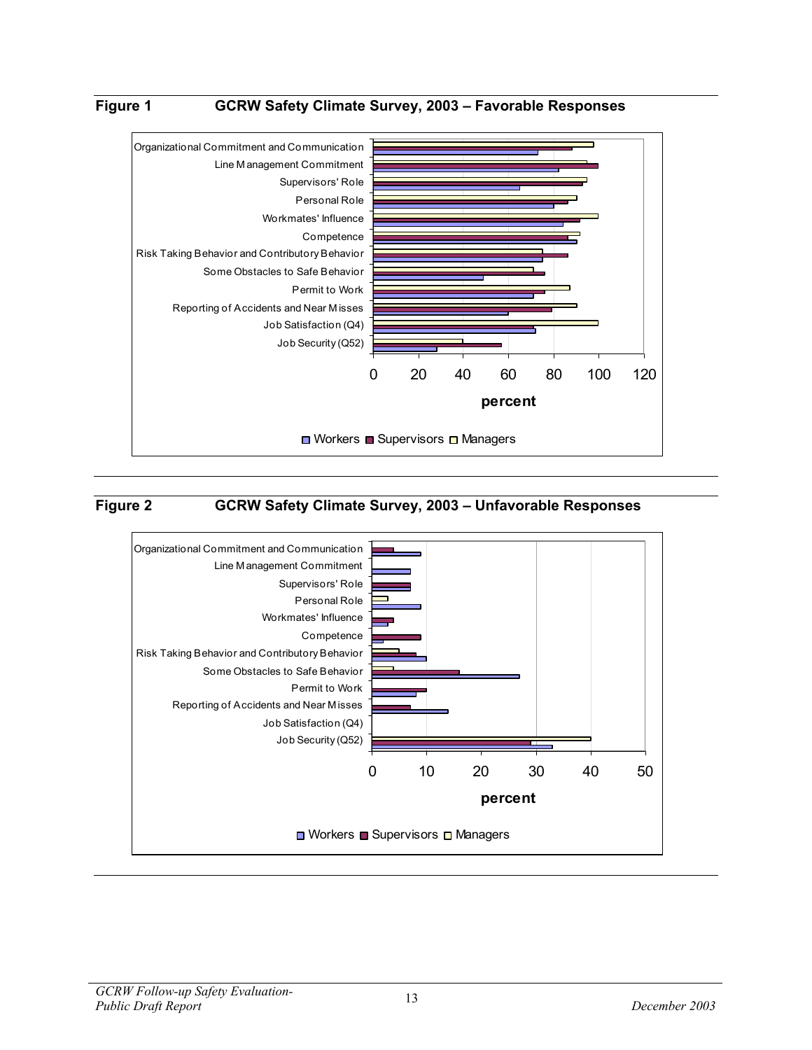**Figure 1 GCRW Safety Climate Survey, 2003 – Favorable Responses**

Organizational Commitment and Communication
Line Management Commitment
Supervisors' Role
Personal Role
Workmates' Influence
Competence
Risk Taking Behavior and Contributory Behavior
Some Obstacles to Safe Behavior
Permit to Work
Reporting of Accidents and Near Misses
Job Satisfaction (Q4)
Job Security (Q52)

0 20 40 60 80 100 120

percent

Workers Supervisors Managers

**Figure 2 GCRW Safety Climate Survey, 2003 – Unfavorable Responses**

Organizational Commitment and Communication
Line Management Commitment
Supervisors' Role
Personal Role
Workmates' Influence
Competence
Risk Taking Behavior and Contributory Behavior
Some Obstacles to Safe Behavior
Permit to Work
Reporting of Accidents and Near Misses
Job Satisfaction (Q4)
Job Security (Q52)

0 10 20 30 40 50

percent

Workers Supervisors Managers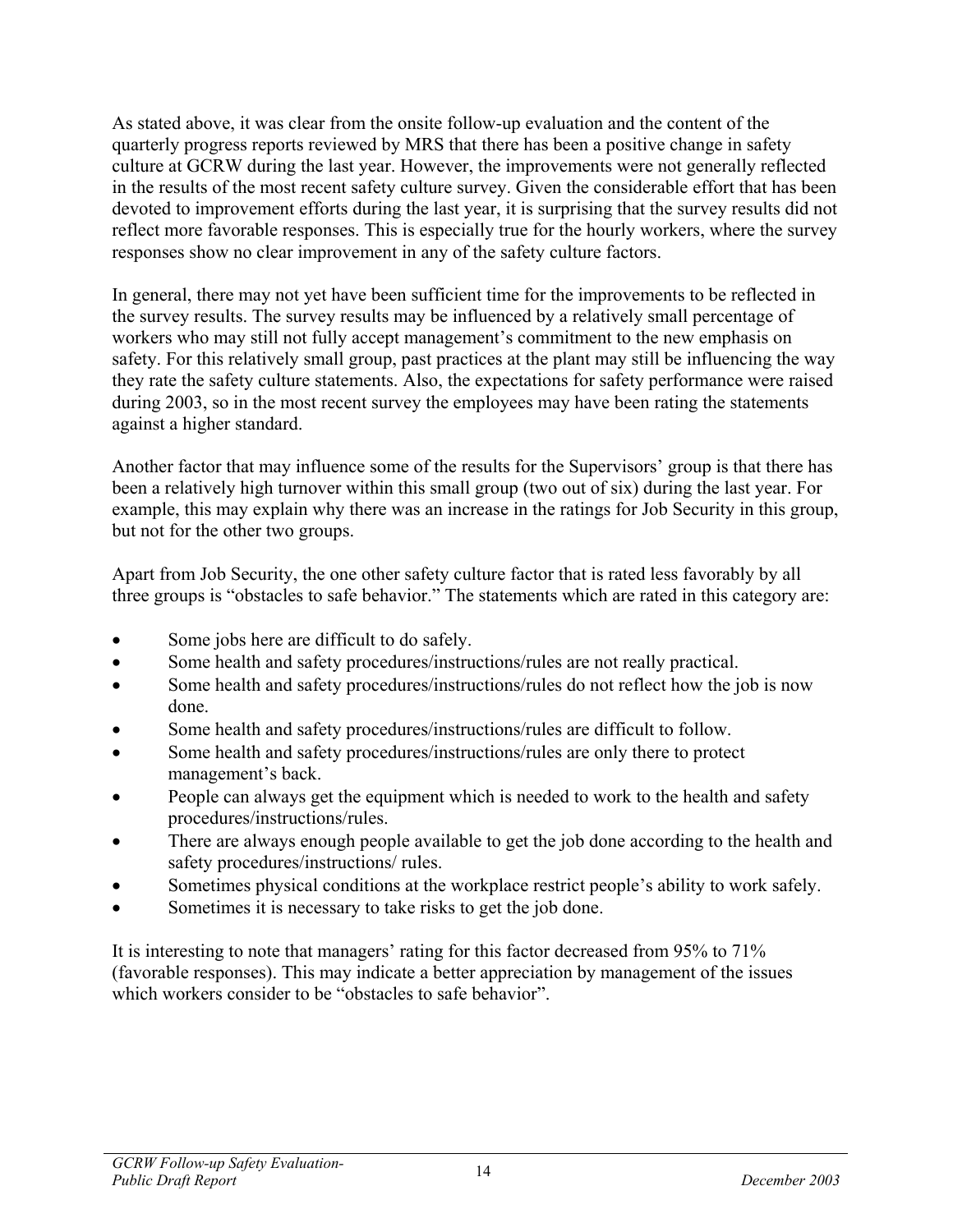As stated above, it was clear from the onsite follow-up evaluation and the content of the quarterly progress reports reviewed by MRS that there has been a positive change in safety culture at GCRW during the last year. However, the improvements were not generally reflected in the results of the most recent safety culture survey. Given the considerable effort that has been devoted to improvement efforts during the last year, it is surprising that the survey results did not reflect more favorable responses. This is especially true for the hourly workers, where the survey responses show no clear improvement in any of the safety culture factors.

In general, there may not yet have been sufficient time for the improvements to be reflected in the survey results. The survey results may be influenced by a relatively small percentage of workers who may still not fully accept management's commitment to the new emphasis on safety. For this relatively small group, past practices at the plant may still be influencing the way they rate the safety culture statements. Also, the expectations for safety performance were raised during 2003, so in the most recent survey the employees may have been rating the statements against a higher standard.

Another factor that may influence some of the results for the Supervisors' group is that there has been a relatively high turnover within this small group (two out of six) during the last year. For example, this may explain why there was an increase in the ratings for Job Security in this group, but not for the other two groups.

Apart from Job Security, the one other safety culture factor that is rated less favorably by all three groups is "obstacles to safe behavior." The statements which are rated in this category are:

- Some jobs here are difficult to do safely.
- Some health and safety procedures/instructions/rules are not really practical.
- Some health and safety procedures/instructions/rules do not reflect how the job is now done.
- Some health and safety procedures/instructions/rules are difficult to follow.
- Some health and safety procedures/instructions/rules are only there to protect management's back.
- People can always get the equipment which is needed to work to the health and safety procedures/instructions/rules.
- There are always enough people available to get the job done according to the health and safety procedures/instructions/ rules.
- Sometimes physical conditions at the workplace restrict people's ability to work safely.
- Sometimes it is necessary to take risks to get the job done.

It is interesting to note that managers' rating for this factor decreased from 95% to 71% (favorable responses). This may indicate a better appreciation by management of the issues which workers consider to be "obstacles to safe behavior".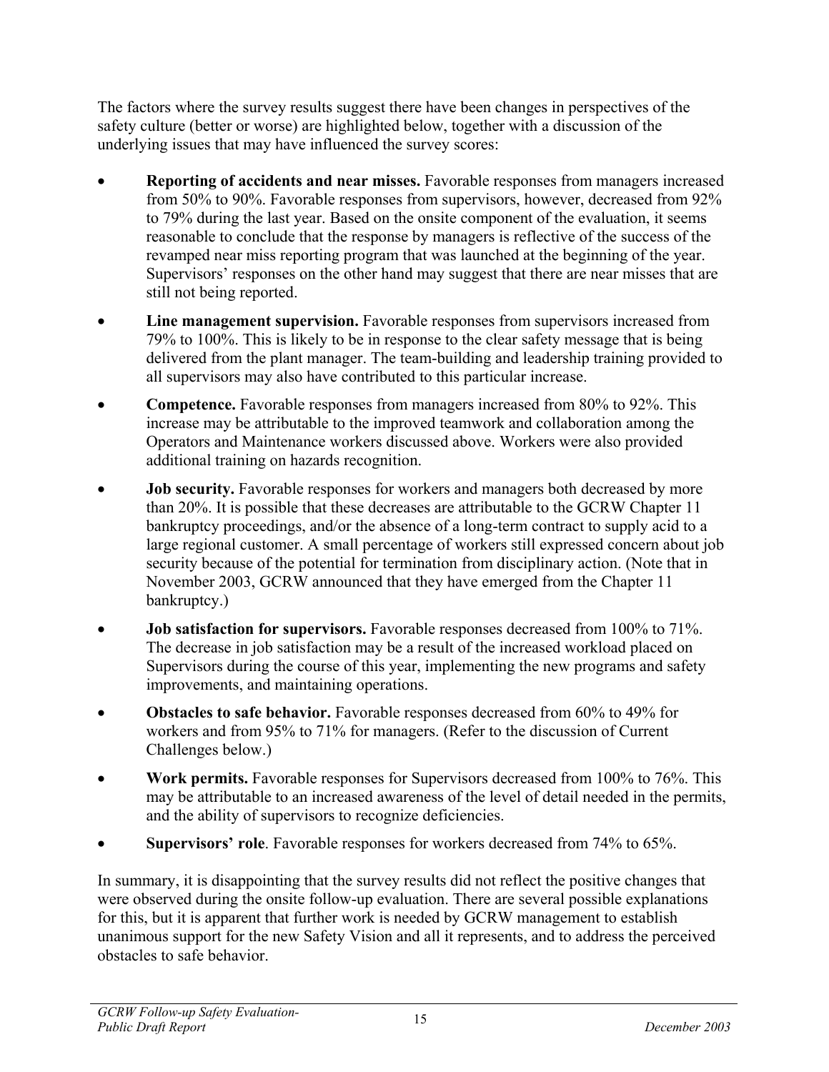The factors where the survey results suggest there have been changes in perspectives of the safety culture (better or worse) are highlighted below, together with a discussion of the underlying issues that may have influenced the survey scores:

- **Reporting of accidents and near misses.** Favorable responses from managers increased from 50% to 90%. Favorable responses from supervisors, however, decreased from 92% to 79% during the last year. Based on the onsite component of the evaluation, it seems reasonable to conclude that the response by managers is reflective of the success of the revamped near miss reporting program that was launched at the beginning of the year. Supervisors' responses on the other hand may suggest that there are near misses that are still not being reported.
- **Line management supervision.** Favorable responses from supervisors increased from 79% to 100%. This is likely to be in response to the clear safety message that is being delivered from the plant manager. The team-building and leadership training provided to all supervisors may also have contributed to this particular increase.
- **Competence.** Favorable responses from managers increased from 80% to 92%. This increase may be attributable to the improved teamwork and collaboration among the Operators and Maintenance workers discussed above. Workers were also provided additional training on hazards recognition.
- **Job security.** Favorable responses for workers and managers both decreased by more than 20%. It is possible that these decreases are attributable to the GCRW Chapter 11 bankruptcy proceedings, and/or the absence of a long-term contract to supply acid to a large regional customer. A small percentage of workers still expressed concern about job security because of the potential for termination from disciplinary action. (Note that in November 2003, GCRW announced that they have emerged from the Chapter 11 bankruptcy.)
- **Job satisfaction for supervisors.** Favorable responses decreased from 100% to 71%. The decrease in job satisfaction may be a result of the increased workload placed on Supervisors during the course of this year, implementing the new programs and safety improvements, and maintaining operations.
- **Obstacles to safe behavior.** Favorable responses decreased from 60% to 49% for workers and from 95% to 71% for managers. (Refer to the discussion of Current Challenges below.)
- **Work permits.** Favorable responses for Supervisors decreased from 100% to 76%. This may be attributable to an increased awareness of the level of detail needed in the permits, and the ability of supervisors to recognize deficiencies.
- **Supervisors' role**. Favorable responses for workers decreased from 74% to 65%.

In summary, it is disappointing that the survey results did not reflect the positive changes that were observed during the onsite follow-up evaluation. There are several possible explanations for this, but it is apparent that further work is needed by GCRW management to establish unanimous support for the new Safety Vision and all it represents, and to address the perceived obstacles to safe behavior.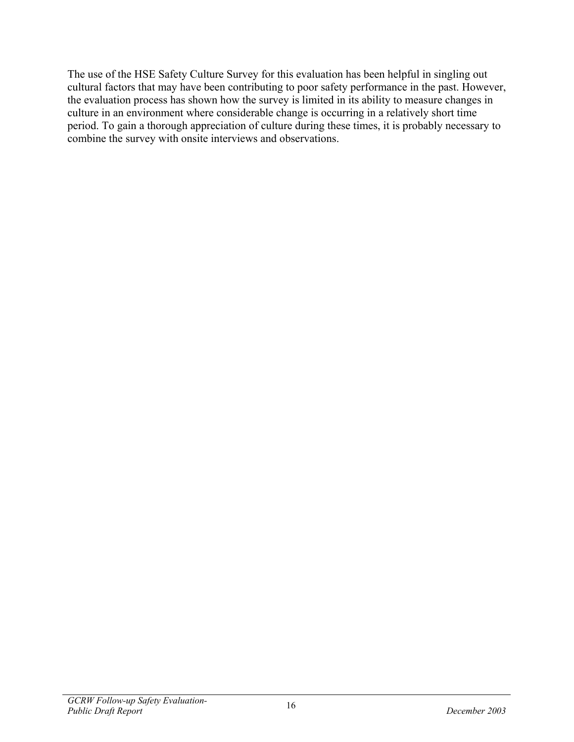The use of the HSE Safety Culture Survey for this evaluation has been helpful in singling out cultural factors that may have been contributing to poor safety performance in the past. However, the evaluation process has shown how the survey is limited in its ability to measure changes in culture in an environment where considerable change is occurring in a relatively short time period. To gain a thorough appreciation of culture during these times, it is probably necessary to combine the survey with onsite interviews and observations.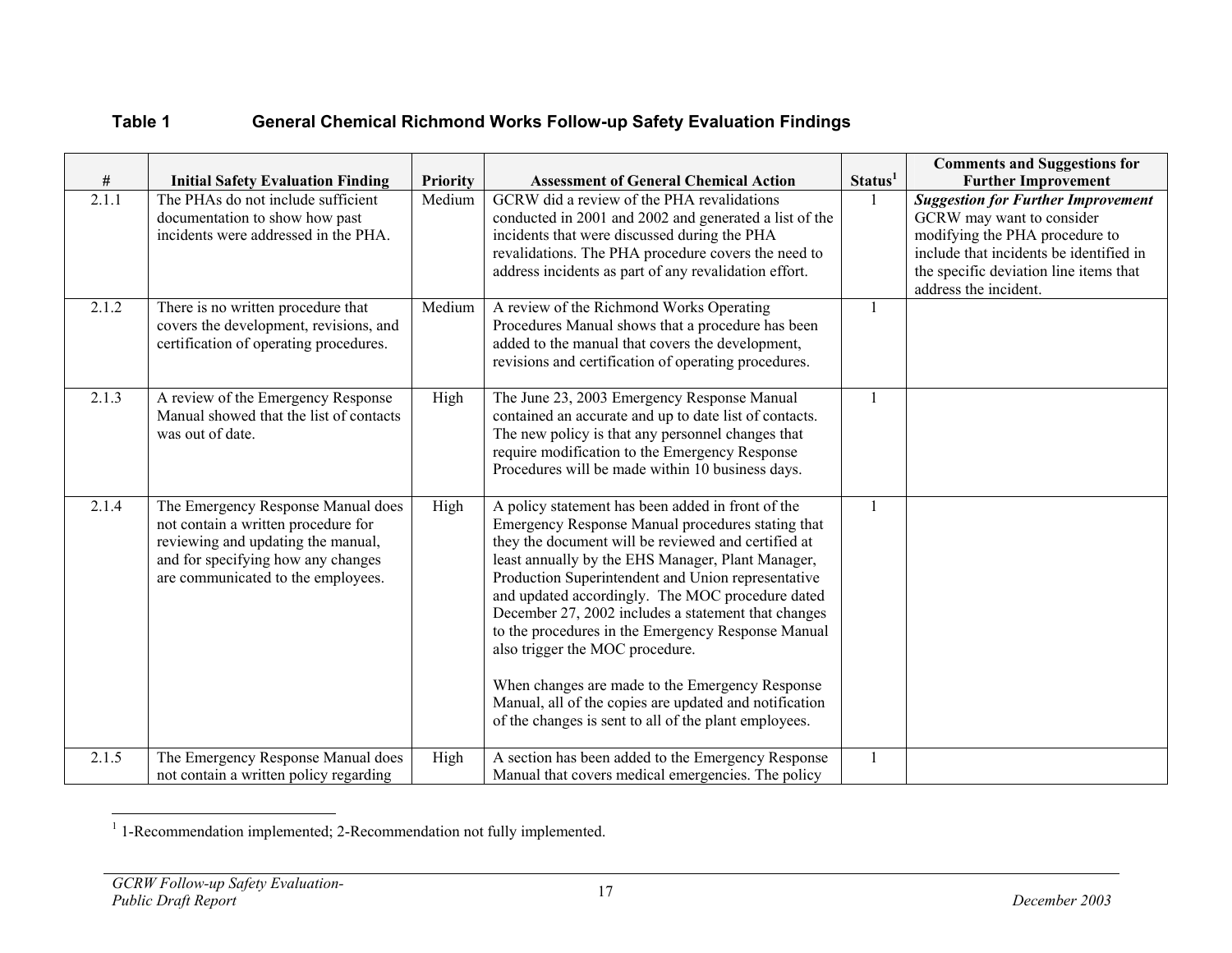**Table 1 General Chemical Richmond Works Follow-up Safety Evaluation Findings**

| # | Initial Safety Evaluation Finding | Priority | Assessment of General Chemical Action | Status[1] | Comments and Suggestions for Further Improvement |
|---|---|---|---|---|---|
| 2.1.1 | The PHAs do not include sufficient documentation to show how past incidents were addressed in the PHA. | Medium | GCRW did a review of the PHA revalidations conducted in 2001 and 2002 and generated a list of the incidents that were discussed during the PHA revalidations. The PHA procedure covers the need to address incidents as part of any revalidation effort. | 1 | ***Suggestion for Further Improvement*** GCRW may want to consider modifying the PHA procedure to include that incidents be identified in the specific deviation line items that address the incident. |
| 2.1.2 | There is no written procedure that covers the development, revisions, and certification of operating procedures. | Medium | A review of the Richmond Works Operating Procedures Manual shows that a procedure has been added to the manual that covers the development, revisions and certification of operating procedures. | 1 | |
| 2.1.3 | A review of the Emergency Response Manual showed that the list of contacts was out of date. | High | The June 23, 2003 Emergency Response Manual contained an accurate and up to date list of contacts. The new policy is that any personnel changes that require modification to the Emergency Response Procedures will be made within 10 business days. | 1 | |
| 2.1.4 | The Emergency Response Manual does not contain a written procedure for reviewing and updating the manual, and for specifying how any changes are communicated to the employees. | High | A policy statement has been added in front of the Emergency Response Manual procedures stating that they the document will be reviewed and certified at least annually by the EHS Manager, Plant Manager, Production Superintendent and Union representative and updated accordingly. The MOC procedure dated December 27, 2002 includes a statement that changes to the procedures in the Emergency Response Manual also trigger the MOC procedure.<br><br>When changes are made to the Emergency Response Manual, all of the copies are updated and notification of the changes is sent to all of the plant employees. | 1 | |
| 2.1.5 | The Emergency Response Manual does not contain a written policy regarding | High | A section has been added to the Emergency Response Manual that covers medical emergencies. The policy | 1 | |

[1] 1-Recommendation implemented; 2-Recommendation not fully implemented.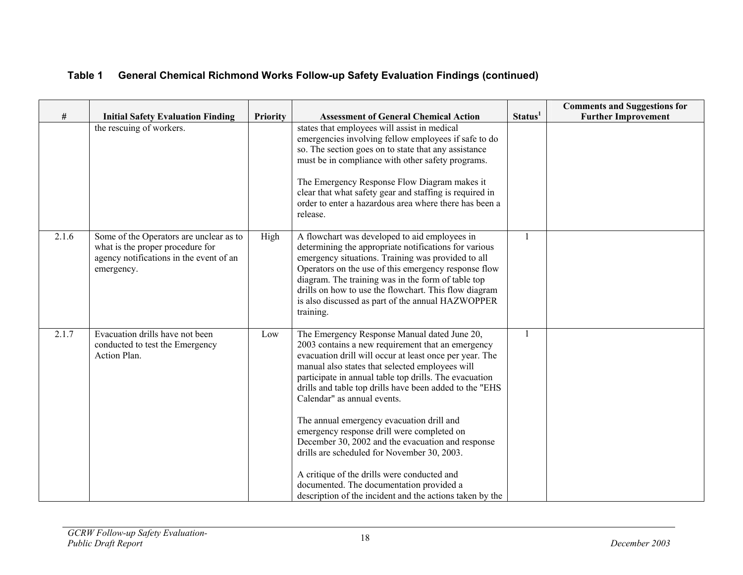**Table 1 General Chemical Richmond Works Follow-up Safety Evaluation Findings (continued)**

| # | Initial Safety Evaluation Finding | Priority | Assessment of General Chemical Action | Status[1] | Comments and Suggestions for Further Improvement |
|---|---|---|---|---|---|
| | the rescuing of workers. | | states that employees will assist in medical emergencies involving fellow employees if safe to do so. The section goes on to state that any assistance must be in compliance with other safety programs.<br><br>The Emergency Response Flow Diagram makes it clear that what safety gear and staffing is required in order to enter a hazardous area where there has been a release. | | |
| 2.1.6 | Some of the Operators are unclear as to what is the proper procedure for agency notifications in the event of an emergency. | High | A flowchart was developed to aid employees in determining the appropriate notifications for various emergency situations. Training was provided to all Operators on the use of this emergency response flow diagram. The training was in the form of table top drills on how to use the flowchart. This flow diagram is also discussed as part of the annual HAZWOPPER training. | 1 | |
| 2.1.7 | Evacuation drills have not been conducted to test the Emergency Action Plan. | Low | The Emergency Response Manual dated June 20, 2003 contains a new requirement that an emergency evacuation drill will occur at least once per year. The manual also states that selected employees will participate in annual table top drills. The evacuation drills and table top drills have been added to the "EHS Calendar" as annual events.<br><br>The annual emergency evacuation drill and emergency response drill were completed on December 30, 2002 and the evacuation and response drills are scheduled for November 30, 2003.<br><br>A critique of the drills were conducted and documented. The documentation provided a description of the incident and the actions taken by the | 1 | |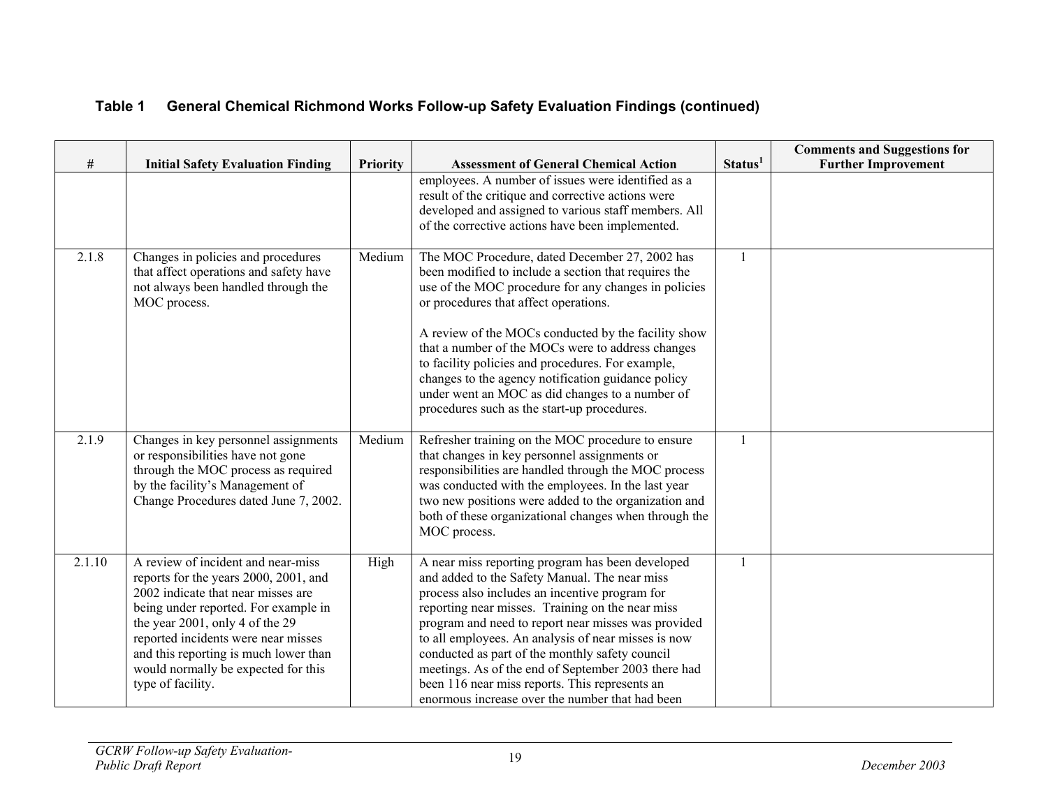**Table 1 General Chemical Richmond Works Follow-up Safety Evaluation Findings (continued)**

| # | Initial Safety Evaluation Finding | Priority | Assessment of General Chemical Action | Status[1] | Comments and Suggestions for Further Improvement |
|---|---|---|---|---|---|
| | | | employees. A number of issues were identified as a result of the critique and corrective actions were developed and assigned to various staff members. All of the corrective actions have been implemented. | | |
| 2.1.8 | Changes in policies and procedures that affect operations and safety have not always been handled through the MOC process. | Medium | The MOC Procedure, dated December 27, 2002 has been modified to include a section that requires the use of the MOC procedure for any changes in policies or procedures that affect operations.<br><br>A review of the MOCs conducted by the facility show that a number of the MOCs were to address changes to facility policies and procedures. For example, changes to the agency notification guidance policy under went an MOC as did changes to a number of procedures such as the start-up procedures. | 1 | |
| 2.1.9 | Changes in key personnel assignments or responsibilities have not gone through the MOC process as required by the facility's Management of Change Procedures dated June 7, 2002. | Medium | Refresher training on the MOC procedure to ensure that changes in key personnel assignments or responsibilities are handled through the MOC process was conducted with the employees. In the last year two new positions were added to the organization and both of these organizational changes when through the MOC process. | 1 | |
| 2.1.10 | A review of incident and near-miss reports for the years 2000, 2001, and 2002 indicate that near misses are being under reported. For example in the year 2001, only 4 of the 29 reported incidents were near misses and this reporting is much lower than would normally be expected for this type of facility. | High | A near miss reporting program has been developed and added to the Safety Manual. The near miss process also includes an incentive program for reporting near misses. Training on the near miss program and need to report near misses was provided to all employees. An analysis of near misses is now conducted as part of the monthly safety council meetings. As of the end of September 2003 there had been 116 near miss reports. This represents an enormous increase over the number that had been | 1 | |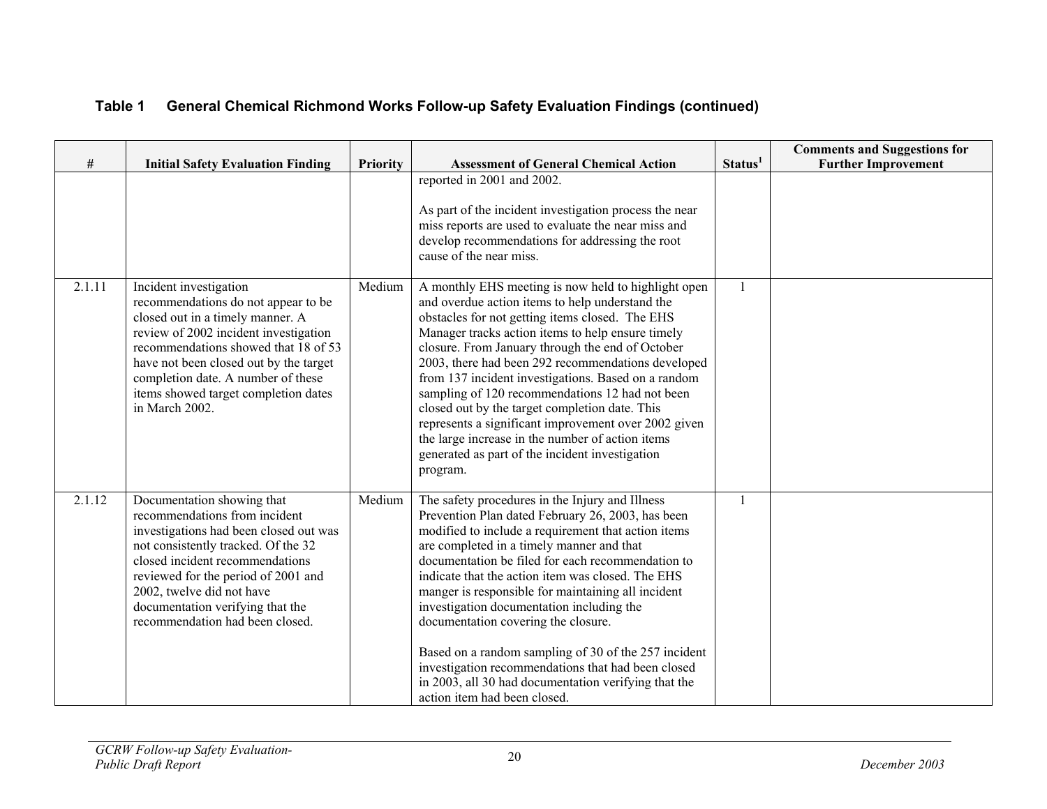### Table 1 General Chemical Richmond Works Follow-up Safety Evaluation Findings (continued)

| # | Initial Safety Evaluation Finding | Priority | Assessment of General Chemical Action | Status[1] | Comments and Suggestions for Further Improvement |
|---|---|---|---|---|---|
| | | | reported in 2001 and 2002.<br><br>As part of the incident investigation process the near miss reports are used to evaluate the near miss and develop recommendations for addressing the root cause of the near miss. | | |
| 2.1.11 | Incident investigation recommendations do not appear to be closed out in a timely manner. A review of 2002 incident investigation recommendations showed that 18 of 53 have not been closed out by the target completion date. A number of these items showed target completion dates in March 2002. | Medium | A monthly EHS meeting is now held to highlight open and overdue action items to help understand the obstacles for not getting items closed. The EHS Manager tracks action items to help ensure timely closure. From January through the end of October 2003, there had been 292 recommendations developed from 137 incident investigations. Based on a random sampling of 120 recommendations 12 had not been closed out by the target completion date. This represents a significant improvement over 2002 given the large increase in the number of action items generated as part of the incident investigation program. | 1 | |
| 2.1.12 | Documentation showing that recommendations from incident investigations had been closed out was not consistently tracked. Of the 32 closed incident recommendations reviewed for the period of 2001 and 2002, twelve did not have documentation verifying that the recommendation had been closed. | Medium | The safety procedures in the Injury and Illness Prevention Plan dated February 26, 2003, has been modified to include a requirement that action items are completed in a timely manner and that documentation be filed for each recommendation to indicate that the action item was closed. The EHS manger is responsible for maintaining all incident investigation documentation including the documentation covering the closure.<br><br>Based on a random sampling of 30 of the 257 incident investigation recommendations that had been closed in 2003, all 30 had documentation verifying that the action item had been closed. | 1 | |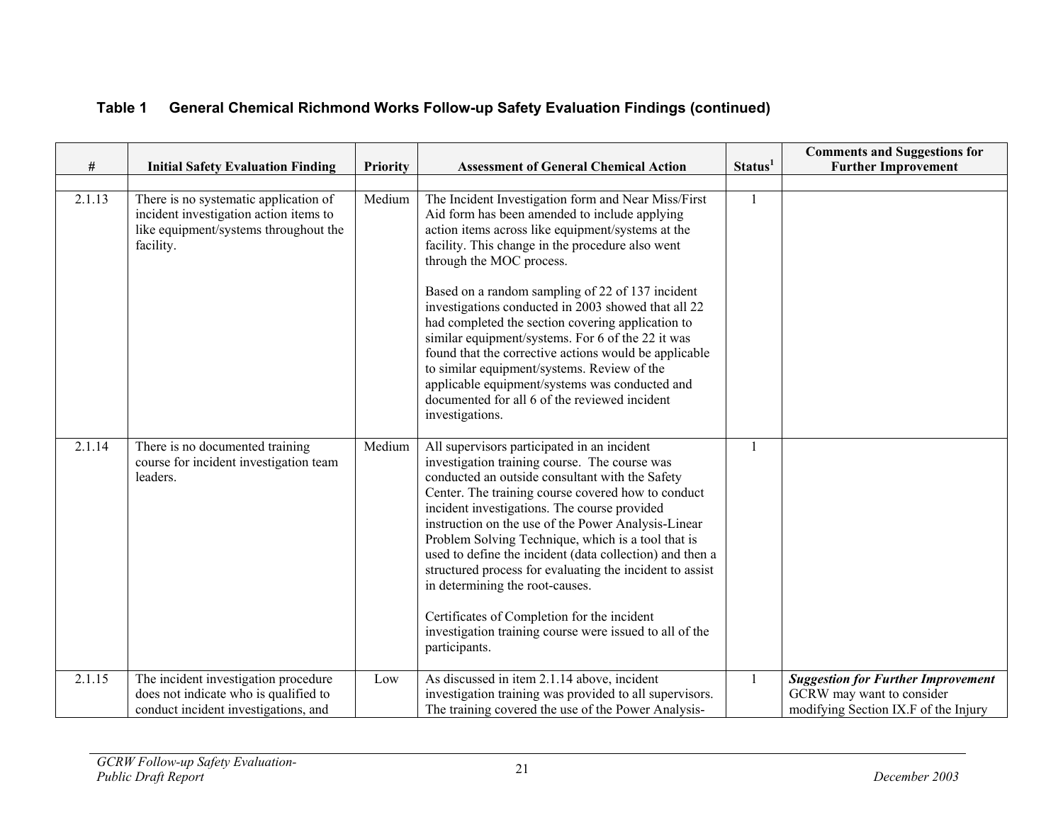**Table 1 General Chemical Richmond Works Follow-up Safety Evaluation Findings (continued)**

| # | Initial Safety Evaluation Finding | Priority | Assessment of General Chemical Action | Status[1] | Comments and Suggestions for Further Improvement |
|---|---|---|---|---|---|
| | | | | | |
| 2.1.13 | There is no systematic application of incident investigation action items to like equipment/systems throughout the facility. | Medium | The Incident Investigation form and Near Miss/First Aid form has been amended to include applying action items across like equipment/systems at the facility. This change in the procedure also went through the MOC process.<br><br>Based on a random sampling of 22 of 137 incident investigations conducted in 2003 showed that all 22 had completed the section covering application to similar equipment/systems. For 6 of the 22 it was found that the corrective actions would be applicable to similar equipment/systems. Review of the applicable equipment/systems was conducted and documented for all 6 of the reviewed incident investigations. | 1 | |
| 2.1.14 | There is no documented training course for incident investigation team leaders. | Medium | All supervisors participated in an incident investigation training course. The course was conducted an outside consultant with the Safety Center. The training course covered how to conduct incident investigations. The course provided instruction on the use of the Power Analysis-Linear Problem Solving Technique, which is a tool that is used to define the incident (data collection) and then a structured process for evaluating the incident to assist in determining the root-causes.<br><br>Certificates of Completion for the incident investigation training course were issued to all of the participants. | 1 | |
| 2.1.15 | The incident investigation procedure does not indicate who is qualified to conduct incident investigations, and | Low | As discussed in item 2.1.14 above, incident investigation training was provided to all supervisors. The training covered the use of the Power Analysis- | 1 | ***Suggestion for Further Improvement*** GCRW may want to consider modifying Section IX.F of the Injury |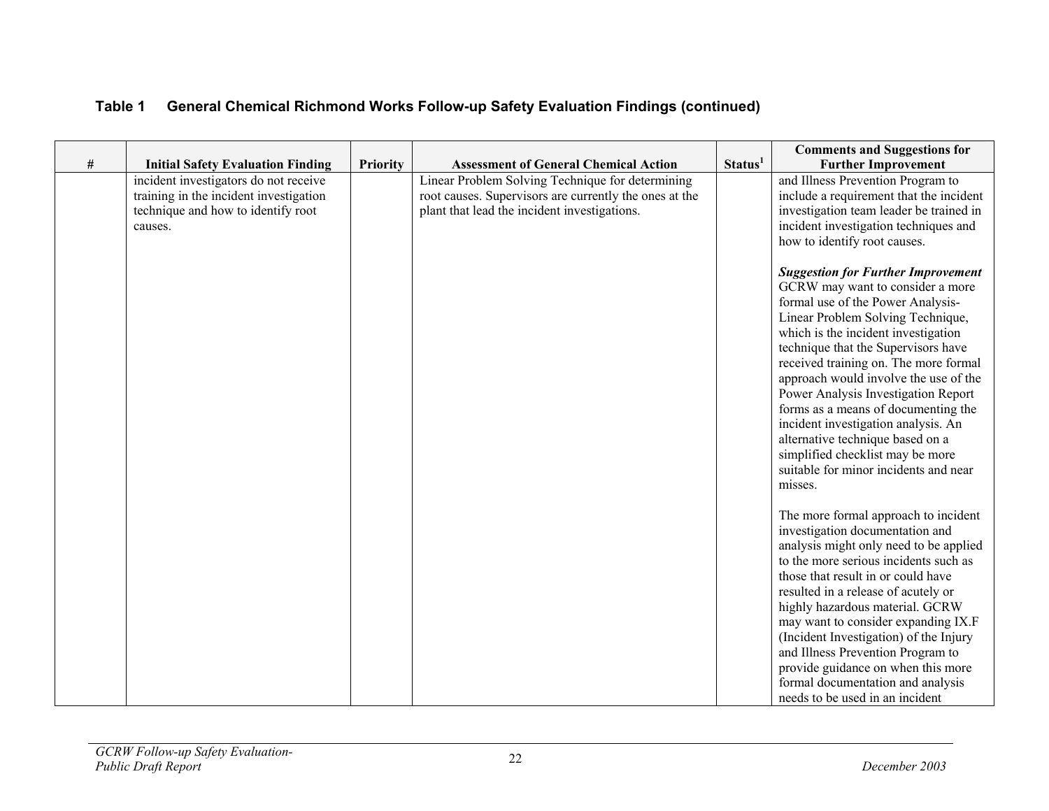**Table 1 General Chemical Richmond Works Follow-up Safety Evaluation Findings (continued)**

| # | Initial Safety Evaluation Finding | Priority | Assessment of General Chemical Action | Status[1] | Comments and Suggestions for Further Improvement |
|---|---|---|---|---|---|
| | incident investigators do not receive training in the incident investigation technique and how to identify root causes. | | Linear Problem Solving Technique for determining root causes. Supervisors are currently the ones at the plant that lead the incident investigations. | | and Illness Prevention Program to include a requirement that the incident investigation team leader be trained in incident investigation techniques and how to identify root causes.<br><br>***Suggestion for Further Improvement*** GCRW may want to consider a more formal use of the Power Analysis-Linear Problem Solving Technique, which is the incident investigation technique that the Supervisors have received training on. The more formal approach would involve the use of the Power Analysis Investigation Report forms as a means of documenting the incident investigation analysis. An alternative technique based on a simplified checklist may be more suitable for minor incidents and near misses.<br><br>The more formal approach to incident investigation documentation and analysis might only need to be applied to the more serious incidents such as those that result in or could have resulted in a release of acutely or highly hazardous material. GCRW may want to consider expanding IX.F (Incident Investigation) of the Injury and Illness Prevention Program to provide guidance on when this more formal documentation and analysis needs to be used in an incident |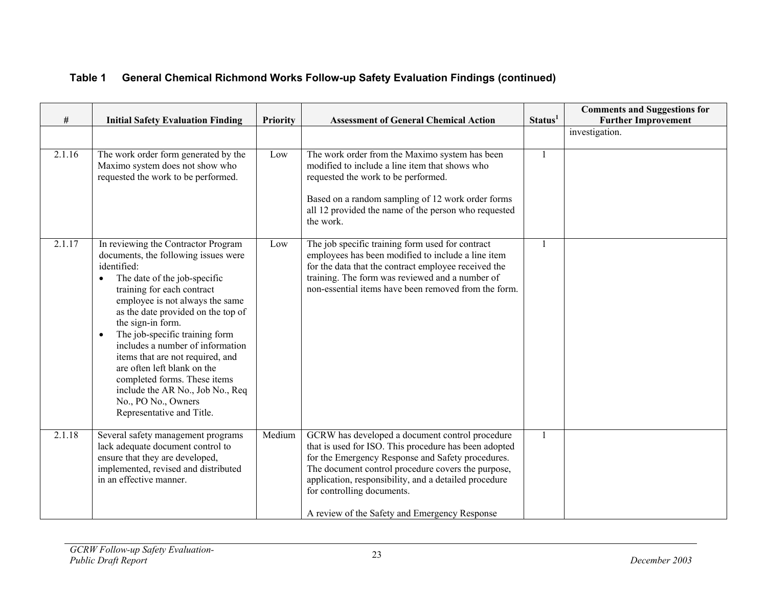**Table 1 General Chemical Richmond Works Follow-up Safety Evaluation Findings (continued)**

| # | Initial Safety Evaluation Finding | Priority | Assessment of General Chemical Action | Status[1] | Comments and Suggestions for Further Improvement |
|---|---|---|---|---|---|
| | | | | | investigation. |
| 2.1.16 | The work order form generated by the Maximo system does not show who requested the work to be performed. | Low | The work order from the Maximo system has been modified to include a line item that shows who requested the work to be performed.<br><br>Based on a random sampling of 12 work order forms all 12 provided the name of the person who requested the work. | 1 | |
| 2.1.17 | In reviewing the Contractor Program documents, the following issues were identified:<br>• The date of the job-specific training for each contract employee is not always the same as the date provided on the top of the sign-in form.<br>• The job-specific training form includes a number of information items that are not required, and are often left blank on the completed forms. These items include the AR No., Job No., Req No., PO No., Owners Representative and Title. | Low | The job specific training form used for contract employees has been modified to include a line item for the data that the contract employee received the training. The form was reviewed and a number of non-essential items have been removed from the form. | 1 | |
| 2.1.18 | Several safety management programs lack adequate document control to ensure that they are developed, implemented, revised and distributed in an effective manner. | Medium | GCRW has developed a document control procedure that is used for ISO. This procedure has been adopted for the Emergency Response and Safety procedures. The document control procedure covers the purpose, application, responsibility, and a detailed procedure for controlling documents.<br><br>A review of the Safety and Emergency Response | 1 | |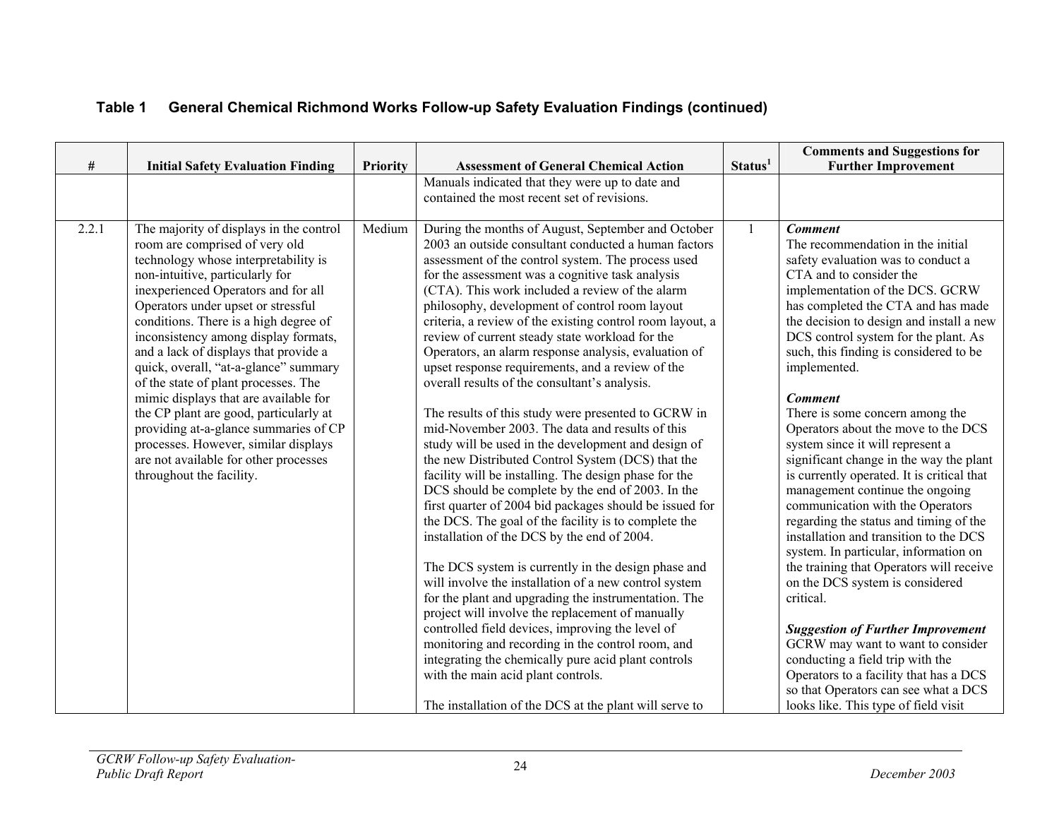**Table 1 General Chemical Richmond Works Follow-up Safety Evaluation Findings (continued)**

| # | Initial Safety Evaluation Finding | Priority | Assessment of General Chemical Action | Status[1] | Comments and Suggestions for Further Improvement |
|---|---|---|---|---|---|
| | | | Manuals indicated that they were up to date and contained the most recent set of revisions. | | |
| 2.2.1 | The majority of displays in the control room are comprised of very old technology whose interpretability is non-intuitive, particularly for inexperienced Operators and for all Operators under upset or stressful conditions. There is a high degree of inconsistency among display formats, and a lack of displays that provide a quick, overall, "at-a-glance" summary of the state of plant processes. The mimic displays that are available for the CP plant are good, particularly at providing at-a-glance summaries of CP processes. However, similar displays are not available for other processes throughout the facility. | Medium | During the months of August, September and October 2003 an outside consultant conducted a human factors assessment of the control system. The process used for the assessment was a cognitive task analysis (CTA). This work included a review of the alarm philosophy, development of control room layout criteria, a review of the existing control room layout, a review of current steady state workload for the Operators, an alarm response analysis, evaluation of upset response requirements, and a review of the overall results of the consultant's analysis.<br><br>The results of this study were presented to GCRW in mid-November 2003. The data and results of this study will be used in the development and design of the new Distributed Control System (DCS) that the facility will be installing. The design phase for the DCS should be complete by the end of 2003. In the first quarter of 2004 bid packages should be issued for the DCS. The goal of the facility is to complete the installation of the DCS by the end of 2004.<br><br>The DCS system is currently in the design phase and will involve the installation of a new control system for the plant and upgrading the instrumentation. The project will involve the replacement of manually controlled field devices, improving the level of monitoring and recording in the control room, and integrating the chemically pure acid plant controls with the main acid plant controls.<br><br>The installation of the DCS at the plant will serve to | 1 | ***Comment***<br>The recommendation in the initial safety evaluation was to conduct a CTA and to consider the implementation of the DCS. GCRW has completed the CTA and has made the decision to design and install a new DCS control system for the plant. As such, this finding is considered to be implemented.<br><br>***Comment***<br>There is some concern among the Operators about the move to the DCS system since it will represent a significant change in the way the plant is currently operated. It is critical that management continue the ongoing communication with the Operators regarding the status and timing of the installation and transition to the DCS system. In particular, information on the training that Operators will receive on the DCS system is considered critical.<br><br>***Suggestion of Further Improvement***<br>GCRW may want to want to consider conducting a field trip with the Operators to a facility that has a DCS so that Operators can see what a DCS looks like. This type of field visit |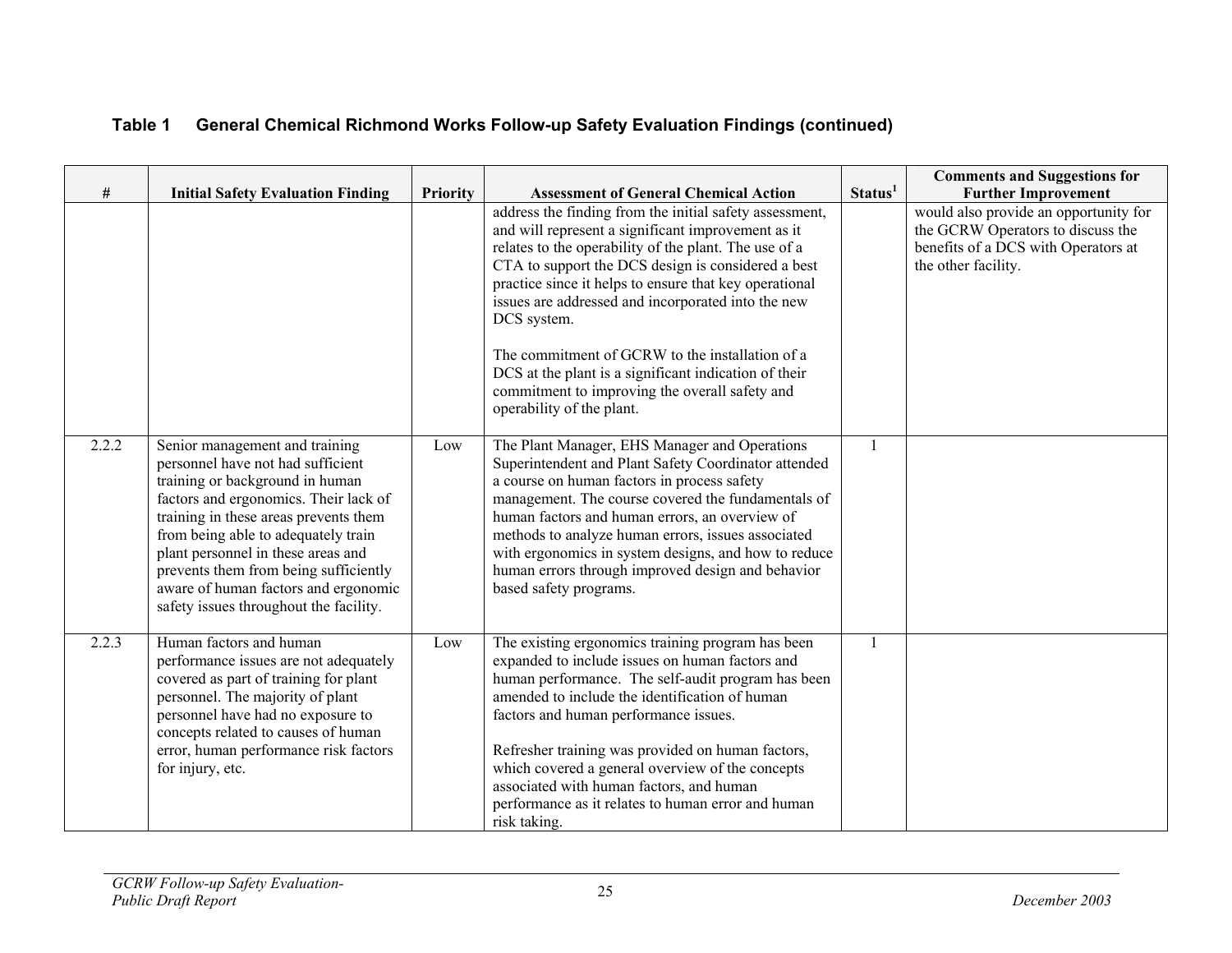**Table 1 General Chemical Richmond Works Follow-up Safety Evaluation Findings (continued)**

| # | Initial Safety Evaluation Finding | Priority | Assessment of General Chemical Action | Status[1] | Comments and Suggestions for Further Improvement |
|---|---|---|---|---|---|
| | | | address the finding from the initial safety assessment, and will represent a significant improvement as it relates to the operability of the plant. The use of a CTA to support the DCS design is considered a best practice since it helps to ensure that key operational issues are addressed and incorporated into the new DCS system.<br><br>The commitment of GCRW to the installation of a DCS at the plant is a significant indication of their commitment to improving the overall safety and operability of the plant. | | would also provide an opportunity for the GCRW Operators to discuss the benefits of a DCS with Operators at the other facility. |
| 2.2.2 | Senior management and training personnel have not had sufficient training or background in human factors and ergonomics. Their lack of training in these areas prevents them from being able to adequately train plant personnel in these areas and prevents them from being sufficiently aware of human factors and ergonomic safety issues throughout the facility. | Low | The Plant Manager, EHS Manager and Operations Superintendent and Plant Safety Coordinator attended a course on human factors in process safety management. The course covered the fundamentals of human factors and human errors, an overview of methods to analyze human errors, issues associated with ergonomics in system designs, and how to reduce human errors through improved design and behavior based safety programs. | 1 | |
| 2.2.3 | Human factors and human performance issues are not adequately covered as part of training for plant personnel. The majority of plant personnel have had no exposure to concepts related to causes of human error, human performance risk factors for injury, etc. | Low | The existing ergonomics training program has been expanded to include issues on human factors and human performance. The self-audit program has been amended to include the identification of human factors and human performance issues.<br><br>Refresher training was provided on human factors, which covered a general overview of the concepts associated with human factors, and human performance as it relates to human error and human risk taking. | 1 | |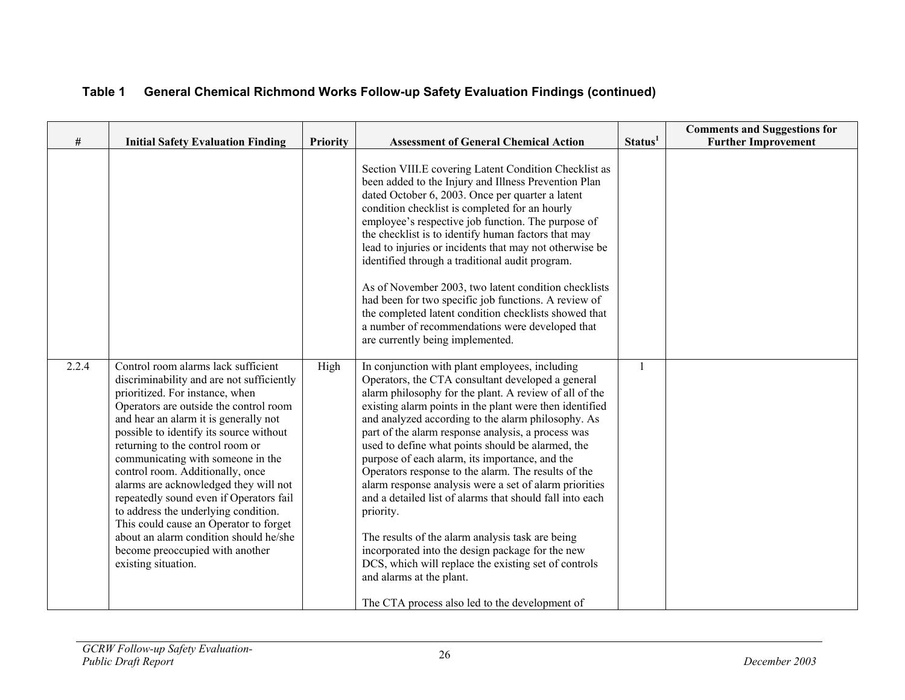**Table 1 General Chemical Richmond Works Follow-up Safety Evaluation Findings (continued)**

| # | Initial Safety Evaluation Finding | Priority | Assessment of General Chemical Action | Status[1] | Comments and Suggestions for Further Improvement |
|---|---|---|---|---|---|
| | | | Section VIII.E covering Latent Condition Checklist as been added to the Injury and Illness Prevention Plan dated October 6, 2003. Once per quarter a latent condition checklist is completed for an hourly employee's respective job function. The purpose of the checklist is to identify human factors that may lead to injuries or incidents that may not otherwise be identified through a traditional audit program.<br><br>As of November 2003, two latent condition checklists had been for two specific job functions. A review of the completed latent condition checklists showed that a number of recommendations were developed that are currently being implemented. | | |
| 2.2.4 | Control room alarms lack sufficient discriminability and are not sufficiently prioritized. For instance, when Operators are outside the control room and hear an alarm it is generally not possible to identify its source without returning to the control room or communicating with someone in the control room. Additionally, once alarms are acknowledged they will not repeatedly sound even if Operators fail to address the underlying condition. This could cause an Operator to forget about an alarm condition should he/she become preoccupied with another existing situation. | High | In conjunction with plant employees, including Operators, the CTA consultant developed a general alarm philosophy for the plant. A review of all of the existing alarm points in the plant were then identified and analyzed according to the alarm philosophy. As part of the alarm response analysis, a process was used to define what points should be alarmed, the purpose of each alarm, its importance, and the Operators response to the alarm. The results of the alarm response analysis were a set of alarm priorities and a detailed list of alarms that should fall into each priority.<br><br>The results of the alarm analysis task are being incorporated into the design package for the new DCS, which will replace the existing set of controls and alarms at the plant.<br><br>The CTA process also led to the development of | 1 | |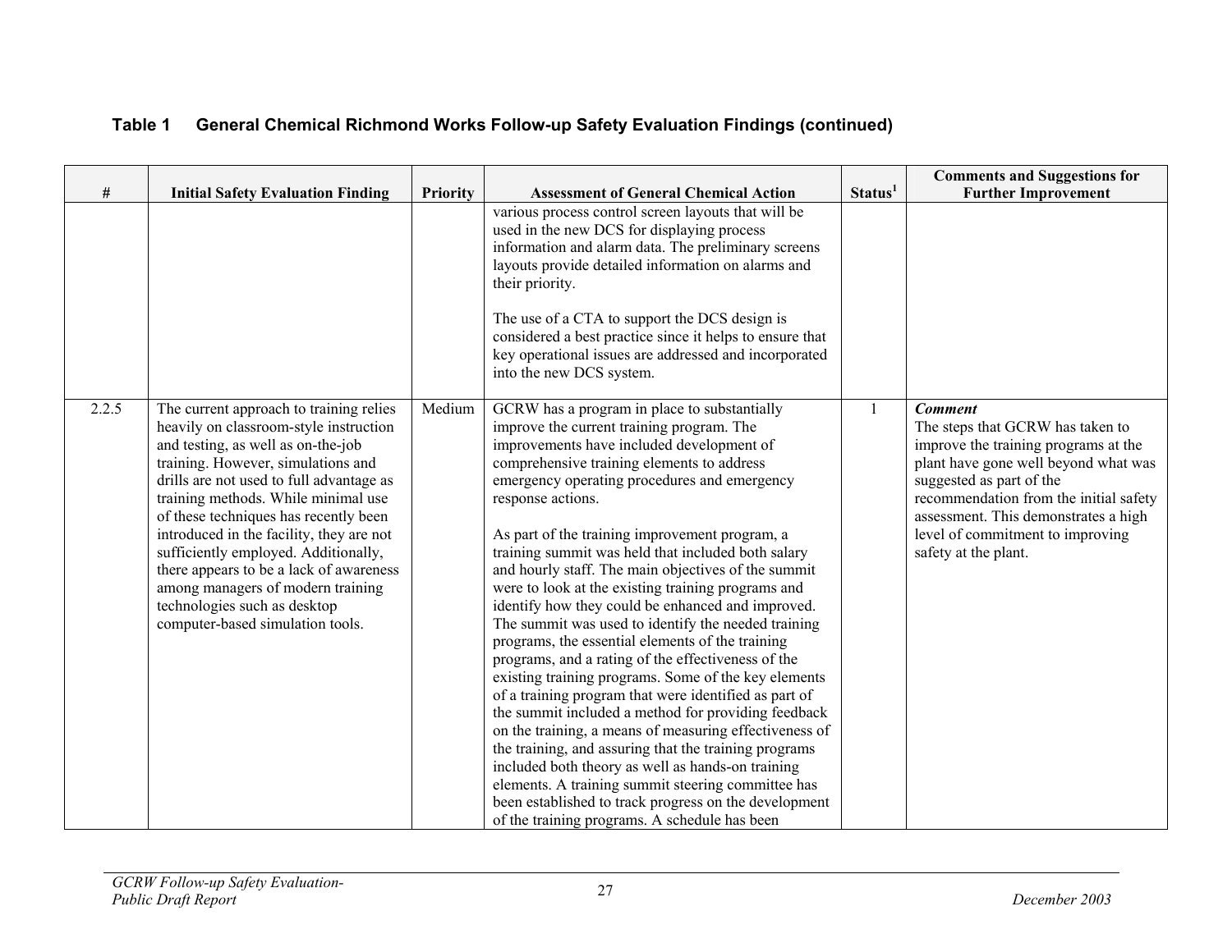## Table 1 General Chemical Richmond Works Follow-up Safety Evaluation Findings (continued)

| # | Initial Safety Evaluation Finding | Priority | Assessment of General Chemical Action | Status[1] | Comments and Suggestions for Further Improvement |
|---|---|---|---|---|---|
| | | | various process control screen layouts that will be used in the new DCS for displaying process information and alarm data. The preliminary screens layouts provide detailed information on alarms and their priority.<br><br>The use of a CTA to support the DCS design is considered a best practice since it helps to ensure that key operational issues are addressed and incorporated into the new DCS system. | | |
| 2.2.5 | The current approach to training relies heavily on classroom-style instruction and testing, as well as on-the-job training. However, simulations and drills are not used to full advantage as training methods. While minimal use of these techniques has recently been introduced in the facility, they are not sufficiently employed. Additionally, there appears to be a lack of awareness among managers of modern training technologies such as desktop computer-based simulation tools. | Medium | GCRW has a program in place to substantially improve the current training program. The improvements have included development of comprehensive training elements to address emergency operating procedures and emergency response actions.<br><br>As part of the training improvement program, a training summit was held that included both salary and hourly staff. The main objectives of the summit were to look at the existing training programs and identify how they could be enhanced and improved. The summit was used to identify the needed training programs, the essential elements of the training programs, and a rating of the effectiveness of the existing training programs. Some of the key elements of a training program that were identified as part of the summit included a method for providing feedback on the training, a means of measuring effectiveness of the training, and assuring that the training programs included both theory as well as hands-on training elements. A training summit steering committee has been established to track progress on the development of the training programs. A schedule has been | 1 | ***Comment***<br>The steps that GCRW has taken to improve the training programs at the plant have gone well beyond what was suggested as part of the recommendation from the initial safety assessment. This demonstrates a high level of commitment to improving safety at the plant. |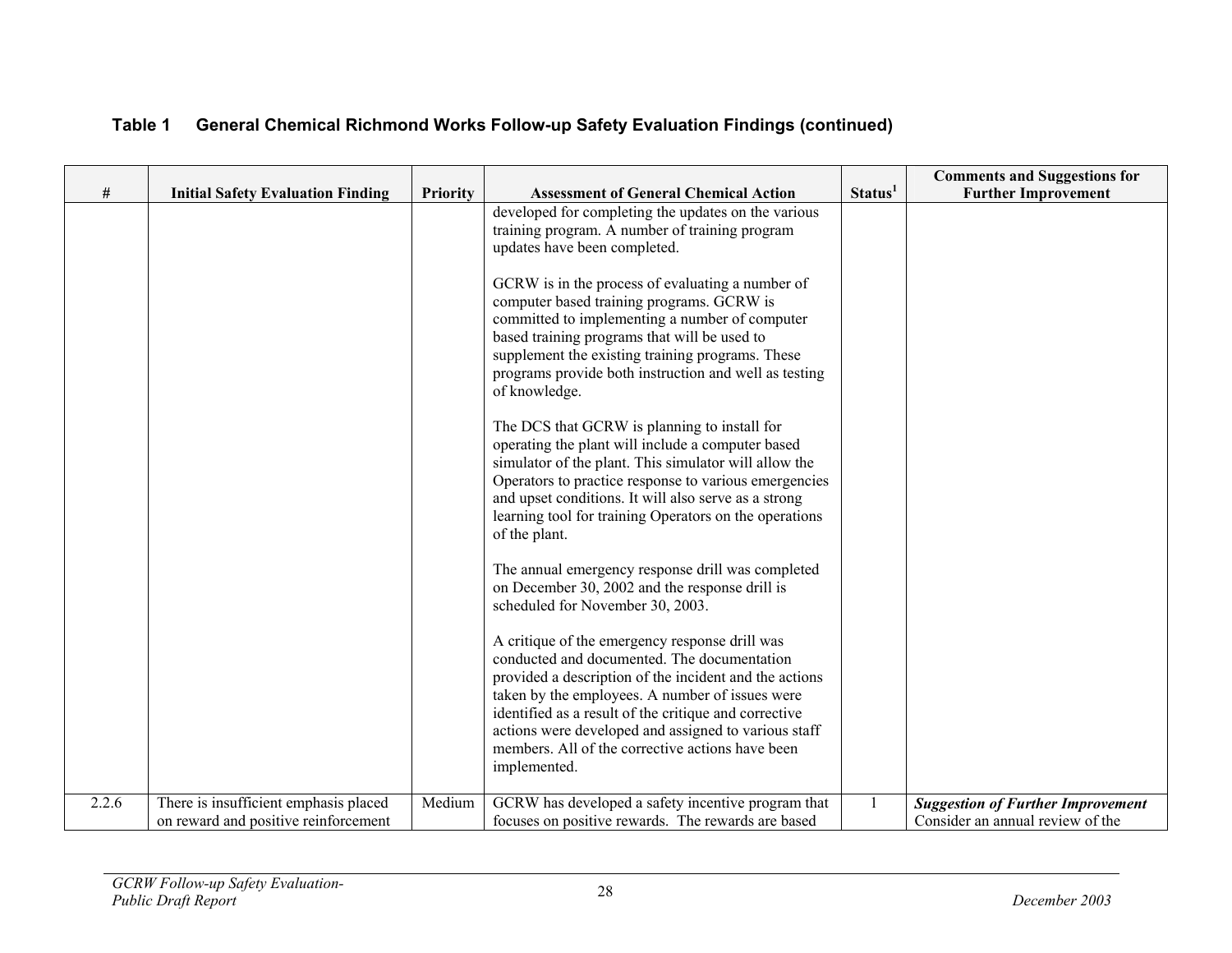**Table 1 General Chemical Richmond Works Follow-up Safety Evaluation Findings (continued)**

| # | Initial Safety Evaluation Finding | Priority | Assessment of General Chemical Action | Status[1] | Comments and Suggestions for Further Improvement |
|---|---|---|---|---|---|
| | | | developed for completing the updates on the various training program. A number of training program updates have been completed.<br><br>GCRW is in the process of evaluating a number of computer based training programs. GCRW is committed to implementing a number of computer based training programs that will be used to supplement the existing training programs. These programs provide both instruction and well as testing of knowledge.<br><br>The DCS that GCRW is planning to install for operating the plant will include a computer based simulator of the plant. This simulator will allow the Operators to practice response to various emergencies and upset conditions. It will also serve as a strong learning tool for training Operators on the operations of the plant.<br><br>The annual emergency response drill was completed on December 30, 2002 and the response drill is scheduled for November 30, 2003.<br><br>A critique of the emergency response drill was conducted and documented. The documentation provided a description of the incident and the actions taken by the employees. A number of issues were identified as a result of the critique and corrective actions were developed and assigned to various staff members. All of the corrective actions have been implemented. | | |
| 2.2.6 | There is insufficient emphasis placed on reward and positive reinforcement | Medium | GCRW has developed a safety incentive program that focuses on positive rewards. The rewards are based | 1 | ***Suggestion of Further Improvement***<br>Consider an annual review of the |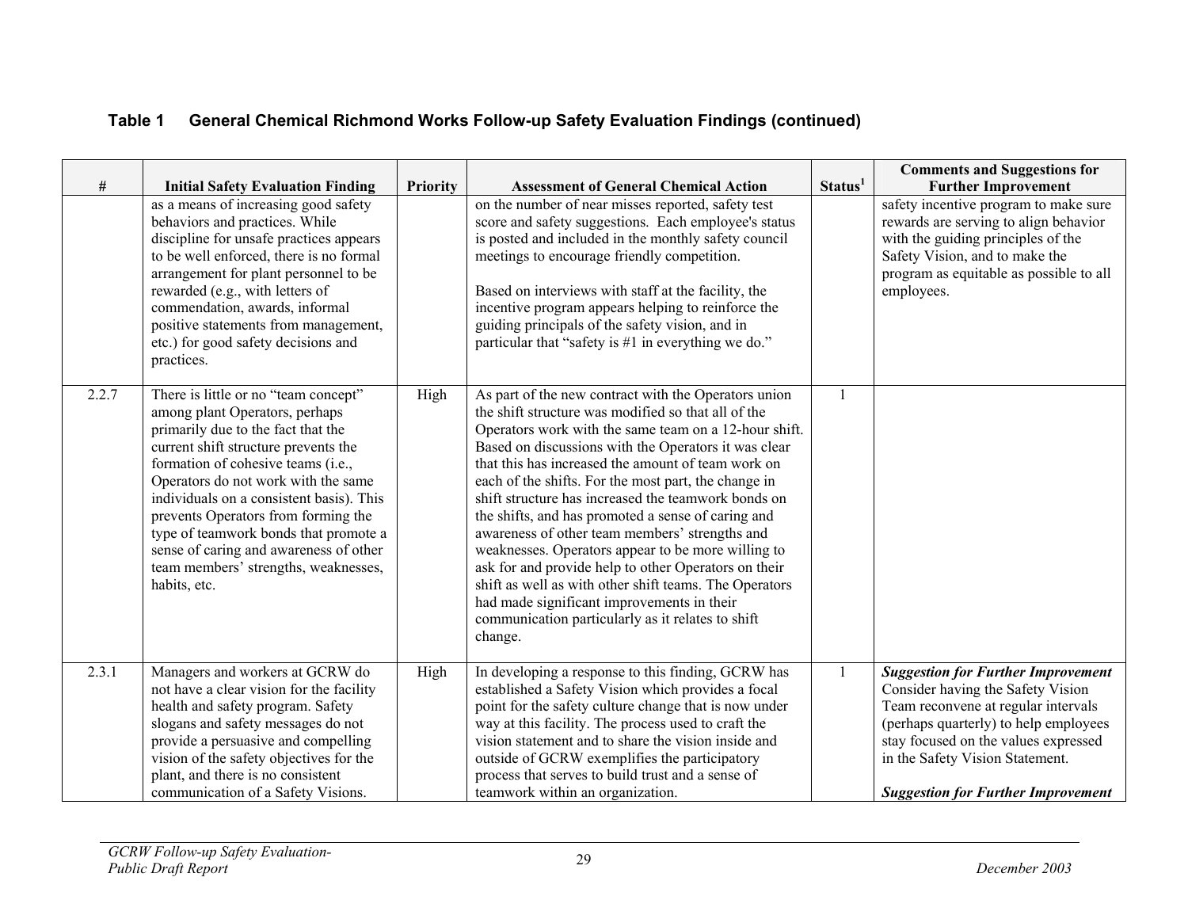**Table 1 General Chemical Richmond Works Follow-up Safety Evaluation Findings (continued)**

| # | Initial Safety Evaluation Finding | Priority | Assessment of General Chemical Action | Status[1] | Comments and Suggestions for Further Improvement |
|---|---|---|---|---|---|
| | as a means of increasing good safety behaviors and practices. While discipline for unsafe practices appears to be well enforced, there is no formal arrangement for plant personnel to be rewarded (e.g., with letters of commendation, awards, informal positive statements from management, etc.) for good safety decisions and practices. | | on the number of near misses reported, safety test score and safety suggestions. Each employee's status is posted and included in the monthly safety council meetings to encourage friendly competition.<br><br>Based on interviews with staff at the facility, the incentive program appears helping to reinforce the guiding principals of the safety vision, and in particular that "safety is #1 in everything we do." | | safety incentive program to make sure rewards are serving to align behavior with the guiding principles of the Safety Vision, and to make the program as equitable as possible to all employees. |
| 2.2.7 | There is little or no "team concept" among plant Operators, perhaps primarily due to the fact that the current shift structure prevents the formation of cohesive teams (i.e., Operators do not work with the same individuals on a consistent basis). This prevents Operators from forming the type of teamwork bonds that promote a sense of caring and awareness of other team members' strengths, weaknesses, habits, etc. | High | As part of the new contract with the Operators union the shift structure was modified so that all of the Operators work with the same team on a 12-hour shift. Based on discussions with the Operators it was clear that this has increased the amount of team work on each of the shifts. For the most part, the change in shift structure has increased the teamwork bonds on the shifts, and has promoted a sense of caring and awareness of other team members' strengths and weaknesses. Operators appear to be more willing to ask for and provide help to other Operators on their shift as well as with other shift teams. The Operators had made significant improvements in their communication particularly as it relates to shift change. | 1 | |
| 2.3.1 | Managers and workers at GCRW do not have a clear vision for the facility health and safety program. Safety slogans and safety messages do not provide a persuasive and compelling vision of the safety objectives for the plant, and there is no consistent communication of a Safety Visions. | High | In developing a response to this finding, GCRW has established a Safety Vision which provides a focal point for the safety culture change that is now under way at this facility. The process used to craft the vision statement and to share the vision inside and outside of GCRW exemplifies the participatory process that serves to build trust and a sense of teamwork within an organization. | 1 | ***Suggestion for Further Improvement***<br>Consider having the Safety Vision Team reconvene at regular intervals (perhaps quarterly) to help employees stay focused on the values expressed in the Safety Vision Statement.<br><br>***Suggestion for Further Improvement*** |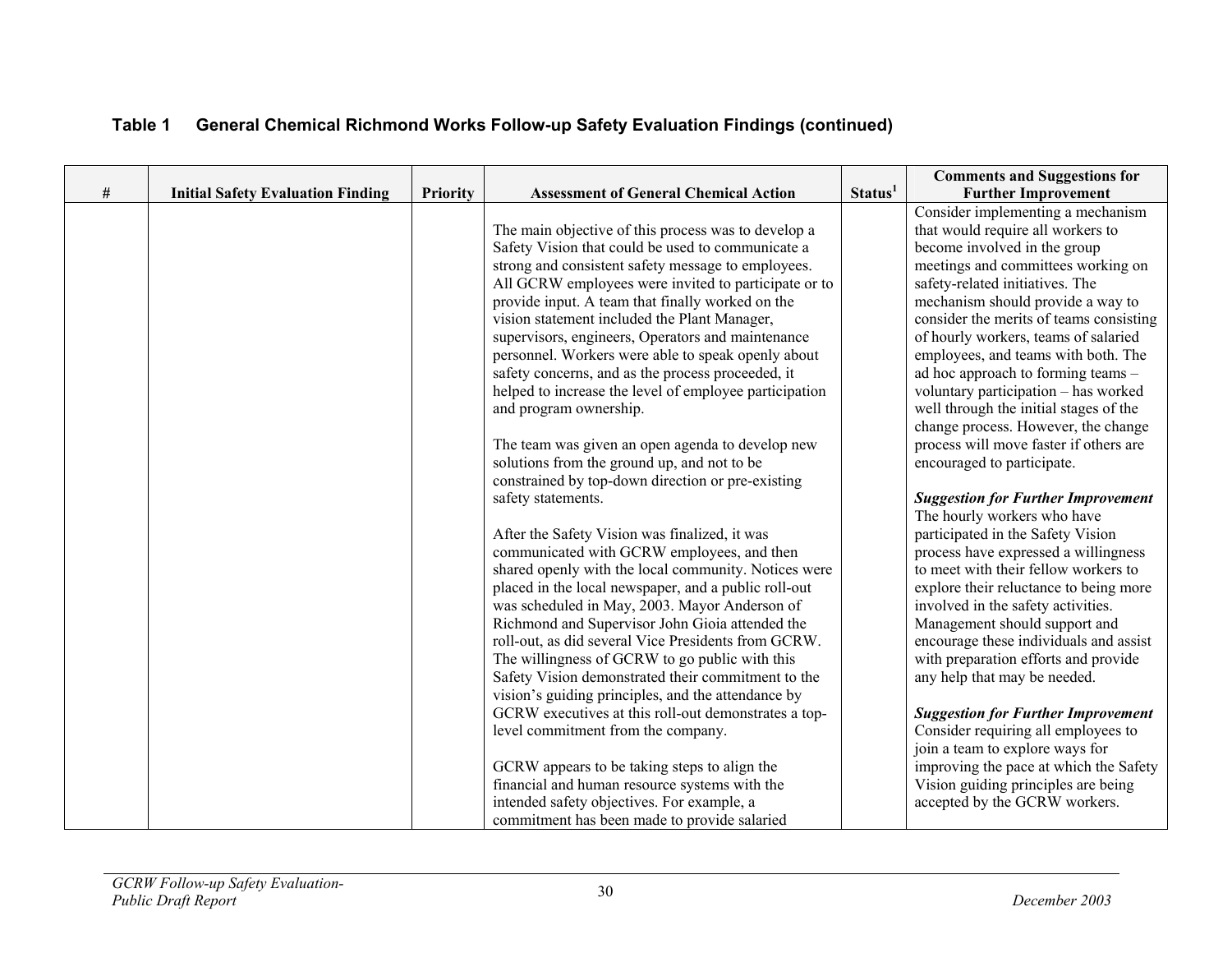## Table 1 General Chemical Richmond Works Follow-up Safety Evaluation Findings (continued)

| # | Initial Safety Evaluation Finding | Priority | Assessment of General Chemical Action | Status[1] | Comments and Suggestions for Further Improvement |
|---|---|---|---|---|---|
| | | | The main objective of this process was to develop a Safety Vision that could be used to communicate a strong and consistent safety message to employees. All GCRW employees were invited to participate or to provide input. A team that finally worked on the vision statement included the Plant Manager, supervisors, engineers, Operators and maintenance personnel. Workers were able to speak openly about safety concerns, and as the process proceeded, it helped to increase the level of employee participation and program ownership.<br><br>The team was given an open agenda to develop new solutions from the ground up, and not to be constrained by top-down direction or pre-existing safety statements.<br><br>After the Safety Vision was finalized, it was communicated with GCRW employees, and then shared openly with the local community. Notices were placed in the local newspaper, and a public roll-out was scheduled in May, 2003. Mayor Anderson of Richmond and Supervisor John Gioia attended the roll-out, as did several Vice Presidents from GCRW. The willingness of GCRW to go public with this Safety Vision demonstrated their commitment to the vision's guiding principles, and the attendance by GCRW executives at this roll-out demonstrates a top-level commitment from the company.<br><br>GCRW appears to be taking steps to align the financial and human resource systems with the intended safety objectives. For example, a commitment has been made to provide salaried | | Consider implementing a mechanism that would require all workers to become involved in the group meetings and committees working on safety-related initiatives. The mechanism should provide a way to consider the merits of teams consisting of hourly workers, teams of salaried employees, and teams with both. The ad hoc approach to forming teams – voluntary participation – has worked well through the initial stages of the change process. However, the change process will move faster if others are encouraged to participate.<br><br>***Suggestion for Further Improvement***<br>The hourly workers who have participated in the Safety Vision process have expressed a willingness to meet with their fellow workers to explore their reluctance to being more involved in the safety activities. Management should support and encourage these individuals and assist with preparation efforts and provide any help that may be needed.<br><br>***Suggestion for Further Improvement***<br>Consider requiring all employees to join a team to explore ways for improving the pace at which the Safety Vision guiding principles are being accepted by the GCRW workers. |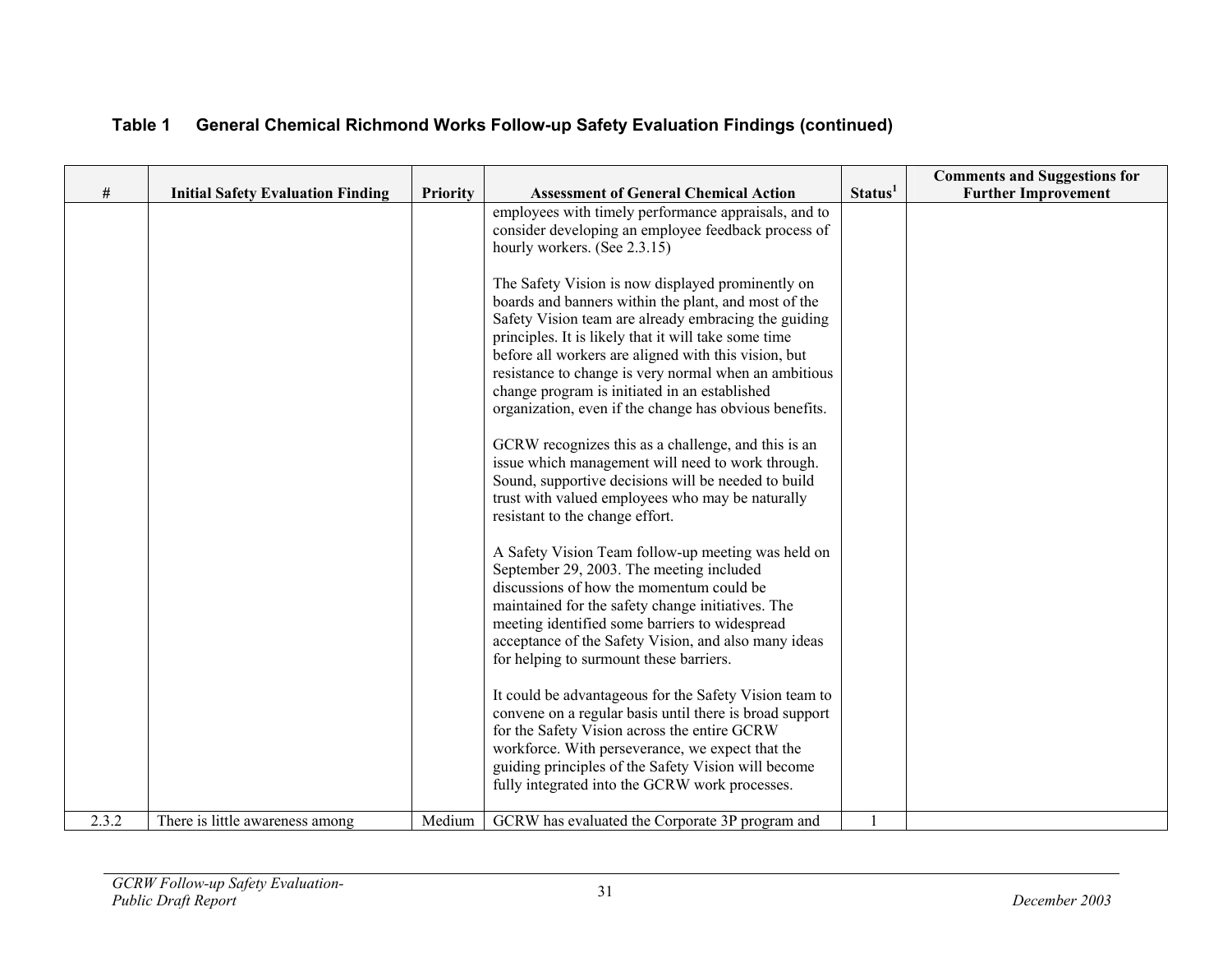### Table 1 General Chemical Richmond Works Follow-up Safety Evaluation Findings (continued)

| # | Initial Safety Evaluation Finding | Priority | Assessment of General Chemical Action | Status[1] | Comments and Suggestions for Further Improvement |
|---|---|---|---|---|---|
| | | | employees with timely performance appraisals, and to consider developing an employee feedback process of hourly workers. (See 2.3.15)<br><br>The Safety Vision is now displayed prominently on boards and banners within the plant, and most of the Safety Vision team are already embracing the guiding principles. It is likely that it will take some time before all workers are aligned with this vision, but resistance to change is very normal when an ambitious change program is initiated in an established organization, even if the change has obvious benefits.<br><br>GCRW recognizes this as a challenge, and this is an issue which management will need to work through. Sound, supportive decisions will be needed to build trust with valued employees who may be naturally resistant to the change effort.<br><br>A Safety Vision Team follow-up meeting was held on September 29, 2003. The meeting included discussions of how the momentum could be maintained for the safety change initiatives. The meeting identified some barriers to widespread acceptance of the Safety Vision, and also many ideas for helping to surmount these barriers.<br><br>It could be advantageous for the Safety Vision team to convene on a regular basis until there is broad support for the Safety Vision across the entire GCRW workforce. With perseverance, we expect that the guiding principles of the Safety Vision will become fully integrated into the GCRW work processes. | | |
| 2.3.2 | There is little awareness among | Medium | GCRW has evaluated the Corporate 3P program and | 1 | |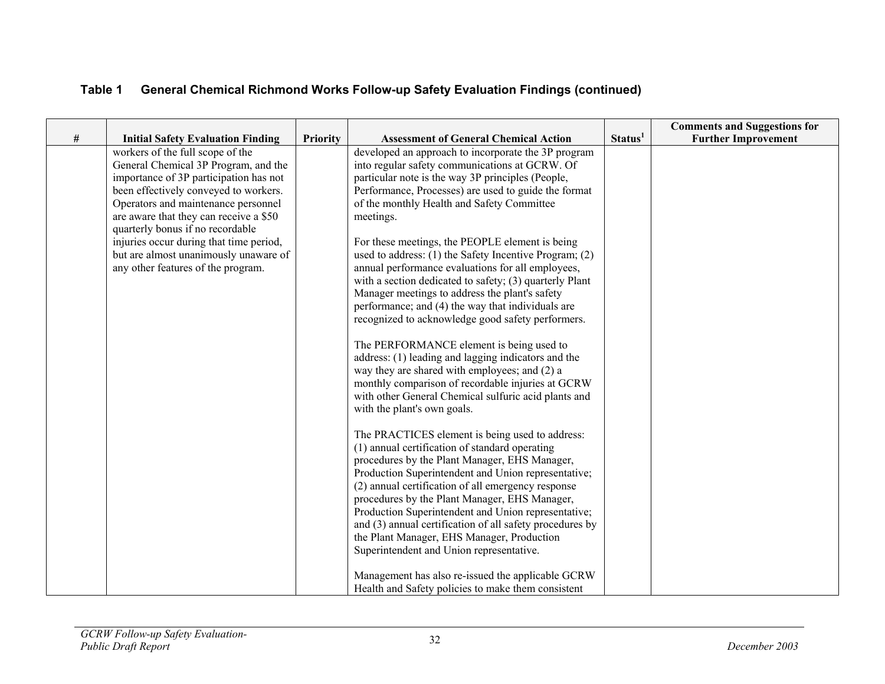**Table 1 General Chemical Richmond Works Follow-up Safety Evaluation Findings (continued)**

| # | Initial Safety Evaluation Finding | Priority | Assessment of General Chemical Action | Status[1] | Comments and Suggestions for Further Improvement |
|---|---|---|---|---|---|
| | workers of the full scope of the General Chemical 3P Program, and the importance of 3P participation has not been effectively conveyed to workers. Operators and maintenance personnel are aware that they can receive a $50 quarterly bonus if no recordable injuries occur during that time period, but are almost unanimously unaware of any other features of the program. | | developed an approach to incorporate the 3P program into regular safety communications at GCRW. Of particular note is the way 3P principles (People, Performance, Processes) are used to guide the format of the monthly Health and Safety Committee meetings.<br><br>For these meetings, the PEOPLE element is being used to address: (1) the Safety Incentive Program; (2) annual performance evaluations for all employees, with a section dedicated to safety; (3) quarterly Plant Manager meetings to address the plant's safety performance; and (4) the way that individuals are recognized to acknowledge good safety performers.<br><br>The PERFORMANCE element is being used to address: (1) leading and lagging indicators and the way they are shared with employees; and (2) a monthly comparison of recordable injuries at GCRW with other General Chemical sulfuric acid plants and with the plant's own goals.<br><br>The PRACTICES element is being used to address: (1) annual certification of standard operating procedures by the Plant Manager, EHS Manager, Production Superintendent and Union representative; (2) annual certification of all emergency response procedures by the Plant Manager, EHS Manager, Production Superintendent and Union representative; and (3) annual certification of all safety procedures by the Plant Manager, EHS Manager, Production Superintendent and Union representative.<br><br>Management has also re-issued the applicable GCRW Health and Safety policies to make them consistent | | |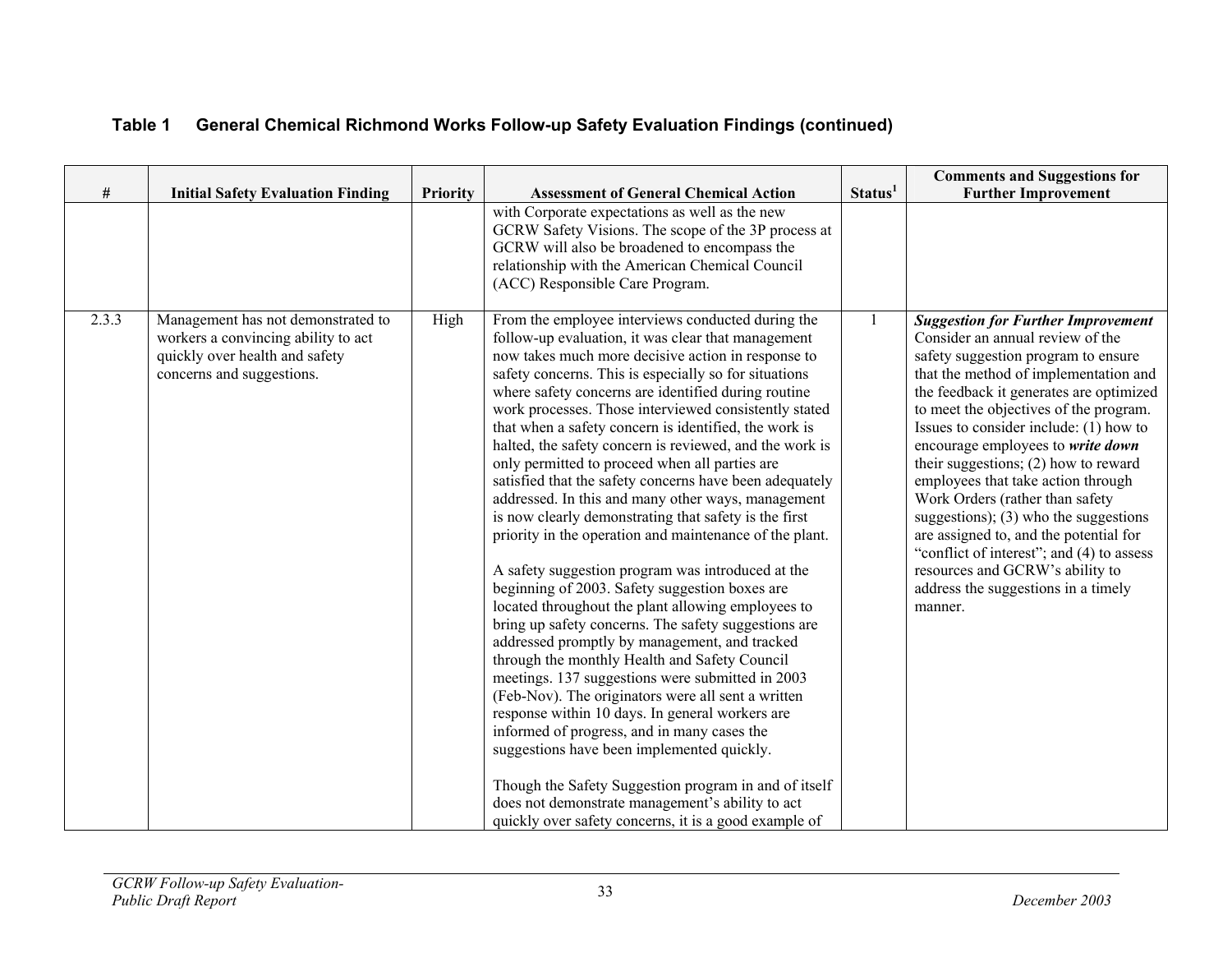**Table 1 General Chemical Richmond Works Follow-up Safety Evaluation Findings (continued)**

| # | Initial Safety Evaluation Finding | Priority | Assessment of General Chemical Action | Status[1] | Comments and Suggestions for Further Improvement |
|---|---|---|---|---|---|
| | | | with Corporate expectations as well as the new GCRW Safety Visions. The scope of the 3P process at GCRW will also be broadened to encompass the relationship with the American Chemical Council (ACC) Responsible Care Program. | | |
| 2.3.3 | Management has not demonstrated to workers a convincing ability to act quickly over health and safety concerns and suggestions. | High | From the employee interviews conducted during the follow-up evaluation, it was clear that management now takes much more decisive action in response to safety concerns. This is especially so for situations where safety concerns are identified during routine work processes. Those interviewed consistently stated that when a safety concern is identified, the work is halted, the safety concern is reviewed, and the work is only permitted to proceed when all parties are satisfied that the safety concerns have been adequately addressed. In this and many other ways, management is now clearly demonstrating that safety is the first priority in the operation and maintenance of the plant.<br><br>A safety suggestion program was introduced at the beginning of 2003. Safety suggestion boxes are located throughout the plant allowing employees to bring up safety concerns. The safety suggestions are addressed promptly by management, and tracked through the monthly Health and Safety Council meetings. 137 suggestions were submitted in 2003 (Feb-Nov). The originators were all sent a written response within 10 days. In general workers are informed of progress, and in many cases the suggestions have been implemented quickly.<br><br>Though the Safety Suggestion program in and of itself does not demonstrate management's ability to act quickly over safety concerns, it is a good example of | 1 | ***Suggestion for Further Improvement***<br>Consider an annual review of the safety suggestion program to ensure that the method of implementation and the feedback it generates are optimized to meet the objectives of the program. Issues to consider include: (1) how to encourage employees to ***write down*** their suggestions; (2) how to reward employees that take action through Work Orders (rather than safety suggestions); (3) who the suggestions are assigned to, and the potential for "conflict of interest"; and (4) to assess resources and GCRW's ability to address the suggestions in a timely manner. |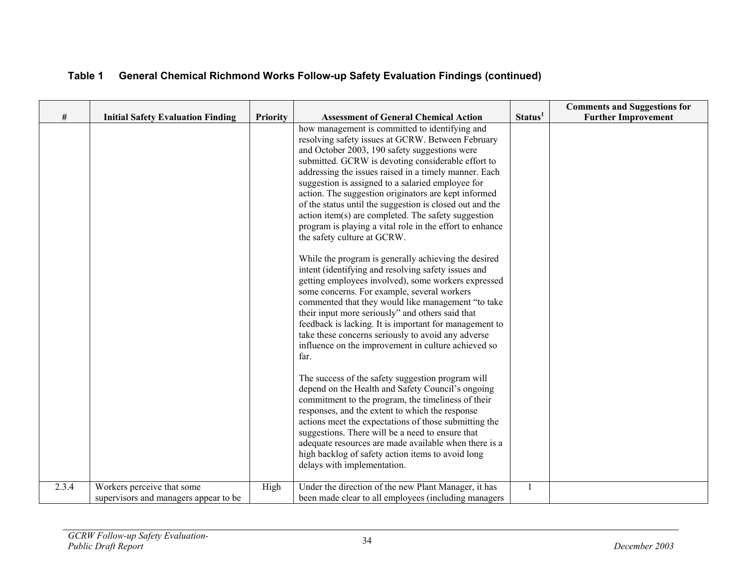**Table 1 General Chemical Richmond Works Follow-up Safety Evaluation Findings (continued)**

| # | Initial Safety Evaluation Finding | Priority | Assessment of General Chemical Action | Status[1] | Comments and Suggestions for Further Improvement |
|---|---|---|---|---|---|
| | | | how management is committed to identifying and resolving safety issues at GCRW. Between February and October 2003, 190 safety suggestions were submitted. GCRW is devoting considerable effort to addressing the issues raised in a timely manner. Each suggestion is assigned to a salaried employee for action. The suggestion originators are kept informed of the status until the suggestion is closed out and the action item(s) are completed. The safety suggestion program is playing a vital role in the effort to enhance the safety culture at GCRW.<br><br>While the program is generally achieving the desired intent (identifying and resolving safety issues and getting employees involved), some workers expressed some concerns. For example, several workers commented that they would like management "to take their input more seriously" and others said that feedback is lacking. It is important for management to take these concerns seriously to avoid any adverse influence on the improvement in culture achieved so far.<br><br>The success of the safety suggestion program will depend on the Health and Safety Council's ongoing commitment to the program, the timeliness of their responses, and the extent to which the response actions meet the expectations of those submitting the suggestions. There will be a need to ensure that adequate resources are made available when there is a high backlog of safety action items to avoid long delays with implementation. | | |
| 2.3.4 | Workers perceive that some supervisors and managers appear to be | High | Under the direction of the new Plant Manager, it has been made clear to all employees (including managers | 1 | |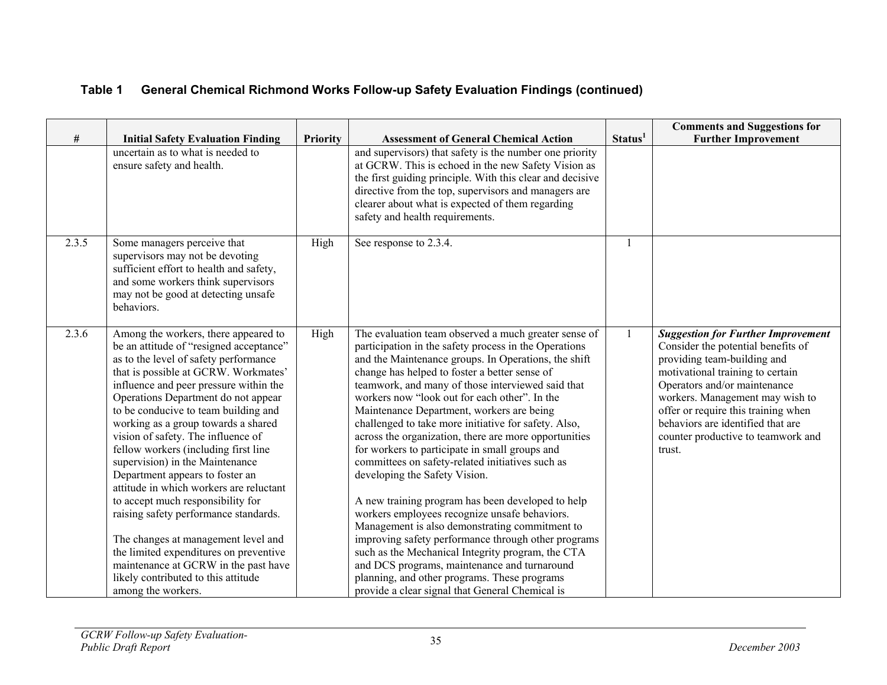**Table 1 General Chemical Richmond Works Follow-up Safety Evaluation Findings (continued)**

| # | Initial Safety Evaluation Finding | Priority | Assessment of General Chemical Action | Status[1] | Comments and Suggestions for Further Improvement |
|---|---|---|---|---|---|
| | uncertain as to what is needed to ensure safety and health. | | and supervisors) that safety is the number one priority at GCRW. This is echoed in the new Safety Vision as the first guiding principle. With this clear and decisive directive from the top, supervisors and managers are clearer about what is expected of them regarding safety and health requirements. | | |
| 2.3.5 | Some managers perceive that supervisors may not be devoting sufficient effort to health and safety, and some workers think supervisors may not be good at detecting unsafe behaviors. | High | See response to 2.3.4. | 1 | |
| 2.3.6 | Among the workers, there appeared to be an attitude of "resigned acceptance" as to the level of safety performance that is possible at GCRW. Workmates' influence and peer pressure within the Operations Department do not appear to be conducive to team building and working as a group towards a shared vision of safety. The influence of fellow workers (including first line supervision) in the Maintenance Department appears to foster an attitude in which workers are reluctant to accept much responsibility for raising safety performance standards.<br><br>The changes at management level and the limited expenditures on preventive maintenance at GCRW in the past have likely contributed to this attitude among the workers. | High | The evaluation team observed a much greater sense of participation in the safety process in the Operations and the Maintenance groups. In Operations, the shift change has helped to foster a better sense of teamwork, and many of those interviewed said that workers now "look out for each other". In the Maintenance Department, workers are being challenged to take more initiative for safety. Also, across the organization, there are more opportunities for workers to participate in small groups and committees on safety-related initiatives such as developing the Safety Vision.<br><br>A new training program has been developed to help workers employees recognize unsafe behaviors. Management is also demonstrating commitment to improving safety performance through other programs such as the Mechanical Integrity program, the CTA and DCS programs, maintenance and turnaround planning, and other programs. These programs provide a clear signal that General Chemical is | 1 | ***Suggestion for Further Improvement*** Consider the potential benefits of providing team-building and motivational training to certain Operators and/or maintenance workers. Management may wish to offer or require this training when behaviors are identified that are counter productive to teamwork and trust. |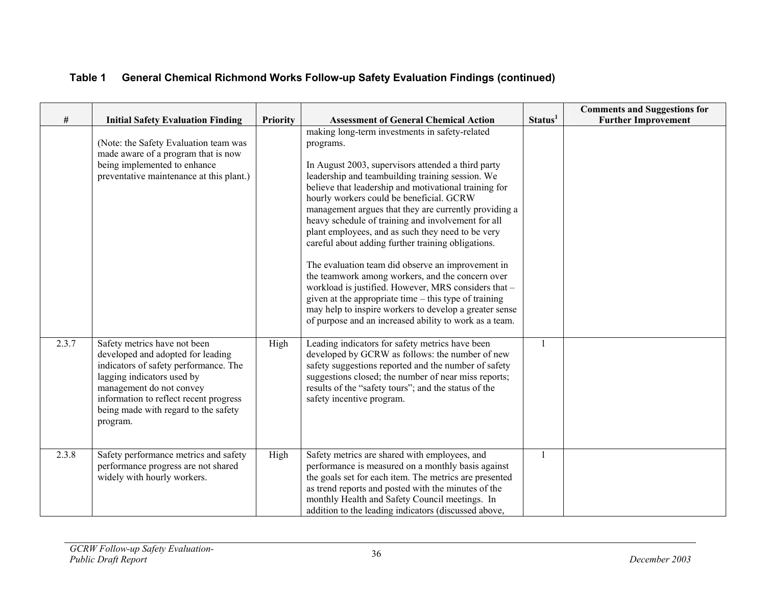**Table 1 General Chemical Richmond Works Follow-up Safety Evaluation Findings (continued)**

| # | Initial Safety Evaluation Finding | Priority | Assessment of General Chemical Action | Status[1] | Comments and Suggestions for Further Improvement |
|---|---|---|---|---|---|
| | (Note: the Safety Evaluation team was made aware of a program that is now being implemented to enhance preventative maintenance at this plant.) | | making long-term investments in safety-related programs.<br><br>In August 2003, supervisors attended a third party leadership and teambuilding training session. We believe that leadership and motivational training for hourly workers could be beneficial. GCRW management argues that they are currently providing a heavy schedule of training and involvement for all plant employees, and as such they need to be very careful about adding further training obligations.<br><br>The evaluation team did observe an improvement in the teamwork among workers, and the concern over workload is justified. However, MRS considers that – given at the appropriate time – this type of training may help to inspire workers to develop a greater sense of purpose and an increased ability to work as a team. | | |
| 2.3.7 | Safety metrics have not been developed and adopted for leading indicators of safety performance. The lagging indicators used by management do not convey information to reflect recent progress being made with regard to the safety program. | High | Leading indicators for safety metrics have been developed by GCRW as follows: the number of new safety suggestions reported and the number of safety suggestions closed; the number of near miss reports; results of the "safety tours"; and the status of the safety incentive program. | 1 | |
| 2.3.8 | Safety performance metrics and safety performance progress are not shared widely with hourly workers. | High | Safety metrics are shared with employees, and performance is measured on a monthly basis against the goals set for each item. The metrics are presented as trend reports and posted with the minutes of the monthly Health and Safety Council meetings. In addition to the leading indicators (discussed above, | 1 | |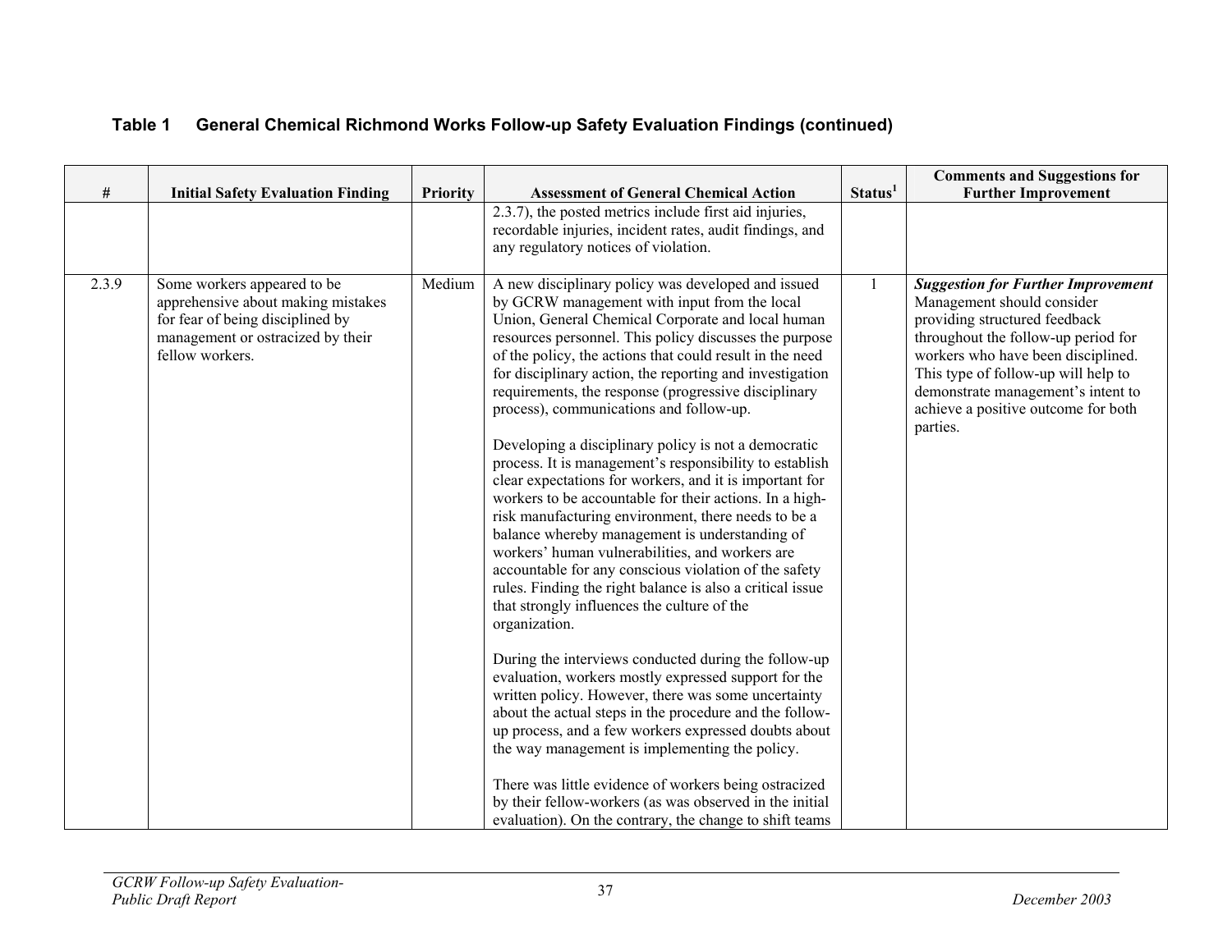**Table 1 General Chemical Richmond Works Follow-up Safety Evaluation Findings (continued)**

| # | Initial Safety Evaluation Finding | Priority | Assessment of General Chemical Action | Status[1] | Comments and Suggestions for Further Improvement |
|---|---|---|---|---|---|
| | | | 2.3.7), the posted metrics include first aid injuries, recordable injuries, incident rates, audit findings, and any regulatory notices of violation. | | |
| 2.3.9 | Some workers appeared to be apprehensive about making mistakes for fear of being disciplined by management or ostracized by their fellow workers. | Medium | A new disciplinary policy was developed and issued by GCRW management with input from the local Union, General Chemical Corporate and local human resources personnel. This policy discusses the purpose of the policy, the actions that could result in the need for disciplinary action, the reporting and investigation requirements, the response (progressive disciplinary process), communications and follow-up.<br><br>Developing a disciplinary policy is not a democratic process. It is management's responsibility to establish clear expectations for workers, and it is important for workers to be accountable for their actions. In a high-risk manufacturing environment, there needs to be a balance whereby management is understanding of workers' human vulnerabilities, and workers are accountable for any conscious violation of the safety rules. Finding the right balance is also a critical issue that strongly influences the culture of the organization.<br><br>During the interviews conducted during the follow-up evaluation, workers mostly expressed support for the written policy. However, there was some uncertainty about the actual steps in the procedure and the follow-up process, and a few workers expressed doubts about the way management is implementing the policy.<br><br>There was little evidence of workers being ostracized by their fellow-workers (as was observed in the initial evaluation). On the contrary, the change to shift teams | 1 | ***Suggestion for Further Improvement***<br>Management should consider providing structured feedback throughout the follow-up period for workers who have been disciplined. This type of follow-up will help to demonstrate management's intent to achieve a positive outcome for both parties. |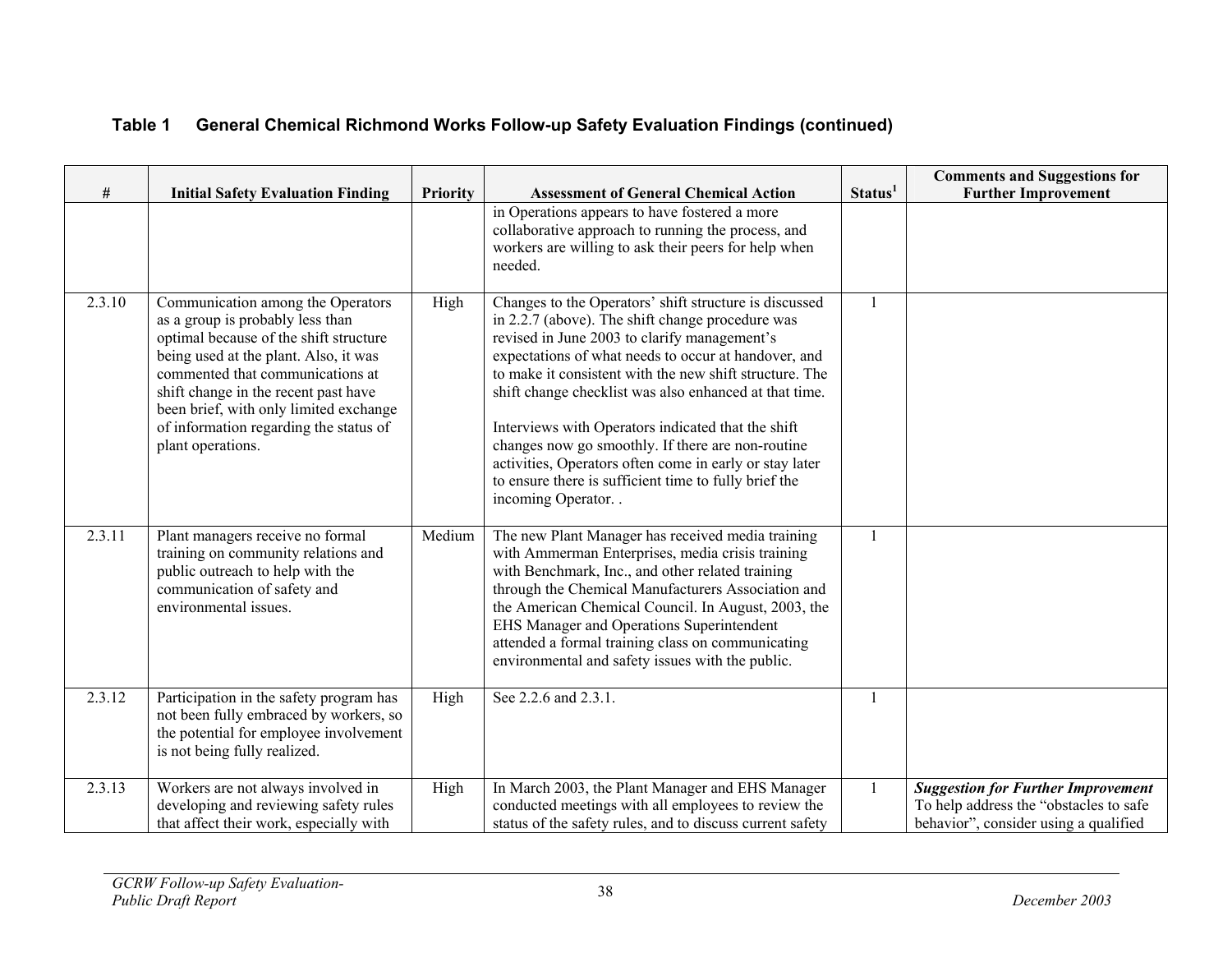### Table 1 General Chemical Richmond Works Follow-up Safety Evaluation Findings (continued)

| # | Initial Safety Evaluation Finding | Priority | Assessment of General Chemical Action | Status[1] | Comments and Suggestions for Further Improvement |
|---|---|---|---|---|---|
| | | | in Operations appears to have fostered a more collaborative approach to running the process, and workers are willing to ask their peers for help when needed. | | |
| 2.3.10 | Communication among the Operators as a group is probably less than optimal because of the shift structure being used at the plant. Also, it was commented that communications at shift change in the recent past have been brief, with only limited exchange of information regarding the status of plant operations. | High | Changes to the Operators' shift structure is discussed in 2.2.7 (above). The shift change procedure was revised in June 2003 to clarify management's expectations of what needs to occur at handover, and to make it consistent with the new shift structure. The shift change checklist was also enhanced at that time.<br><br>Interviews with Operators indicated that the shift changes now go smoothly. If there are non-routine activities, Operators often come in early or stay later to ensure there is sufficient time to fully brief the incoming Operator. . | 1 | |
| 2.3.11 | Plant managers receive no formal training on community relations and public outreach to help with the communication of safety and environmental issues. | Medium | The new Plant Manager has received media training with Ammerman Enterprises, media crisis training with Benchmark, Inc., and other related training through the Chemical Manufacturers Association and the American Chemical Council. In August, 2003, the EHS Manager and Operations Superintendent attended a formal training class on communicating environmental and safety issues with the public. | 1 | |
| 2.3.12 | Participation in the safety program has not been fully embraced by workers, so the potential for employee involvement is not being fully realized. | High | See 2.2.6 and 2.3.1. | 1 | |
| 2.3.13 | Workers are not always involved in developing and reviewing safety rules that affect their work, especially with | High | In March 2003, the Plant Manager and EHS Manager conducted meetings with all employees to review the status of the safety rules, and to discuss current safety | 1 | ***Suggestion for Further Improvement***<br>To help address the "obstacles to safe behavior", consider using a qualified |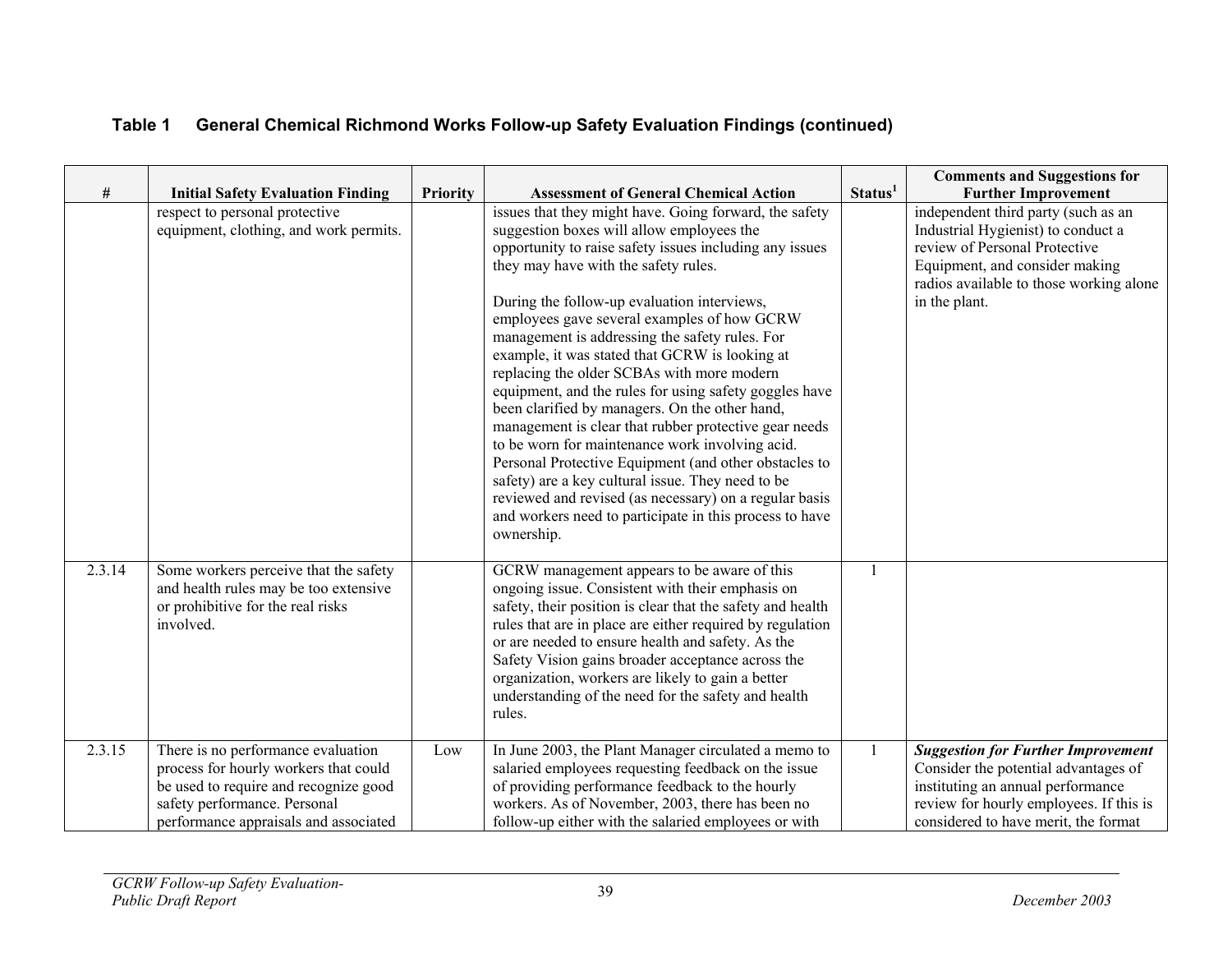**Table 1 General Chemical Richmond Works Follow-up Safety Evaluation Findings (continued)**

| # | Initial Safety Evaluation Finding | Priority | Assessment of General Chemical Action | Status[1] | Comments and Suggestions for Further Improvement |
|---|---|---|---|---|---|
| | respect to personal protective equipment, clothing, and work permits. | | issues that they might have. Going forward, the safety suggestion boxes will allow employees the opportunity to raise safety issues including any issues they may have with the safety rules.<br><br>During the follow-up evaluation interviews, employees gave several examples of how GCRW management is addressing the safety rules. For example, it was stated that GCRW is looking at replacing the older SCBAs with more modern equipment, and the rules for using safety goggles have been clarified by managers. On the other hand, management is clear that rubber protective gear needs to be worn for maintenance work involving acid. Personal Protective Equipment (and other obstacles to safety) are a key cultural issue. They need to be reviewed and revised (as necessary) on a regular basis and workers need to participate in this process to have ownership. | | independent third party (such as an Industrial Hygienist) to conduct a review of Personal Protective Equipment, and consider making radios available to those working alone in the plant. |
| 2.3.14 | Some workers perceive that the safety and health rules may be too extensive or prohibitive for the real risks involved. | | GCRW management appears to be aware of this ongoing issue. Consistent with their emphasis on safety, their position is clear that the safety and health rules that are in place are either required by regulation or are needed to ensure health and safety. As the Safety Vision gains broader acceptance across the organization, workers are likely to gain a better understanding of the need for the safety and health rules. | 1 | |
| 2.3.15 | There is no performance evaluation process for hourly workers that could be used to require and recognize good safety performance. Personal performance appraisals and associated | Low | In June 2003, the Plant Manager circulated a memo to salaried employees requesting feedback on the issue of providing performance feedback to the hourly workers. As of November, 2003, there has been no follow-up either with the salaried employees or with | 1 | ***Suggestion for Further Improvement***<br>Consider the potential advantages of instituting an annual performance review for hourly employees. If this is considered to have merit, the format |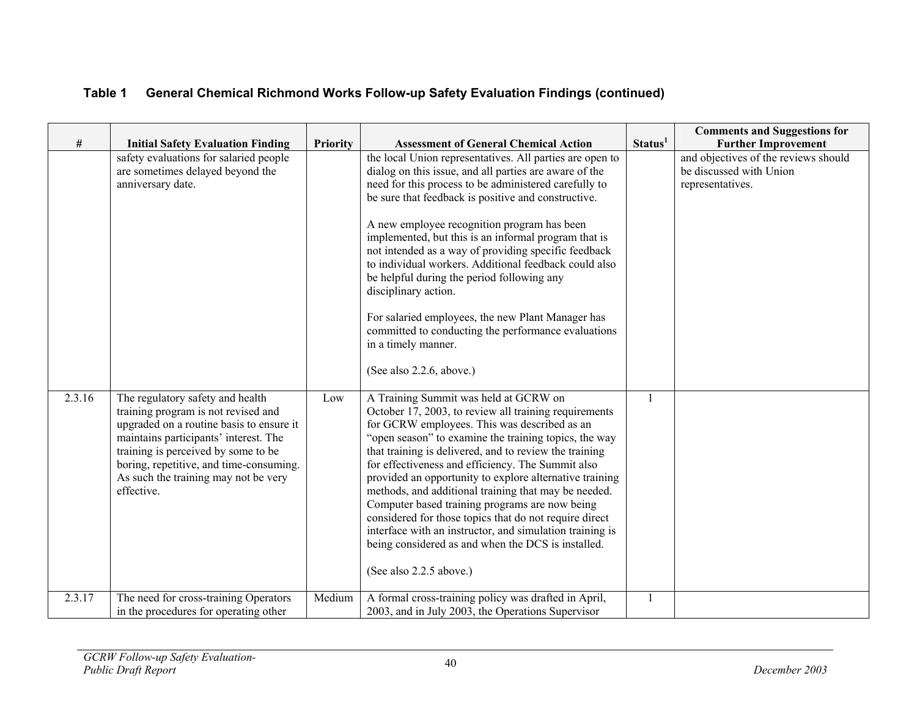**Table 1 General Chemical Richmond Works Follow-up Safety Evaluation Findings (continued)**

| # | Initial Safety Evaluation Finding | Priority | Assessment of General Chemical Action | Status[1] | Comments and Suggestions for Further Improvement |
|---|---|---|---|---|---|
| | safety evaluations for salaried people are sometimes delayed beyond the anniversary date. | | the local Union representatives. All parties are open to dialog on this issue, and all parties are aware of the need for this process to be administered carefully to be sure that feedback is positive and constructive.<br><br>A new employee recognition program has been implemented, but this is an informal program that is not intended as a way of providing specific feedback to individual workers. Additional feedback could also be helpful during the period following any disciplinary action.<br><br>For salaried employees, the new Plant Manager has committed to conducting the performance evaluations in a timely manner.<br><br>(See also 2.2.6, above.) | | and objectives of the reviews should be discussed with Union representatives. |
| 2.3.16 | The regulatory safety and health training program is not revised and upgraded on a routine basis to ensure it maintains participants' interest. The training is perceived by some to be boring, repetitive, and time-consuming. As such the training may not be very effective. | Low | A Training Summit was held at GCRW on October 17, 2003, to review all training requirements for GCRW employees. This was described as an "open season" to examine the training topics, the way that training is delivered, and to review the training for effectiveness and efficiency. The Summit also provided an opportunity to explore alternative training methods, and additional training that may be needed. Computer based training programs are now being considered for those topics that do not require direct interface with an instructor, and simulation training is being considered as and when the DCS is installed.<br><br>(See also 2.2.5 above.) | 1 | |
| 2.3.17 | The need for cross-training Operators in the procedures for operating other | Medium | A formal cross-training policy was drafted in April, 2003, and in July 2003, the Operations Supervisor | 1 | |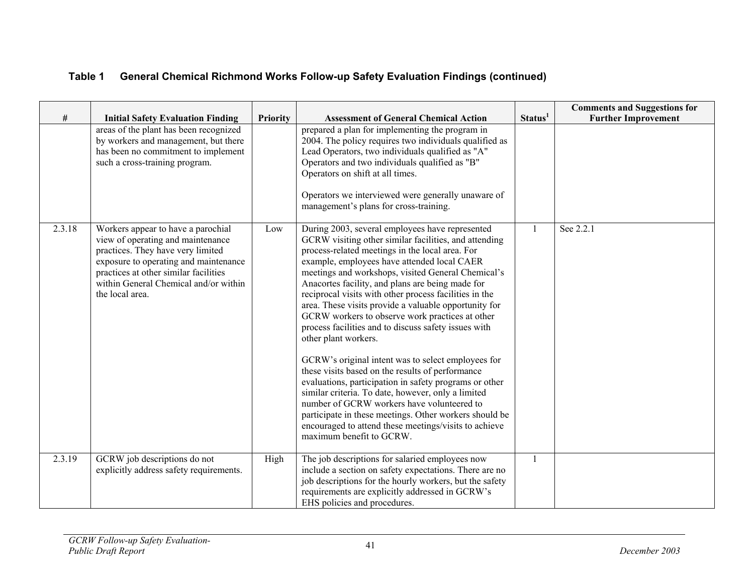### Table 1 General Chemical Richmond Works Follow-up Safety Evaluation Findings (continued)

| # | Initial Safety Evaluation Finding | Priority | Assessment of General Chemical Action | Status[1] | Comments and Suggestions for Further Improvement |
|---|---|---|---|---|---|
| | areas of the plant has been recognized by workers and management, but there has been no commitment to implement such a cross-training program. | | prepared a plan for implementing the program in 2004. The policy requires two individuals qualified as Lead Operators, two individuals qualified as "A" Operators and two individuals qualified as "B" Operators on shift at all times.<br><br>Operators we interviewed were generally unaware of management's plans for cross-training. | | |
| 2.3.18 | Workers appear to have a parochial view of operating and maintenance practices. They have very limited exposure to operating and maintenance practices at other similar facilities within General Chemical and/or within the local area. | Low | During 2003, several employees have represented GCRW visiting other similar facilities, and attending process-related meetings in the local area. For example, employees have attended local CAER meetings and workshops, visited General Chemical's Anacortes facility, and plans are being made for reciprocal visits with other process facilities in the area. These visits provide a valuable opportunity for GCRW workers to observe work practices at other process facilities and to discuss safety issues with other plant workers.<br><br>GCRW's original intent was to select employees for these visits based on the results of performance evaluations, participation in safety programs or other similar criteria. To date, however, only a limited number of GCRW workers have volunteered to participate in these meetings. Other workers should be encouraged to attend these meetings/visits to achieve maximum benefit to GCRW. | 1 | See 2.2.1 |
| 2.3.19 | GCRW job descriptions do not explicitly address safety requirements. | High | The job descriptions for salaried employees now include a section on safety expectations. There are no job descriptions for the hourly workers, but the safety requirements are explicitly addressed in GCRW's EHS policies and procedures. | 1 | |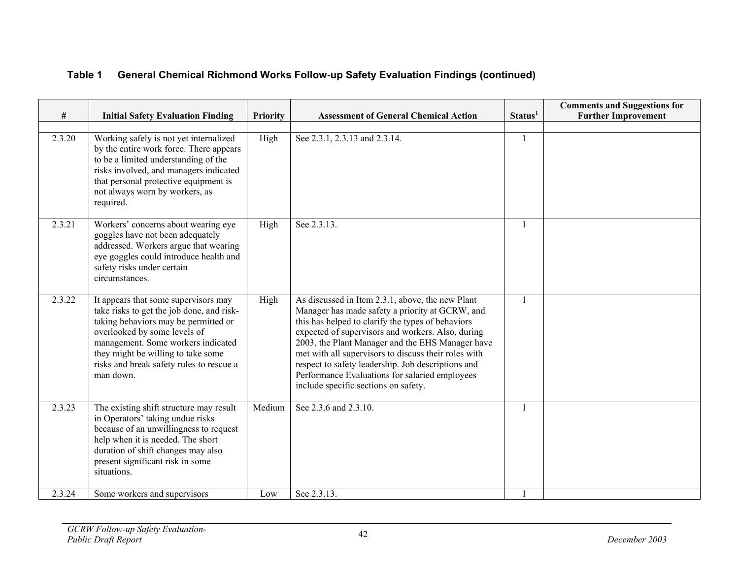**Table 1 General Chemical Richmond Works Follow-up Safety Evaluation Findings (continued)**

| # | Initial Safety Evaluation Finding | Priority | Assessment of General Chemical Action | Status[1] | Comments and Suggestions for Further Improvement |
|---|---|---|---|---|---|
| | | | | | |
| 2.3.20 | Working safely is not yet internalized by the entire work force. There appears to be a limited understanding of the risks involved, and managers indicated that personal protective equipment is not always worn by workers, as required. | High | See 2.3.1, 2.3.13 and 2.3.14. | 1 | |
| 2.3.21 | Workers' concerns about wearing eye goggles have not been adequately addressed. Workers argue that wearing eye goggles could introduce health and safety risks under certain circumstances. | High | See 2.3.13. | 1 | |
| 2.3.22 | It appears that some supervisors may take risks to get the job done, and risk-taking behaviors may be permitted or overlooked by some levels of management. Some workers indicated they might be willing to take some risks and break safety rules to rescue a man down. | High | As discussed in Item 2.3.1, above, the new Plant Manager has made safety a priority at GCRW, and this has helped to clarify the types of behaviors expected of supervisors and workers. Also, during 2003, the Plant Manager and the EHS Manager have met with all supervisors to discuss their roles with respect to safety leadership. Job descriptions and Performance Evaluations for salaried employees include specific sections on safety. | 1 | |
| 2.3.23 | The existing shift structure may result in Operators' taking undue risks because of an unwillingness to request help when it is needed. The short duration of shift changes may also present significant risk in some situations. | Medium | See 2.3.6 and 2.3.10. | 1 | |
| 2.3.24 | Some workers and supervisors | Low | See 2.3.13. | 1 | |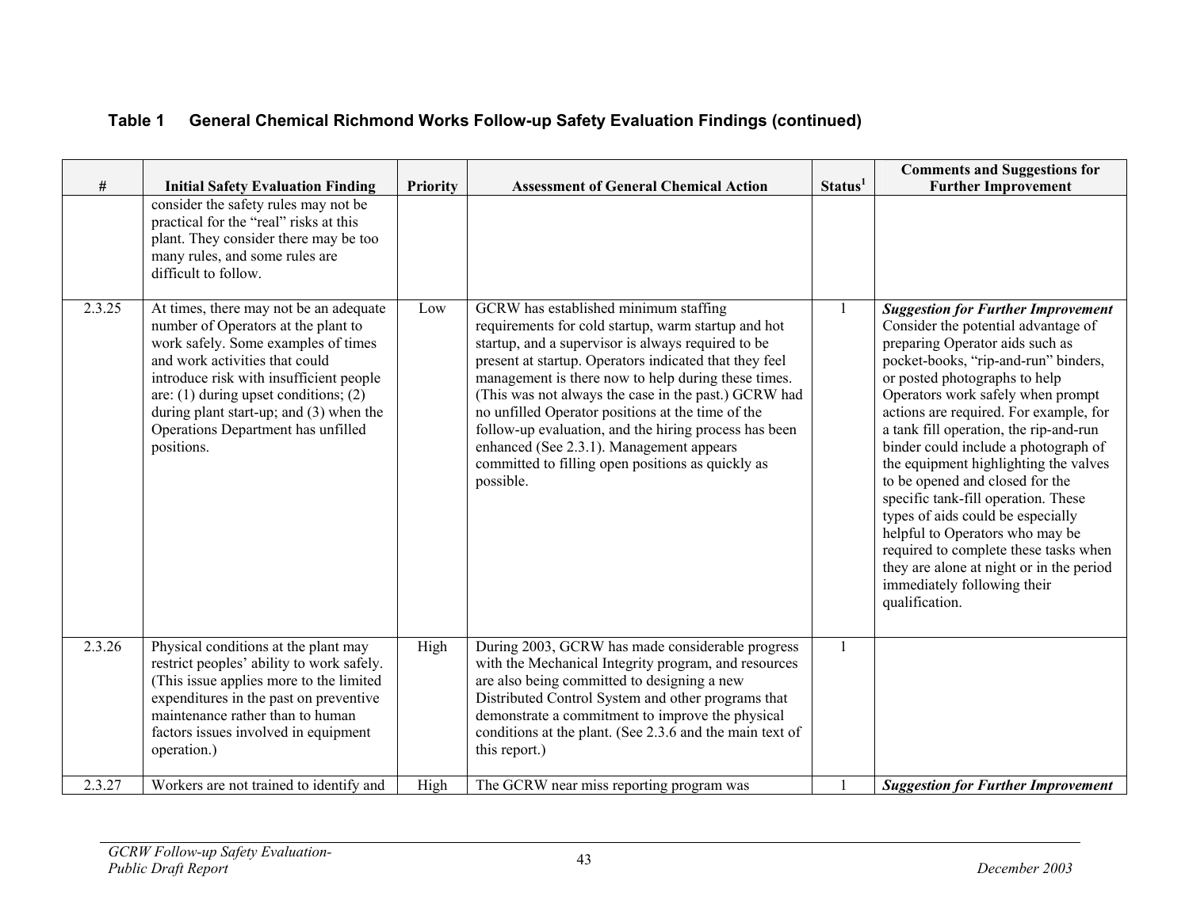### Table 1 General Chemical Richmond Works Follow-up Safety Evaluation Findings (continued)

| # | Initial Safety Evaluation Finding | Priority | Assessment of General Chemical Action | Status[1] | Comments and Suggestions for Further Improvement |
|---|---|---|---|---|---|
| | consider the safety rules may not be practical for the "real" risks at this plant. They consider there may be too many rules, and some rules are difficult to follow. | | | | |
| 2.3.25 | At times, there may not be an adequate number of Operators at the plant to work safely. Some examples of times and work activities that could introduce risk with insufficient people are: (1) during upset conditions; (2) during plant start-up; and (3) when the Operations Department has unfilled positions. | Low | GCRW has established minimum staffing requirements for cold startup, warm startup and hot startup, and a supervisor is always required to be present at startup. Operators indicated that they feel management is there now to help during these times. (This was not always the case in the past.) GCRW had no unfilled Operator positions at the time of the follow-up evaluation, and the hiring process has been enhanced (See 2.3.1). Management appears committed to filling open positions as quickly as possible. | 1 | ***Suggestion for Further Improvement*** Consider the potential advantage of preparing Operator aids such as pocket-books, "rip-and-run" binders, or posted photographs to help Operators work safely when prompt actions are required. For example, for a tank fill operation, the rip-and-run binder could include a photograph of the equipment highlighting the valves to be opened and closed for the specific tank-fill operation. These types of aids could be especially helpful to Operators who may be required to complete these tasks when they are alone at night or in the period immediately following their qualification. |
| 2.3.26 | Physical conditions at the plant may restrict peoples' ability to work safely. (This issue applies more to the limited expenditures in the past on preventive maintenance rather than to human factors issues involved in equipment operation.) | High | During 2003, GCRW has made considerable progress with the Mechanical Integrity program, and resources are also being committed to designing a new Distributed Control System and other programs that demonstrate a commitment to improve the physical conditions at the plant. (See 2.3.6 and the main text of this report.) | 1 | |
| 2.3.27 | Workers are not trained to identify and | High | The GCRW near miss reporting program was | 1 | ***Suggestion for Further Improvement*** |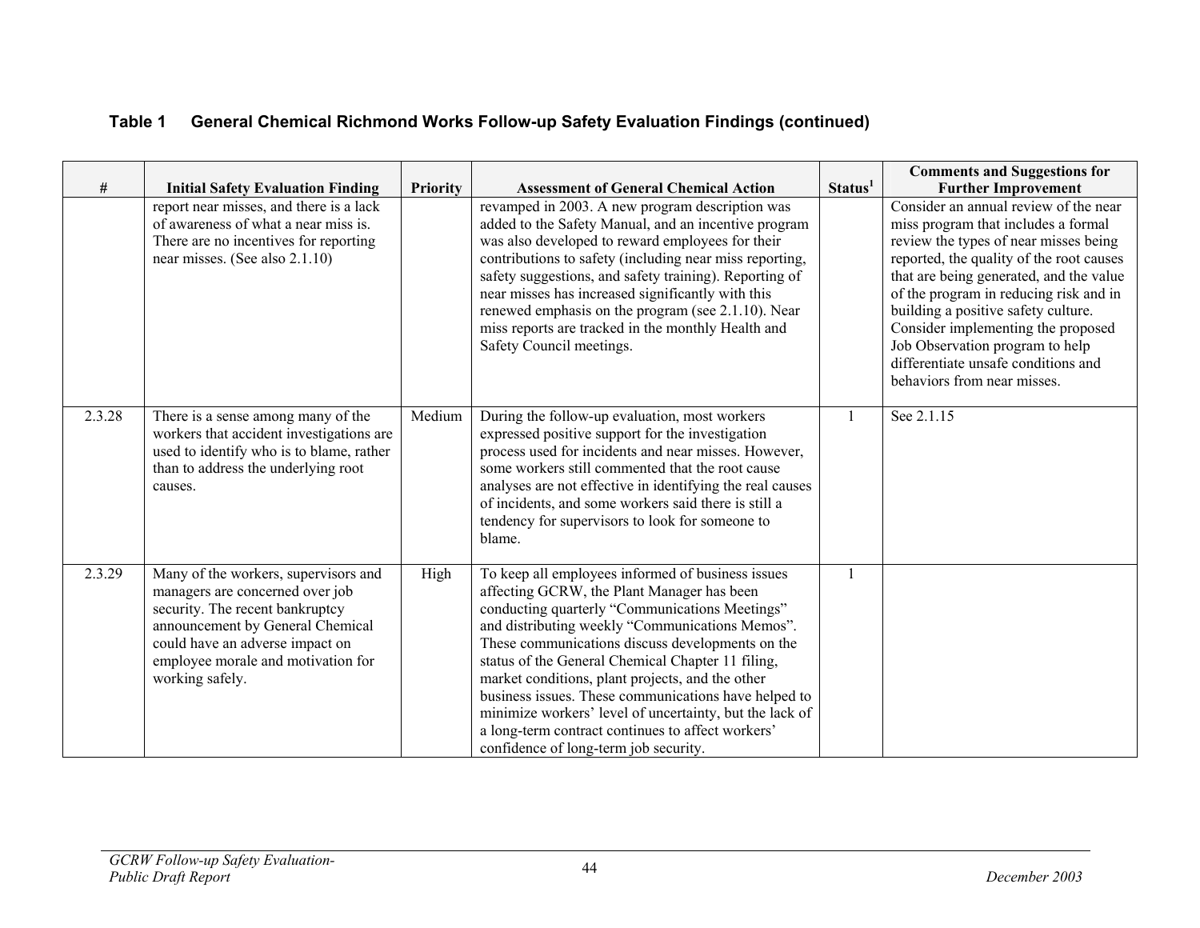**Table 1 General Chemical Richmond Works Follow-up Safety Evaluation Findings (continued)**

| # | Initial Safety Evaluation Finding | Priority | Assessment of General Chemical Action | Status[1] | Comments and Suggestions for Further Improvement |
|---|---|---|---|---|---|
| | report near misses, and there is a lack of awareness of what a near miss is. There are no incentives for reporting near misses. (See also 2.1.10) | | revamped in 2003. A new program description was added to the Safety Manual, and an incentive program was also developed to reward employees for their contributions to safety (including near miss reporting, safety suggestions, and safety training). Reporting of near misses has increased significantly with this renewed emphasis on the program (see 2.1.10). Near miss reports are tracked in the monthly Health and Safety Council meetings. | | Consider an annual review of the near miss program that includes a formal review the types of near misses being reported, the quality of the root causes that are being generated, and the value of the program in reducing risk and in building a positive safety culture. Consider implementing the proposed Job Observation program to help differentiate unsafe conditions and behaviors from near misses. |
| 2.3.28 | There is a sense among many of the workers that accident investigations are used to identify who is to blame, rather than to address the underlying root causes. | Medium | During the follow-up evaluation, most workers expressed positive support for the investigation process used for incidents and near misses. However, some workers still commented that the root cause analyses are not effective in identifying the real causes of incidents, and some workers said there is still a tendency for supervisors to look for someone to blame. | 1 | See 2.1.15 |
| 2.3.29 | Many of the workers, supervisors and managers are concerned over job security. The recent bankruptcy announcement by General Chemical could have an adverse impact on employee morale and motivation for working safely. | High | To keep all employees informed of business issues affecting GCRW, the Plant Manager has been conducting quarterly "Communications Meetings" and distributing weekly "Communications Memos". These communications discuss developments on the status of the General Chemical Chapter 11 filing, market conditions, plant projects, and the other business issues. These communications have helped to minimize workers' level of uncertainty, but the lack of a long-term contract continues to affect workers' confidence of long-term job security. | 1 | |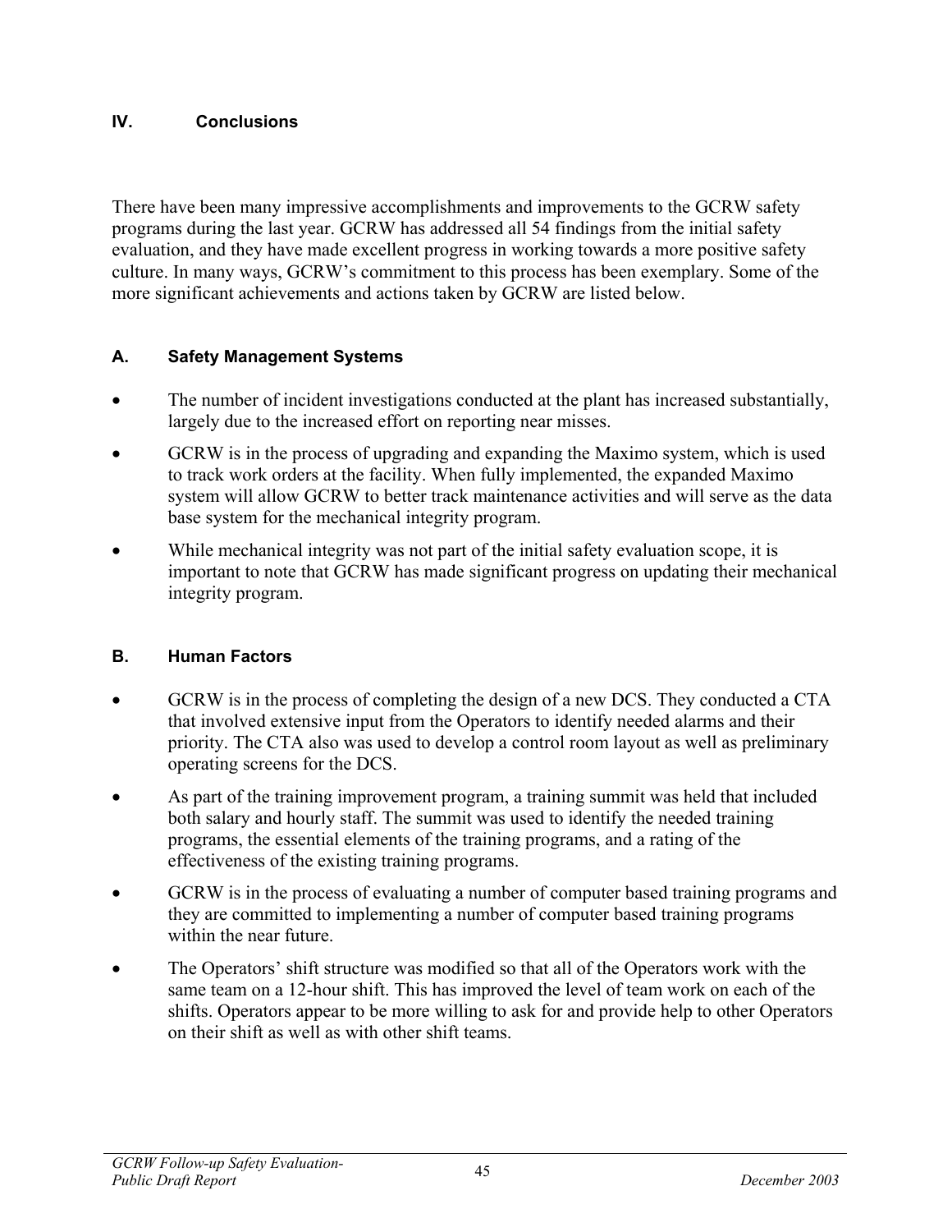## IV. Conclusions

There have been many impressive accomplishments and improvements to the GCRW safety programs during the last year. GCRW has addressed all 54 findings from the initial safety evaluation, and they have made excellent progress in working towards a more positive safety culture. In many ways, GCRW's commitment to this process has been exemplary. Some of the more significant achievements and actions taken by GCRW are listed below.

### A. Safety Management Systems

- The number of incident investigations conducted at the plant has increased substantially, largely due to the increased effort on reporting near misses.
- GCRW is in the process of upgrading and expanding the Maximo system, which is used to track work orders at the facility. When fully implemented, the expanded Maximo system will allow GCRW to better track maintenance activities and will serve as the data base system for the mechanical integrity program.
- While mechanical integrity was not part of the initial safety evaluation scope, it is important to note that GCRW has made significant progress on updating their mechanical integrity program.

### B. Human Factors

- GCRW is in the process of completing the design of a new DCS. They conducted a CTA that involved extensive input from the Operators to identify needed alarms and their priority. The CTA also was used to develop a control room layout as well as preliminary operating screens for the DCS.
- As part of the training improvement program, a training summit was held that included both salary and hourly staff. The summit was used to identify the needed training programs, the essential elements of the training programs, and a rating of the effectiveness of the existing training programs.
- GCRW is in the process of evaluating a number of computer based training programs and they are committed to implementing a number of computer based training programs within the near future.
- The Operators' shift structure was modified so that all of the Operators work with the same team on a 12-hour shift. This has improved the level of team work on each of the shifts. Operators appear to be more willing to ask for and provide help to other Operators on their shift as well as with other shift teams.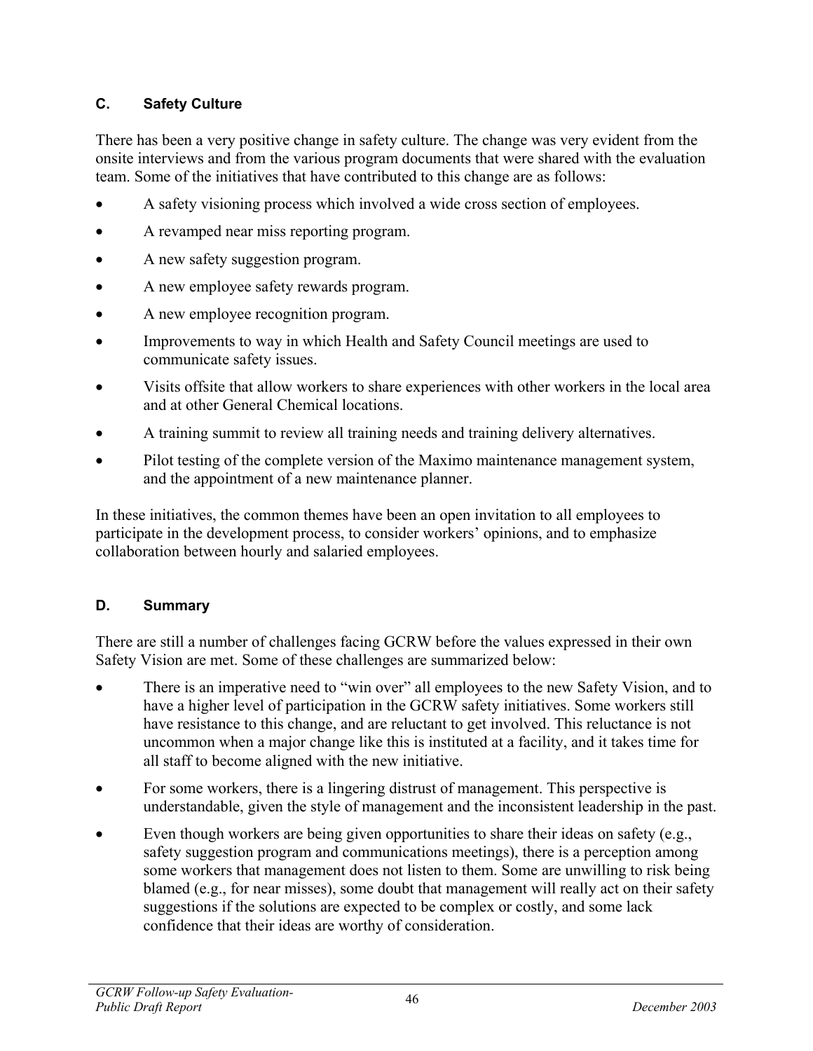### C. Safety Culture

There has been a very positive change in safety culture. The change was very evident from the onsite interviews and from the various program documents that were shared with the evaluation team. Some of the initiatives that have contributed to this change are as follows:

- A safety visioning process which involved a wide cross section of employees.
- A revamped near miss reporting program.
- A new safety suggestion program.
- A new employee safety rewards program.
- A new employee recognition program.
- Improvements to way in which Health and Safety Council meetings are used to communicate safety issues.
- Visits offsite that allow workers to share experiences with other workers in the local area and at other General Chemical locations.
- A training summit to review all training needs and training delivery alternatives.
- Pilot testing of the complete version of the Maximo maintenance management system, and the appointment of a new maintenance planner.

In these initiatives, the common themes have been an open invitation to all employees to participate in the development process, to consider workers' opinions, and to emphasize collaboration between hourly and salaried employees.

### D. Summary

There are still a number of challenges facing GCRW before the values expressed in their own Safety Vision are met. Some of these challenges are summarized below:

- There is an imperative need to "win over" all employees to the new Safety Vision, and to have a higher level of participation in the GCRW safety initiatives. Some workers still have resistance to this change, and are reluctant to get involved. This reluctance is not uncommon when a major change like this is instituted at a facility, and it takes time for all staff to become aligned with the new initiative.
- For some workers, there is a lingering distrust of management. This perspective is understandable, given the style of management and the inconsistent leadership in the past.
- Even though workers are being given opportunities to share their ideas on safety (e.g., safety suggestion program and communications meetings), there is a perception among some workers that management does not listen to them. Some are unwilling to risk being blamed (e.g., for near misses), some doubt that management will really act on their safety suggestions if the solutions are expected to be complex or costly, and some lack confidence that their ideas are worthy of consideration.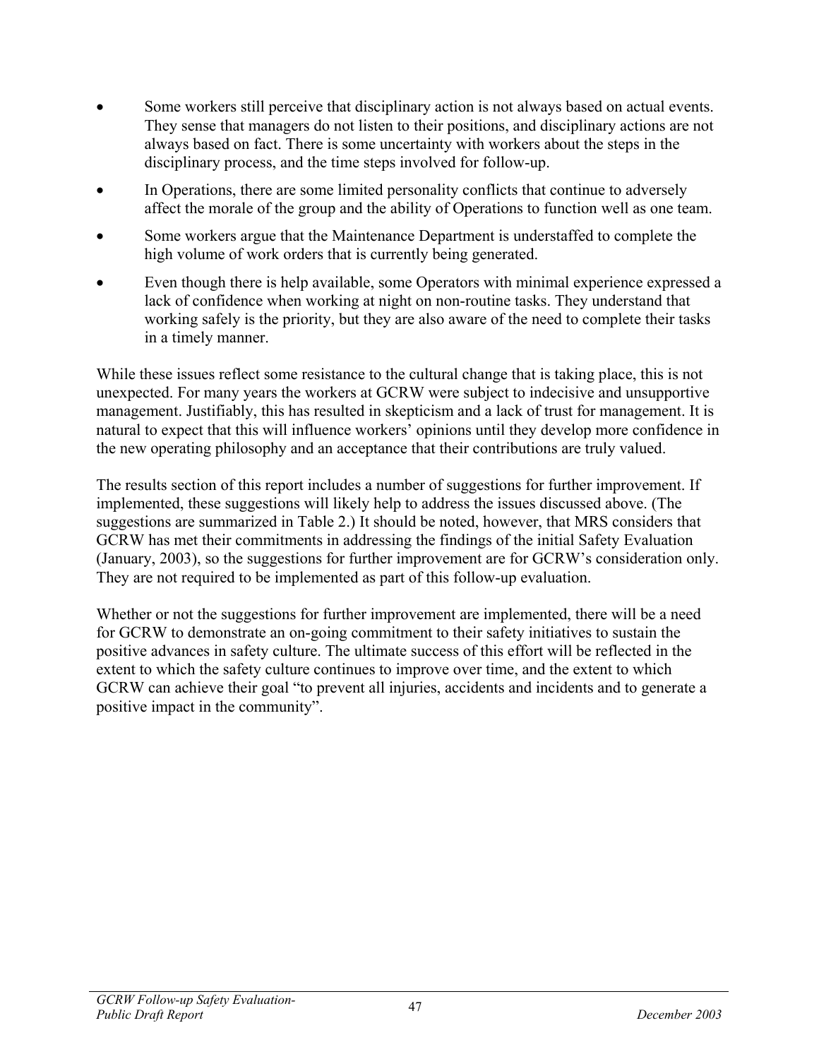- Some workers still perceive that disciplinary action is not always based on actual events. They sense that managers do not listen to their positions, and disciplinary actions are not always based on fact. There is some uncertainty with workers about the steps in the disciplinary process, and the time steps involved for follow-up.
- In Operations, there are some limited personality conflicts that continue to adversely affect the morale of the group and the ability of Operations to function well as one team.
- Some workers argue that the Maintenance Department is understaffed to complete the high volume of work orders that is currently being generated.
- Even though there is help available, some Operators with minimal experience expressed a lack of confidence when working at night on non-routine tasks. They understand that working safely is the priority, but they are also aware of the need to complete their tasks in a timely manner.

While these issues reflect some resistance to the cultural change that is taking place, this is not unexpected. For many years the workers at GCRW were subject to indecisive and unsupportive management. Justifiably, this has resulted in skepticism and a lack of trust for management. It is natural to expect that this will influence workers' opinions until they develop more confidence in the new operating philosophy and an acceptance that their contributions are truly valued.

The results section of this report includes a number of suggestions for further improvement. If implemented, these suggestions will likely help to address the issues discussed above. (The suggestions are summarized in Table 2.) It should be noted, however, that MRS considers that GCRW has met their commitments in addressing the findings of the initial Safety Evaluation (January, 2003), so the suggestions for further improvement are for GCRW's consideration only. They are not required to be implemented as part of this follow-up evaluation.

Whether or not the suggestions for further improvement are implemented, there will be a need for GCRW to demonstrate an on-going commitment to their safety initiatives to sustain the positive advances in safety culture. The ultimate success of this effort will be reflected in the extent to which the safety culture continues to improve over time, and the extent to which GCRW can achieve their goal "to prevent all injuries, accidents and incidents and to generate a positive impact in the community".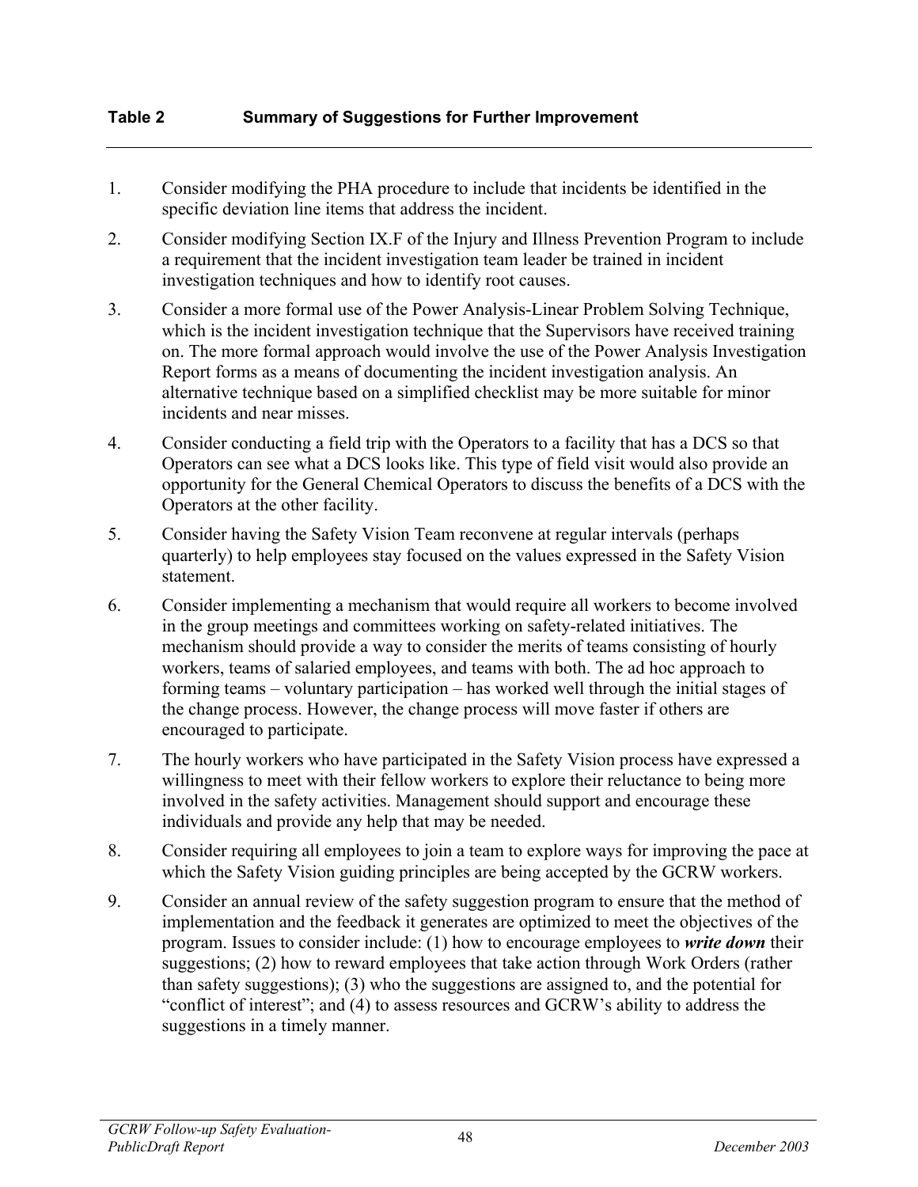**Table 2 Summary of Suggestions for Further Improvement**

1. Consider modifying the PHA procedure to include that incidents be identified in the specific deviation line items that address the incident.
2. Consider modifying Section IX.F of the Injury and Illness Prevention Program to include a requirement that the incident investigation team leader be trained in incident investigation techniques and how to identify root causes.
3. Consider a more formal use of the Power Analysis-Linear Problem Solving Technique, which is the incident investigation technique that the Supervisors have received training on. The more formal approach would involve the use of the Power Analysis Investigation Report forms as a means of documenting the incident investigation analysis. An alternative technique based on a simplified checklist may be more suitable for minor incidents and near misses.
4. Consider conducting a field trip with the Operators to a facility that has a DCS so that Operators can see what a DCS looks like. This type of field visit would also provide an opportunity for the General Chemical Operators to discuss the benefits of a DCS with the Operators at the other facility.
5. Consider having the Safety Vision Team reconvene at regular intervals (perhaps quarterly) to help employees stay focused on the values expressed in the Safety Vision statement.
6. Consider implementing a mechanism that would require all workers to become involved in the group meetings and committees working on safety-related initiatives. The mechanism should provide a way to consider the merits of teams consisting of hourly workers, teams of salaried employees, and teams with both. The ad hoc approach to forming teams – voluntary participation – has worked well through the initial stages of the change process. However, the change process will move faster if others are encouraged to participate.
7. The hourly workers who have participated in the Safety Vision process have expressed a willingness to meet with their fellow workers to explore their reluctance to being more involved in the safety activities. Management should support and encourage these individuals and provide any help that may be needed.
8. Consider requiring all employees to join a team to explore ways for improving the pace at which the Safety Vision guiding principles are being accepted by the GCRW workers.
9. Consider an annual review of the safety suggestion program to ensure that the method of implementation and the feedback it generates are optimized to meet the objectives of the program. Issues to consider include: (1) how to encourage employees to ***write down*** their suggestions; (2) how to reward employees that take action through Work Orders (rather than safety suggestions); (3) who the suggestions are assigned to, and the potential for "conflict of interest"; and (4) to assess resources and GCRW's ability to address the suggestions in a timely manner.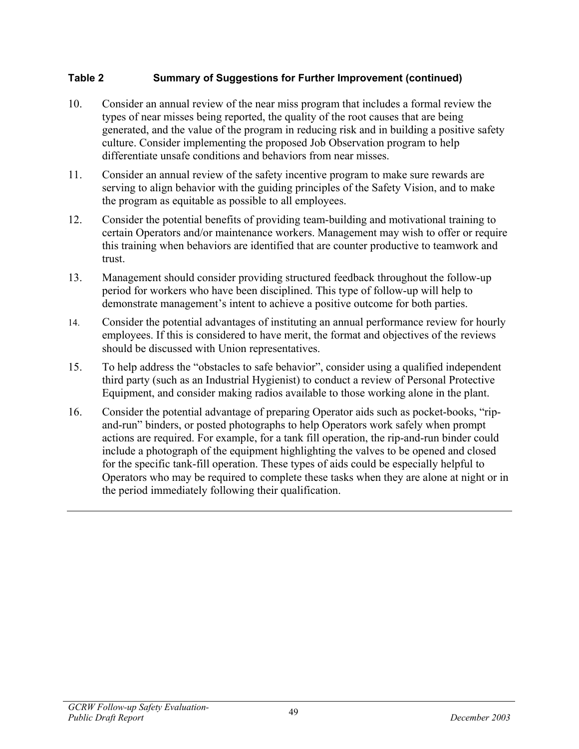**Table 2 Summary of Suggestions for Further Improvement (continued)**

10. Consider an annual review of the near miss program that includes a formal review the types of near misses being reported, the quality of the root causes that are being generated, and the value of the program in reducing risk and in building a positive safety culture. Consider implementing the proposed Job Observation program to help differentiate unsafe conditions and behaviors from near misses.

11. Consider an annual review of the safety incentive program to make sure rewards are serving to align behavior with the guiding principles of the Safety Vision, and to make the program as equitable as possible to all employees.

12. Consider the potential benefits of providing team-building and motivational training to certain Operators and/or maintenance workers. Management may wish to offer or require this training when behaviors are identified that are counter productive to teamwork and trust.

13. Management should consider providing structured feedback throughout the follow-up period for workers who have been disciplined. This type of follow-up will help to demonstrate management's intent to achieve a positive outcome for both parties.

14. Consider the potential advantages of instituting an annual performance review for hourly employees. If this is considered to have merit, the format and objectives of the reviews should be discussed with Union representatives.

15. To help address the "obstacles to safe behavior", consider using a qualified independent third party (such as an Industrial Hygienist) to conduct a review of Personal Protective Equipment, and consider making radios available to those working alone in the plant.

16. Consider the potential advantage of preparing Operator aids such as pocket-books, "rip-and-run" binders, or posted photographs to help Operators work safely when prompt actions are required. For example, for a tank fill operation, the rip-and-run binder could include a photograph of the equipment highlighting the valves to be opened and closed for the specific tank-fill operation. These types of aids could be especially helpful to Operators who may be required to complete these tasks when they are alone at night or in the period immediately following their qualification.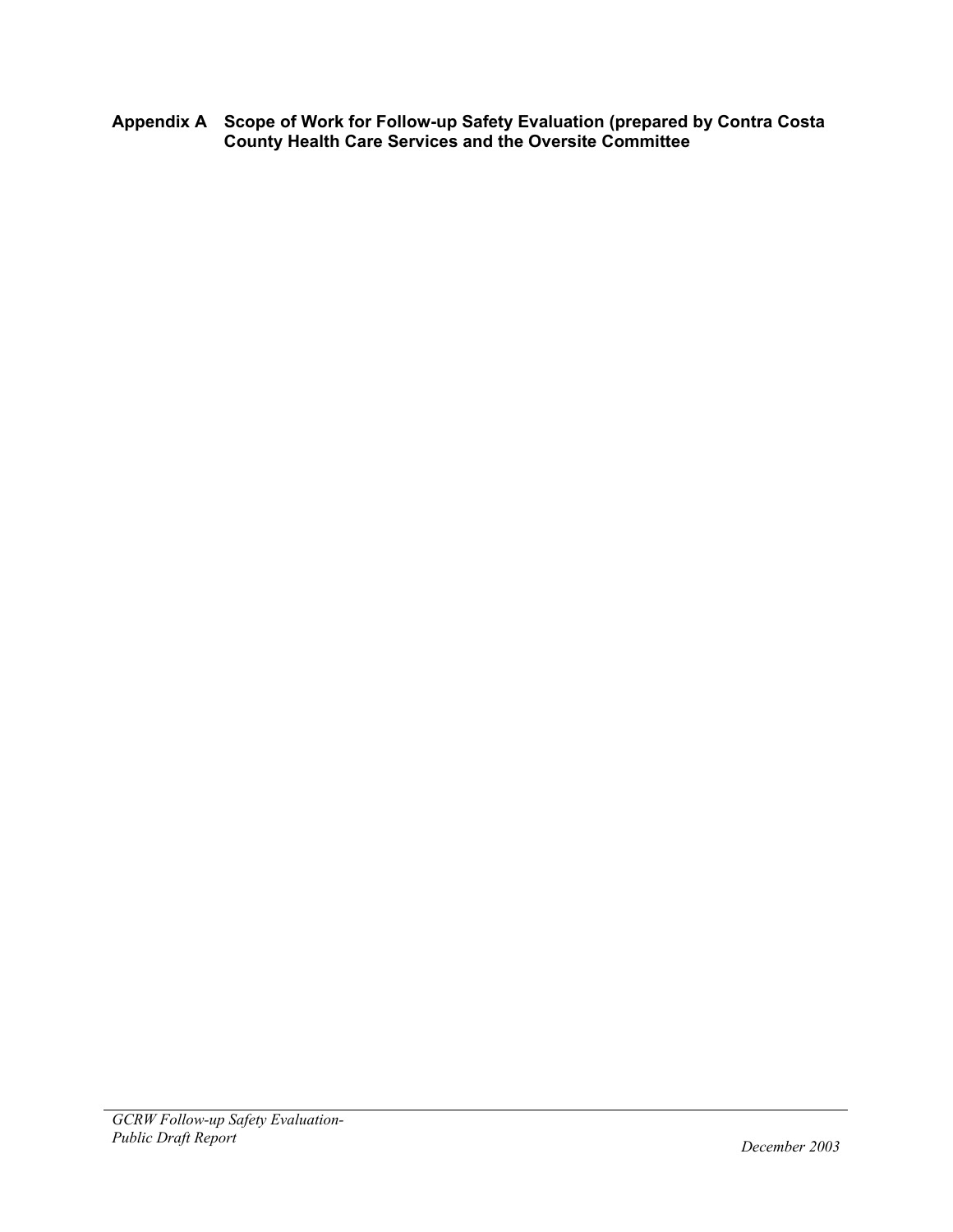## Appendix A Scope of Work for Follow-up Safety Evaluation (prepared by Contra Costa County Health Care Services and the Oversite Committee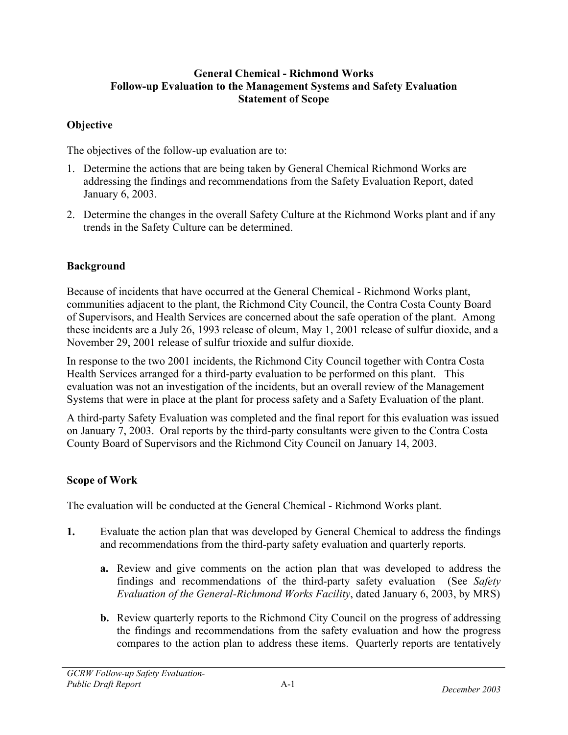**General Chemical - Richmond Works**
**Follow-up Evaluation to the Management Systems and Safety Evaluation**
**Statement of Scope**

## Objective

The objectives of the follow-up evaluation are to:

1. Determine the actions that are being taken by General Chemical Richmond Works are addressing the findings and recommendations from the Safety Evaluation Report, dated January 6, 2003.
2. Determine the changes in the overall Safety Culture at the Richmond Works plant and if any trends in the Safety Culture can be determined.

## Background

Because of incidents that have occurred at the General Chemical - Richmond Works plant, communities adjacent to the plant, the Richmond City Council, the Contra Costa County Board of Supervisors, and Health Services are concerned about the safe operation of the plant. Among these incidents are a July 26, 1993 release of oleum, May 1, 2001 release of sulfur dioxide, and a November 29, 2001 release of sulfur trioxide and sulfur dioxide.

In response to the two 2001 incidents, the Richmond City Council together with Contra Costa Health Services arranged for a third-party evaluation to be performed on this plant. This evaluation was not an investigation of the incidents, but an overall review of the Management Systems that were in place at the plant for process safety and a Safety Evaluation of the plant.

A third-party Safety Evaluation was completed and the final report for this evaluation was issued on January 7, 2003. Oral reports by the third-party consultants were given to the Contra Costa County Board of Supervisors and the Richmond City Council on January 14, 2003.

## Scope of Work

The evaluation will be conducted at the General Chemical - Richmond Works plant.

**1.** Evaluate the action plan that was developed by General Chemical to address the findings and recommendations from the third-party safety evaluation and quarterly reports.

   **a.** Review and give comments on the action plan that was developed to address the findings and recommendations of the third-party safety evaluation (See *Safety Evaluation of the General-Richmond Works Facility*, dated January 6, 2003, by MRS)

   **b.** Review quarterly reports to the Richmond City Council on the progress of addressing the findings and recommendations from the safety evaluation and how the progress compares to the action plan to address these items. Quarterly reports are tentatively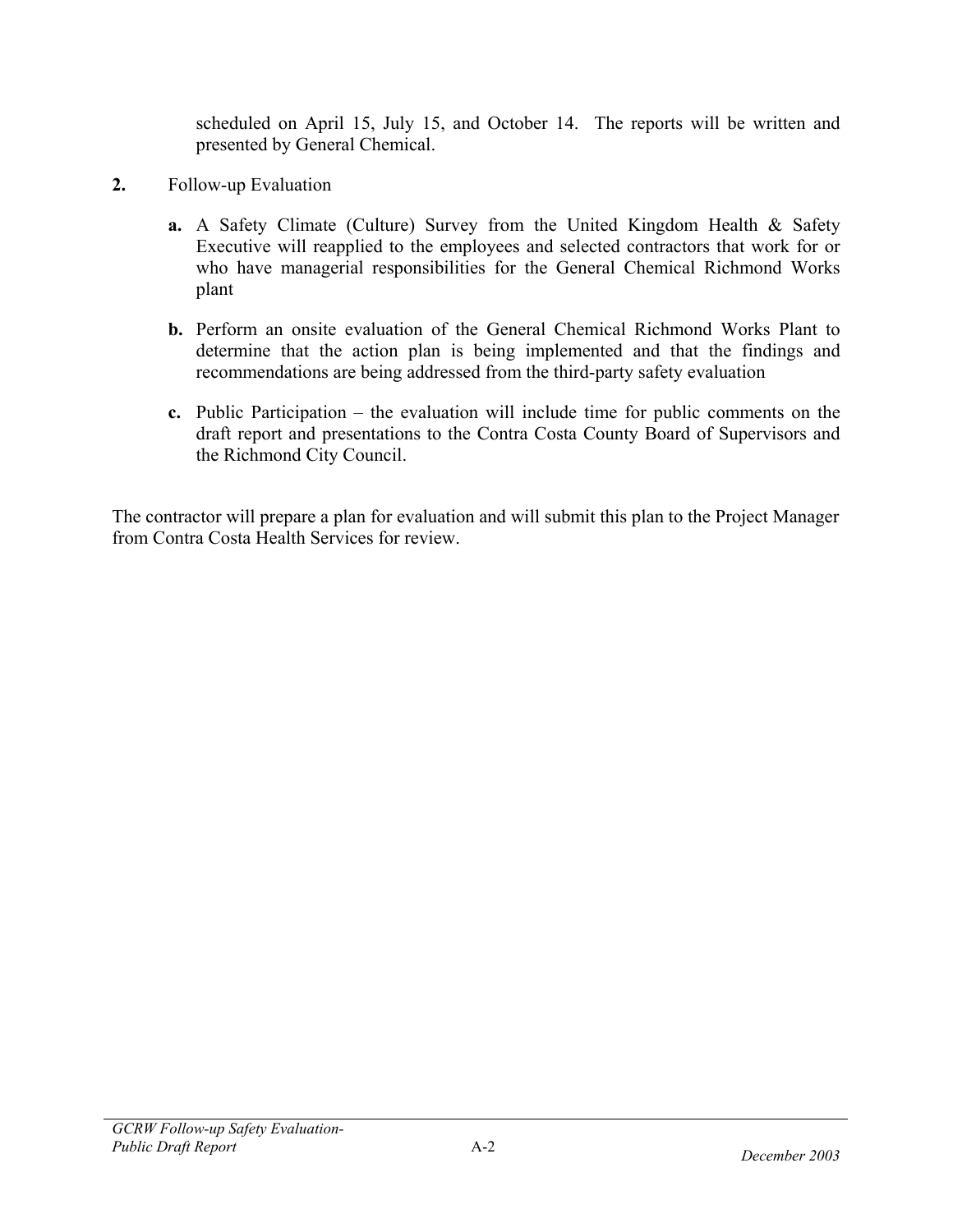scheduled on April 15, July 15, and October 14. The reports will be written and presented by General Chemical.

**2.** Follow-up Evaluation

**a.** A Safety Climate (Culture) Survey from the United Kingdom Health & Safety Executive will reapplied to the employees and selected contractors that work for or who have managerial responsibilities for the General Chemical Richmond Works plant

**b.** Perform an onsite evaluation of the General Chemical Richmond Works Plant to determine that the action plan is being implemented and that the findings and recommendations are being addressed from the third-party safety evaluation

**c.** Public Participation – the evaluation will include time for public comments on the draft report and presentations to the Contra Costa County Board of Supervisors and the Richmond City Council.

The contractor will prepare a plan for evaluation and will submit this plan to the Project Manager from Contra Costa Health Services for review.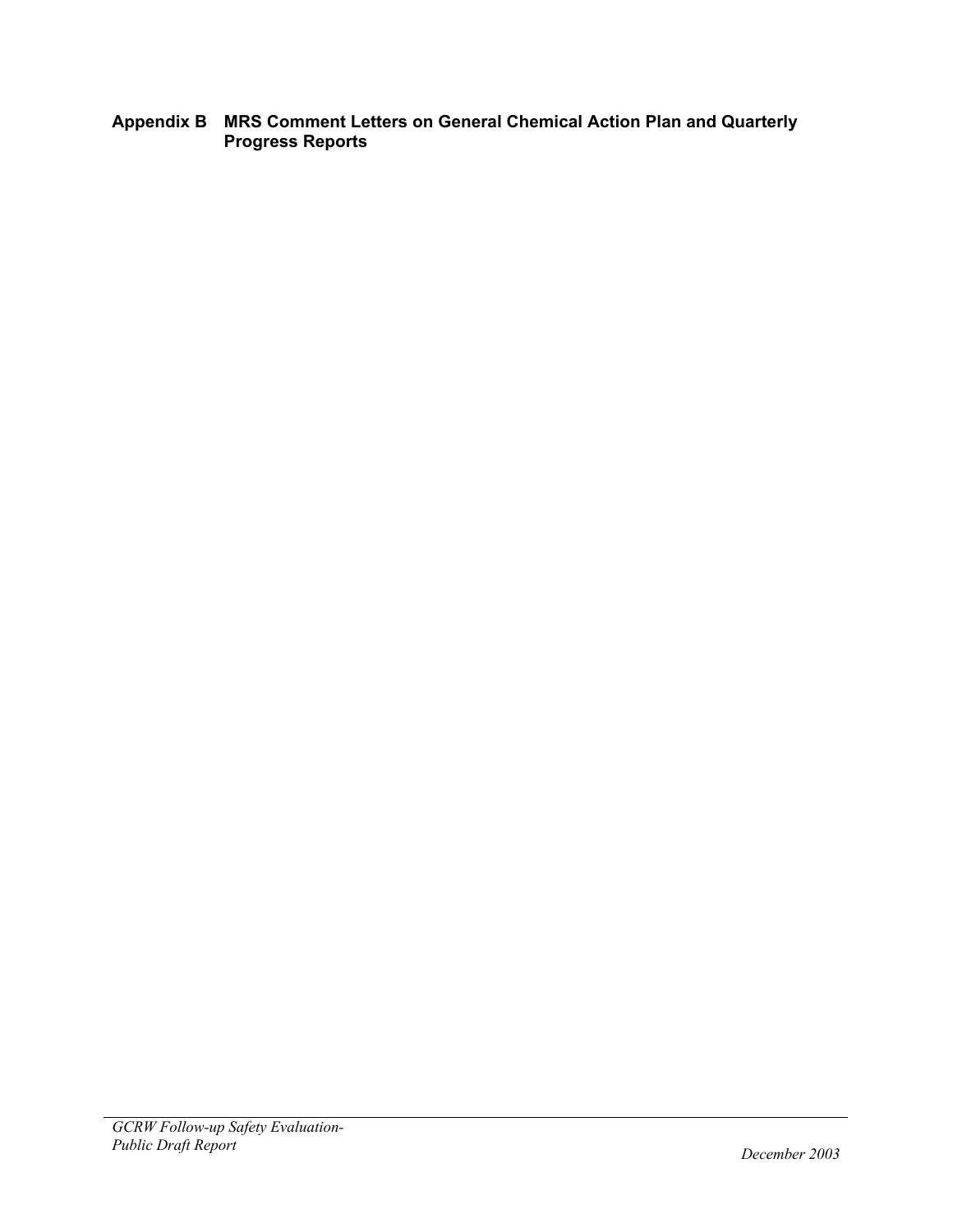## Appendix B MRS Comment Letters on General Chemical Action Plan and Quarterly Progress Reports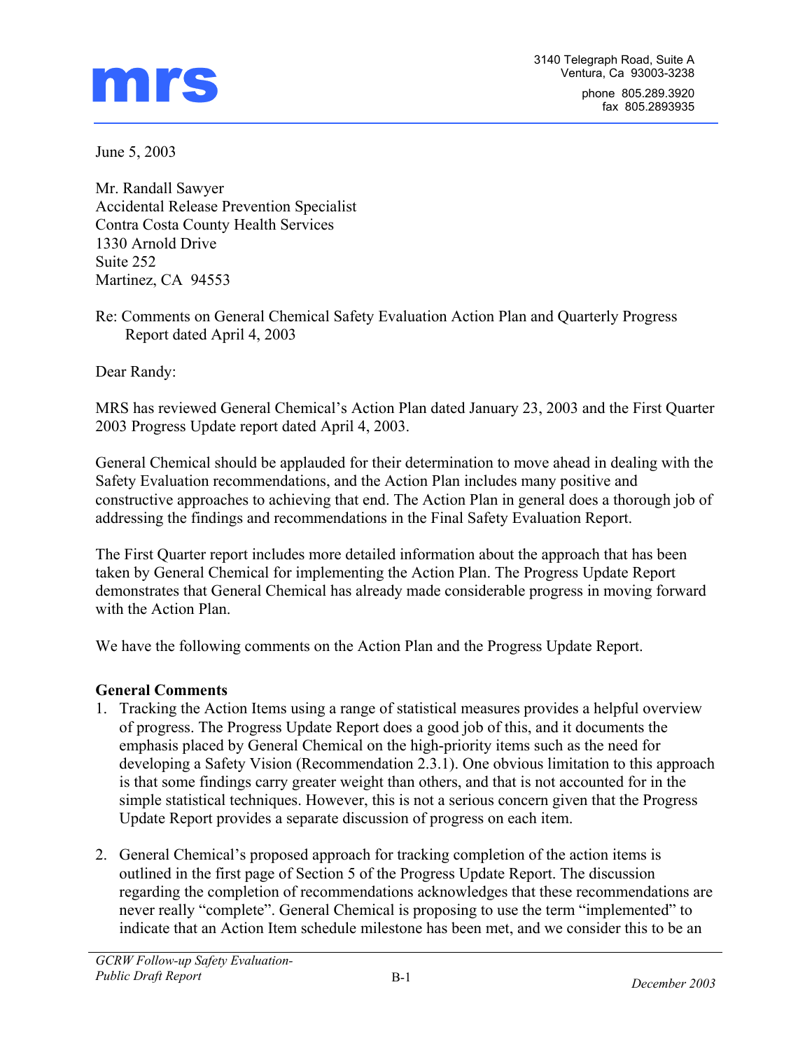mrs

3140 Telegraph Road, Suite A
Ventura, Ca 93003-3238

phone 805.289.3920
fax 805.2893935

June 5, 2003

Mr. Randall Sawyer
Accidental Release Prevention Specialist
Contra Costa County Health Services
1330 Arnold Drive
Suite 252
Martinez, CA 94553

Re: Comments on General Chemical Safety Evaluation Action Plan and Quarterly Progress Report dated April 4, 2003

Dear Randy:

MRS has reviewed General Chemical's Action Plan dated January 23, 2003 and the First Quarter 2003 Progress Update report dated April 4, 2003.

General Chemical should be applauded for their determination to move ahead in dealing with the Safety Evaluation recommendations, and the Action Plan includes many positive and constructive approaches to achieving that end. The Action Plan in general does a thorough job of addressing the findings and recommendations in the Final Safety Evaluation Report.

The First Quarter report includes more detailed information about the approach that has been taken by General Chemical for implementing the Action Plan. The Progress Update Report demonstrates that General Chemical has already made considerable progress in moving forward with the Action Plan.

We have the following comments on the Action Plan and the Progress Update Report.

**General Comments**

1. Tracking the Action Items using a range of statistical measures provides a helpful overview of progress. The Progress Update Report does a good job of this, and it documents the emphasis placed by General Chemical on the high-priority items such as the need for developing a Safety Vision (Recommendation 2.3.1). One obvious limitation to this approach is that some findings carry greater weight than others, and that is not accounted for in the simple statistical techniques. However, this is not a serious concern given that the Progress Update Report provides a separate discussion of progress on each item.

2. General Chemical's proposed approach for tracking completion of the action items is outlined in the first page of Section 5 of the Progress Update Report. The discussion regarding the completion of recommendations acknowledges that these recommendations are never really "complete". General Chemical is proposing to use the term "implemented" to indicate that an Action Item schedule milestone has been met, and we consider this to be an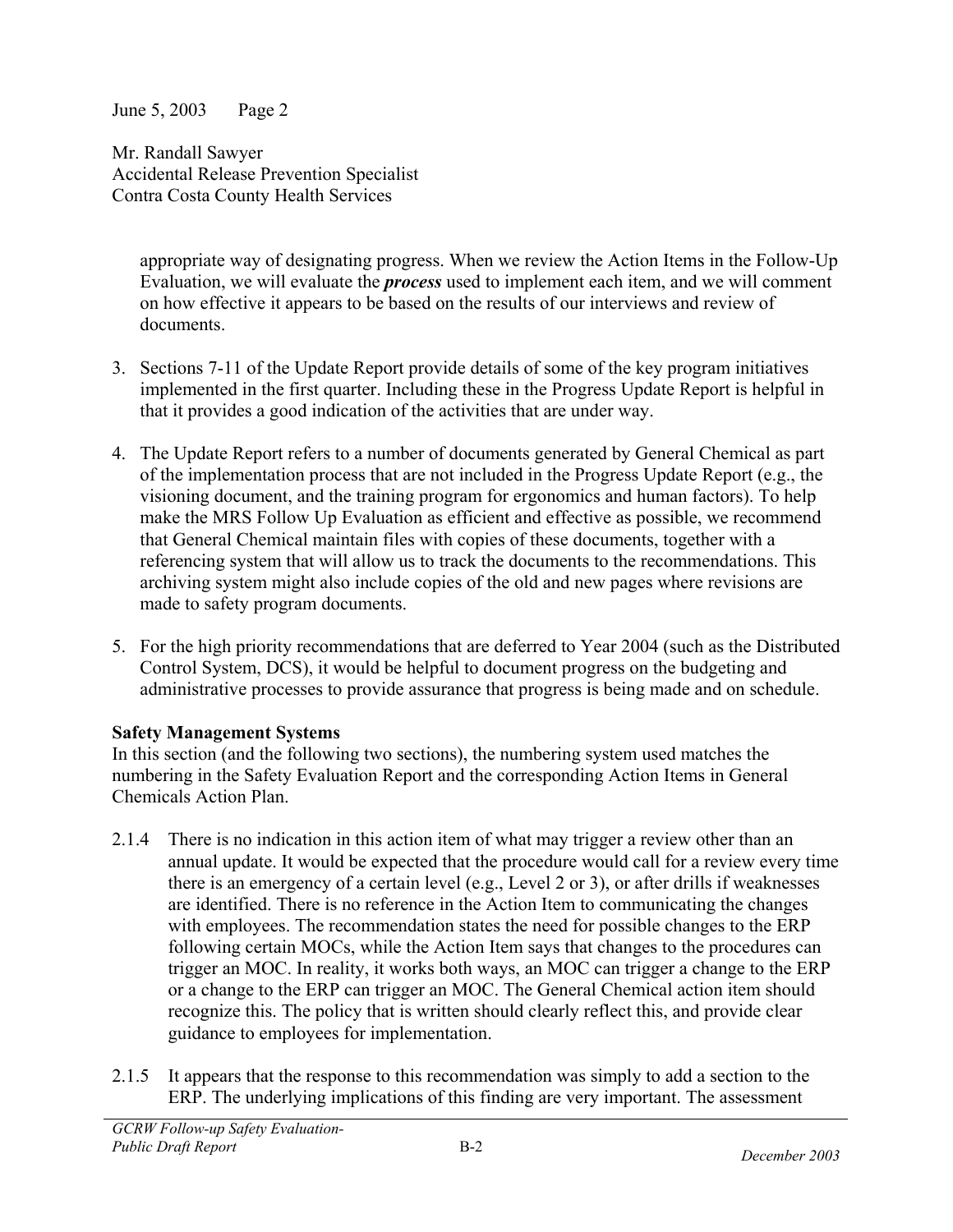June 5, 2003 Page 2

Mr. Randall Sawyer
Accidental Release Prevention Specialist
Contra Costa County Health Services

appropriate way of designating progress. When we review the Action Items in the Follow-Up Evaluation, we will evaluate the ***process*** used to implement each item, and we will comment on how effective it appears to be based on the results of our interviews and review of documents.

3. Sections 7-11 of the Update Report provide details of some of the key program initiatives implemented in the first quarter. Including these in the Progress Update Report is helpful in that it provides a good indication of the activities that are under way.

4. The Update Report refers to a number of documents generated by General Chemical as part of the implementation process that are not included in the Progress Update Report (e.g., the visioning document, and the training program for ergonomics and human factors). To help make the MRS Follow Up Evaluation as efficient and effective as possible, we recommend that General Chemical maintain files with copies of these documents, together with a referencing system that will allow us to track the documents to the recommendations. This archiving system might also include copies of the old and new pages where revisions are made to safety program documents.

5. For the high priority recommendations that are deferred to Year 2004 (such as the Distributed Control System, DCS), it would be helpful to document progress on the budgeting and administrative processes to provide assurance that progress is being made and on schedule.

**Safety Management Systems**
In this section (and the following two sections), the numbering system used matches the numbering in the Safety Evaluation Report and the corresponding Action Items in General Chemicals Action Plan.

2.1.4 There is no indication in this action item of what may trigger a review other than an annual update. It would be expected that the procedure would call for a review every time there is an emergency of a certain level (e.g., Level 2 or 3), or after drills if weaknesses are identified. There is no reference in the Action Item to communicating the changes with employees. The recommendation states the need for possible changes to the ERP following certain MOCs, while the Action Item says that changes to the procedures can trigger an MOC. In reality, it works both ways, an MOC can trigger a change to the ERP or a change to the ERP can trigger an MOC. The General Chemical action item should recognize this. The policy that is written should clearly reflect this, and provide clear guidance to employees for implementation.

2.1.5 It appears that the response to this recommendation was simply to add a section to the ERP. The underlying implications of this finding are very important. The assessment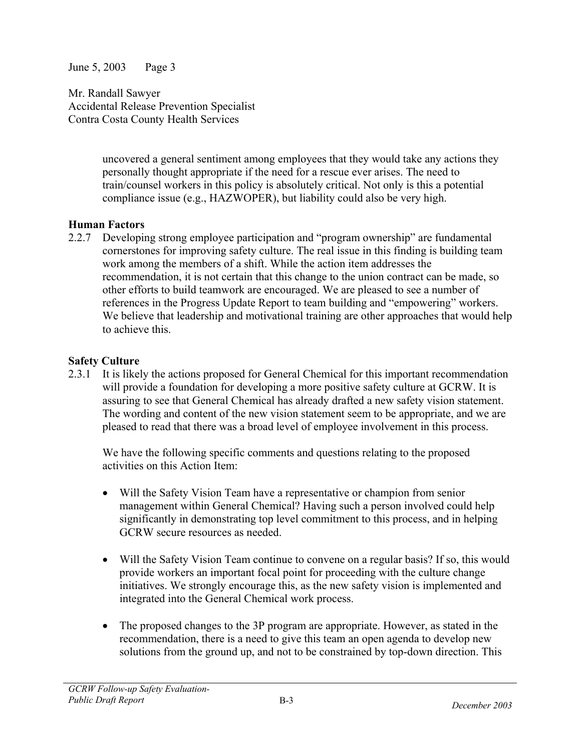June 5, 2003 Page 3

Mr. Randall Sawyer
Accidental Release Prevention Specialist
Contra Costa County Health Services

uncovered a general sentiment among employees that they would take any actions they personally thought appropriate if the need for a rescue ever arises. The need to train/counsel workers in this policy is absolutely critical. Not only is this a potential compliance issue (e.g., HAZWOPER), but liability could also be very high.

**Human Factors**

2.2.7 Developing strong employee participation and "program ownership" are fundamental cornerstones for improving safety culture. The real issue in this finding is building team work among the members of a shift. While the action item addresses the recommendation, it is not certain that this change to the union contract can be made, so other efforts to build teamwork are encouraged. We are pleased to see a number of references in the Progress Update Report to team building and "empowering" workers. We believe that leadership and motivational training are other approaches that would help to achieve this.

**Safety Culture**

2.3.1 It is likely the actions proposed for General Chemical for this important recommendation will provide a foundation for developing a more positive safety culture at GCRW. It is assuring to see that General Chemical has already drafted a new safety vision statement. The wording and content of the new vision statement seem to be appropriate, and we are pleased to read that there was a broad level of employee involvement in this process.

We have the following specific comments and questions relating to the proposed activities on this Action Item:

- Will the Safety Vision Team have a representative or champion from senior management within General Chemical? Having such a person involved could help significantly in demonstrating top level commitment to this process, and in helping GCRW secure resources as needed.
- Will the Safety Vision Team continue to convene on a regular basis? If so, this would provide workers an important focal point for proceeding with the culture change initiatives. We strongly encourage this, as the new safety vision is implemented and integrated into the General Chemical work process.
- The proposed changes to the 3P program are appropriate. However, as stated in the recommendation, there is a need to give this team an open agenda to develop new solutions from the ground up, and not to be constrained by top-down direction. This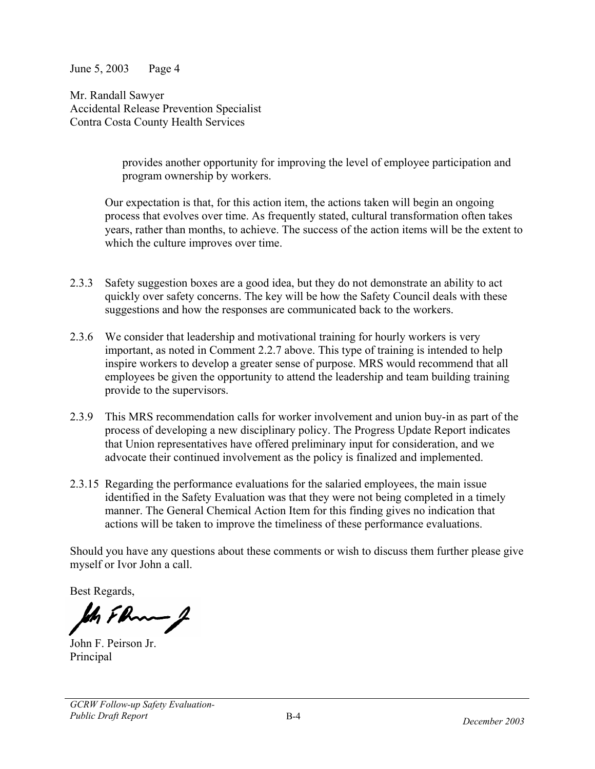June 5, 2003 Page 4

Mr. Randall Sawyer
Accidental Release Prevention Specialist
Contra Costa County Health Services

> provides another opportunity for improving the level of employee participation and program ownership by workers.

Our expectation is that, for this action item, the actions taken will begin an ongoing process that evolves over time. As frequently stated, cultural transformation often takes years, rather than months, to achieve. The success of the action items will be the extent to which the culture improves over time.

2.3.3 Safety suggestion boxes are a good idea, but they do not demonstrate an ability to act quickly over safety concerns. The key will be how the Safety Council deals with these suggestions and how the responses are communicated back to the workers.

2.3.6 We consider that leadership and motivational training for hourly workers is very important, as noted in Comment 2.2.7 above. This type of training is intended to help inspire workers to develop a greater sense of purpose. MRS would recommend that all employees be given the opportunity to attend the leadership and team building training provide to the supervisors.

2.3.9 This MRS recommendation calls for worker involvement and union buy-in as part of the process of developing a new disciplinary policy. The Progress Update Report indicates that Union representatives have offered preliminary input for consideration, and we advocate their continued involvement as the policy is finalized and implemented.

2.3.15 Regarding the performance evaluations for the salaried employees, the main issue identified in the Safety Evaluation was that they were not being completed in a timely manner. The General Chemical Action Item for this finding gives no indication that actions will be taken to improve the timeliness of these performance evaluations.

Should you have any questions about these comments or wish to discuss them further please give myself or Ivor John a call.

Best Regards,

John F. Peirson Jr.
Principal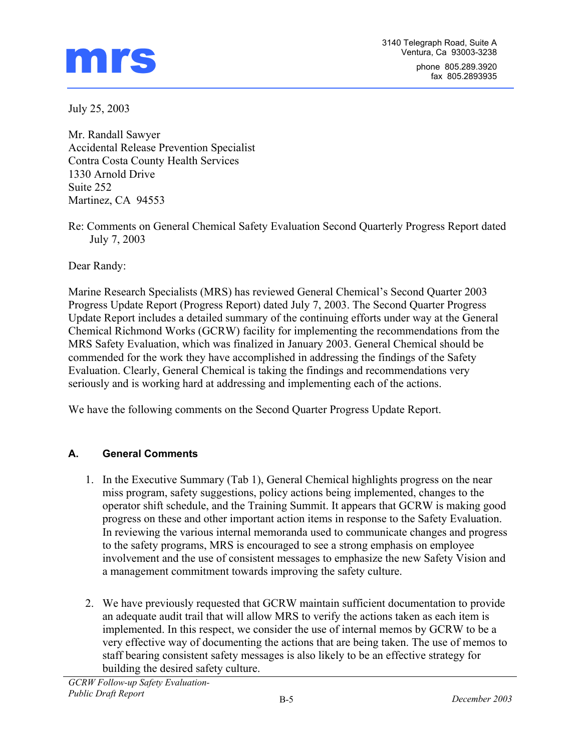**mrs**

3140 Telegraph Road, Suite A
Ventura, Ca 93003-3238

phone 805.289.3920
fax 805.2893935

July 25, 2003

Mr. Randall Sawyer
Accidental Release Prevention Specialist
Contra Costa County Health Services
1330 Arnold Drive
Suite 252
Martinez, CA 94553

Re: Comments on General Chemical Safety Evaluation Second Quarterly Progress Report dated July 7, 2003

Dear Randy:

Marine Research Specialists (MRS) has reviewed General Chemical's Second Quarter 2003 Progress Update Report (Progress Report) dated July 7, 2003. The Second Quarter Progress Update Report includes a detailed summary of the continuing efforts under way at the General Chemical Richmond Works (GCRW) facility for implementing the recommendations from the MRS Safety Evaluation, which was finalized in January 2003. General Chemical should be commended for the work they have accomplished in addressing the findings of the Safety Evaluation. Clearly, General Chemical is taking the findings and recommendations very seriously and is working hard at addressing and implementing each of the actions.

We have the following comments on the Second Quarter Progress Update Report.

## A. General Comments

1. In the Executive Summary (Tab 1), General Chemical highlights progress on the near miss program, safety suggestions, policy actions being implemented, changes to the operator shift schedule, and the Training Summit. It appears that GCRW is making good progress on these and other important action items in response to the Safety Evaluation. In reviewing the various internal memoranda used to communicate changes and progress to the safety programs, MRS is encouraged to see a strong emphasis on employee involvement and the use of consistent messages to emphasize the new Safety Vision and a management commitment towards improving the safety culture.

2. We have previously requested that GCRW maintain sufficient documentation to provide an adequate audit trail that will allow MRS to verify the actions taken as each item is implemented. In this respect, we consider the use of internal memos by GCRW to be a very effective way of documenting the actions that are being taken. The use of memos to staff bearing consistent safety messages is also likely to be an effective strategy for building the desired safety culture.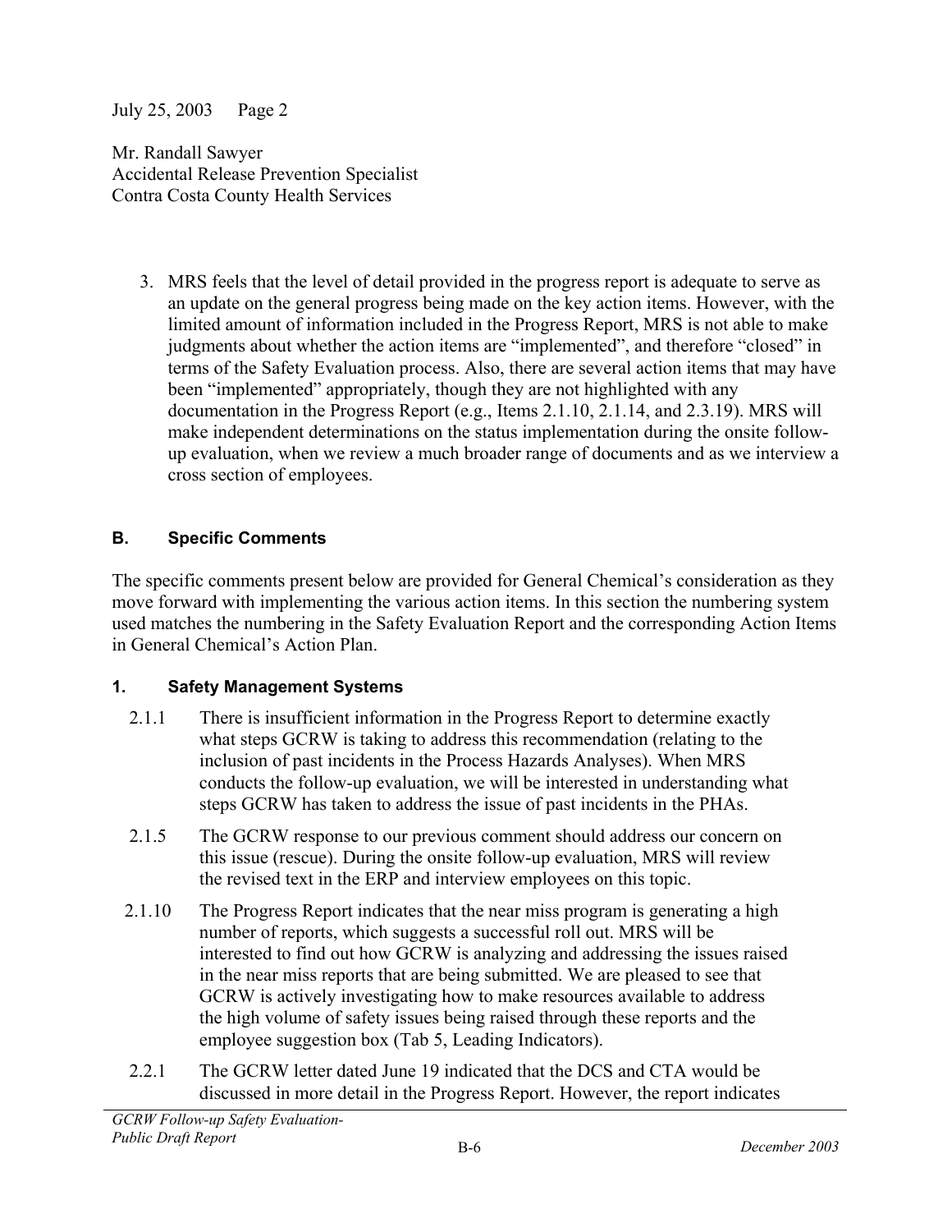July 25, 2003 Page 2

Mr. Randall Sawyer
Accidental Release Prevention Specialist
Contra Costa County Health Services

3. MRS feels that the level of detail provided in the progress report is adequate to serve as an update on the general progress being made on the key action items. However, with the limited amount of information included in the Progress Report, MRS is not able to make judgments about whether the action items are "implemented", and therefore "closed" in terms of the Safety Evaluation process. Also, there are several action items that may have been "implemented" appropriately, though they are not highlighted with any documentation in the Progress Report (e.g., Items 2.1.10, 2.1.14, and 2.3.19). MRS will make independent determinations on the status implementation during the onsite follow-up evaluation, when we review a much broader range of documents and as we interview a cross section of employees.

## B. Specific Comments

The specific comments present below are provided for General Chemical's consideration as they move forward with implementing the various action items. In this section the numbering system used matches the numbering in the Safety Evaluation Report and the corresponding Action Items in General Chemical's Action Plan.

### 1. Safety Management Systems

2.1.1 There is insufficient information in the Progress Report to determine exactly what steps GCRW is taking to address this recommendation (relating to the inclusion of past incidents in the Process Hazards Analyses). When MRS conducts the follow-up evaluation, we will be interested in understanding what steps GCRW has taken to address the issue of past incidents in the PHAs.

2.1.5 The GCRW response to our previous comment should address our concern on this issue (rescue). During the onsite follow-up evaluation, MRS will review the revised text in the ERP and interview employees on this topic.

2.1.10 The Progress Report indicates that the near miss program is generating a high number of reports, which suggests a successful roll out. MRS will be interested to find out how GCRW is analyzing and addressing the issues raised in the near miss reports that are being submitted. We are pleased to see that GCRW is actively investigating how to make resources available to address the high volume of safety issues being raised through these reports and the employee suggestion box (Tab 5, Leading Indicators).

2.2.1 The GCRW letter dated June 19 indicated that the DCS and CTA would be discussed in more detail in the Progress Report. However, the report indicates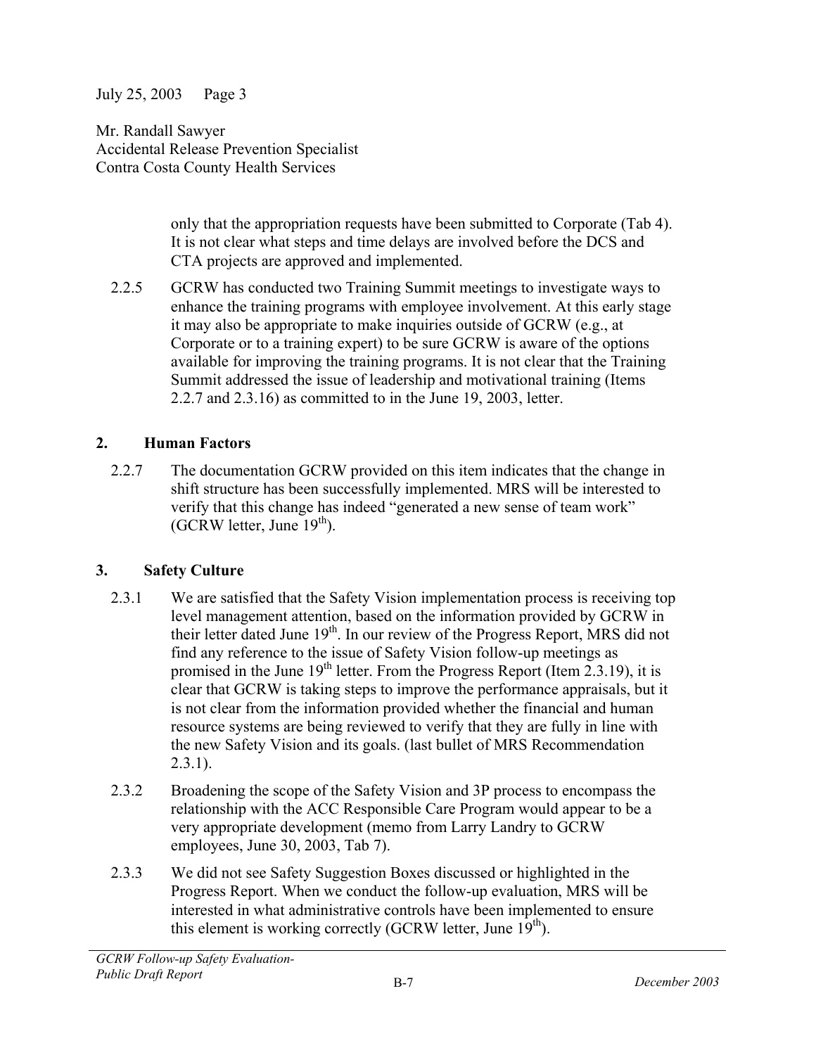July 25, 2003 Page 3

Mr. Randall Sawyer
Accidental Release Prevention Specialist
Contra Costa County Health Services

only that the appropriation requests have been submitted to Corporate (Tab 4). It is not clear what steps and time delays are involved before the DCS and CTA projects are approved and implemented.

2.2.5 GCRW has conducted two Training Summit meetings to investigate ways to enhance the training programs with employee involvement. At this early stage it may also be appropriate to make inquiries outside of GCRW (e.g., at Corporate or to a training expert) to be sure GCRW is aware of the options available for improving the training programs. It is not clear that the Training Summit addressed the issue of leadership and motivational training (Items 2.2.7 and 2.3.16) as committed to in the June 19, 2003, letter.

## 2. Human Factors

2.2.7 The documentation GCRW provided on this item indicates that the change in shift structure has been successfully implemented. MRS will be interested to verify that this change has indeed "generated a new sense of team work" (GCRW letter, June 19th).

## 3. Safety Culture

2.3.1 We are satisfied that the Safety Vision implementation process is receiving top level management attention, based on the information provided by GCRW in their letter dated June 19th. In our review of the Progress Report, MRS did not find any reference to the issue of Safety Vision follow-up meetings as promised in the June 19th letter. From the Progress Report (Item 2.3.19), it is clear that GCRW is taking steps to improve the performance appraisals, but it is not clear from the information provided whether the financial and human resource systems are being reviewed to verify that they are fully in line with the new Safety Vision and its goals. (last bullet of MRS Recommendation 2.3.1).

2.3.2 Broadening the scope of the Safety Vision and 3P process to encompass the relationship with the ACC Responsible Care Program would appear to be a very appropriate development (memo from Larry Landry to GCRW employees, June 30, 2003, Tab 7).

2.3.3 We did not see Safety Suggestion Boxes discussed or highlighted in the Progress Report. When we conduct the follow-up evaluation, MRS will be interested in what administrative controls have been implemented to ensure this element is working correctly (GCRW letter, June 19th).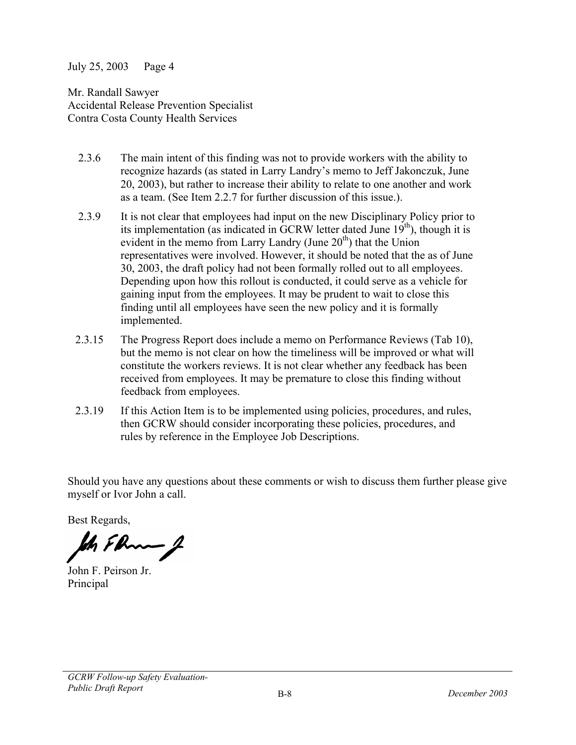July 25, 2003 Page 4

Mr. Randall Sawyer
Accidental Release Prevention Specialist
Contra Costa County Health Services

2.3.6 The main intent of this finding was not to provide workers with the ability to recognize hazards (as stated in Larry Landry's memo to Jeff Jakonczuk, June 20, 2003), but rather to increase their ability to relate to one another and work as a team. (See Item 2.2.7 for further discussion of this issue.).

2.3.9 It is not clear that employees had input on the new Disciplinary Policy prior to its implementation (as indicated in GCRW letter dated June 19th), though it is evident in the memo from Larry Landry (June 20th) that the Union representatives were involved. However, it should be noted that the as of June 30, 2003, the draft policy had not been formally rolled out to all employees. Depending upon how this rollout is conducted, it could serve as a vehicle for gaining input from the employees. It may be prudent to wait to close this finding until all employees have seen the new policy and it is formally implemented.

2.3.15 The Progress Report does include a memo on Performance Reviews (Tab 10), but the memo is not clear on how the timeliness will be improved or what will constitute the workers reviews. It is not clear whether any feedback has been received from employees. It may be premature to close this finding without feedback from employees.

2.3.19 If this Action Item is to be implemented using policies, procedures, and rules, then GCRW should consider incorporating these policies, procedures, and rules by reference in the Employee Job Descriptions.

Should you have any questions about these comments or wish to discuss them further please give myself or Ivor John a call.

Best Regards,

John F. Peirson Jr.
Principal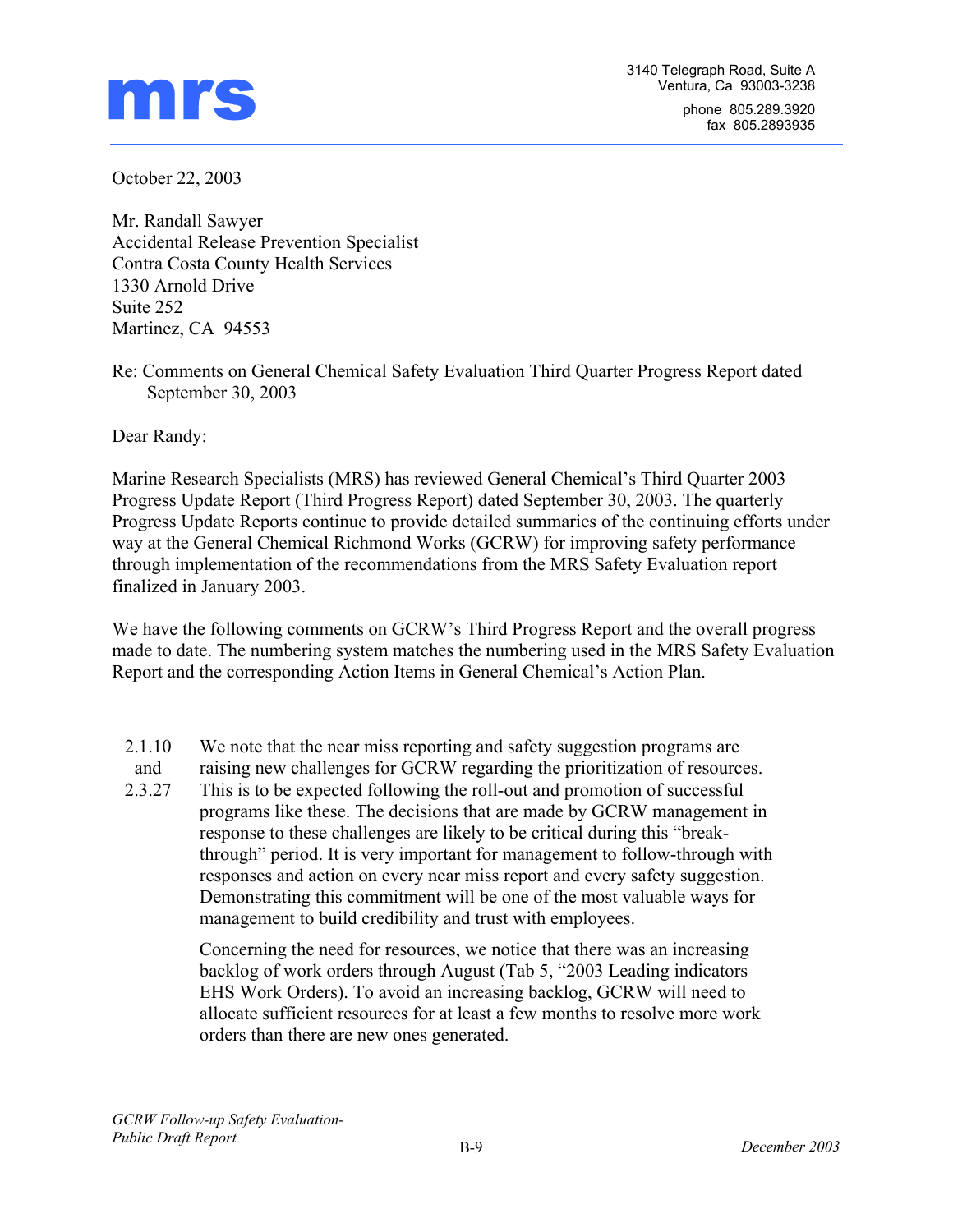**mrs**

3140 Telegraph Road, Suite A
Ventura, Ca 93003-3238

phone 805.289.3920
fax 805.2893935

October 22, 2003

Mr. Randall Sawyer
Accidental Release Prevention Specialist
Contra Costa County Health Services
1330 Arnold Drive
Suite 252
Martinez, CA 94553

Re: Comments on General Chemical Safety Evaluation Third Quarter Progress Report dated September 30, 2003

Dear Randy:

Marine Research Specialists (MRS) has reviewed General Chemical's Third Quarter 2003 Progress Update Report (Third Progress Report) dated September 30, 2003. The quarterly Progress Update Reports continue to provide detailed summaries of the continuing efforts under way at the General Chemical Richmond Works (GCRW) for improving safety performance through implementation of the recommendations from the MRS Safety Evaluation report finalized in January 2003.

We have the following comments on GCRW's Third Progress Report and the overall progress made to date. The numbering system matches the numbering used in the MRS Safety Evaluation Report and the corresponding Action Items in General Chemical's Action Plan.

**2.1.10 and 2.3.27** We note that the near miss reporting and safety suggestion programs are raising new challenges for GCRW regarding the prioritization of resources. This is to be expected following the roll-out and promotion of successful programs like these. The decisions that are made by GCRW management in response to these challenges are likely to be critical during this "break-through" period. It is very important for management to follow-through with responses and action on every near miss report and every safety suggestion. Demonstrating this commitment will be one of the most valuable ways for management to build credibility and trust with employees.

Concerning the need for resources, we notice that there was an increasing backlog of work orders through August (Tab 5, "2003 Leading indicators – EHS Work Orders). To avoid an increasing backlog, GCRW will need to allocate sufficient resources for at least a few months to resolve more work orders than there are new ones generated.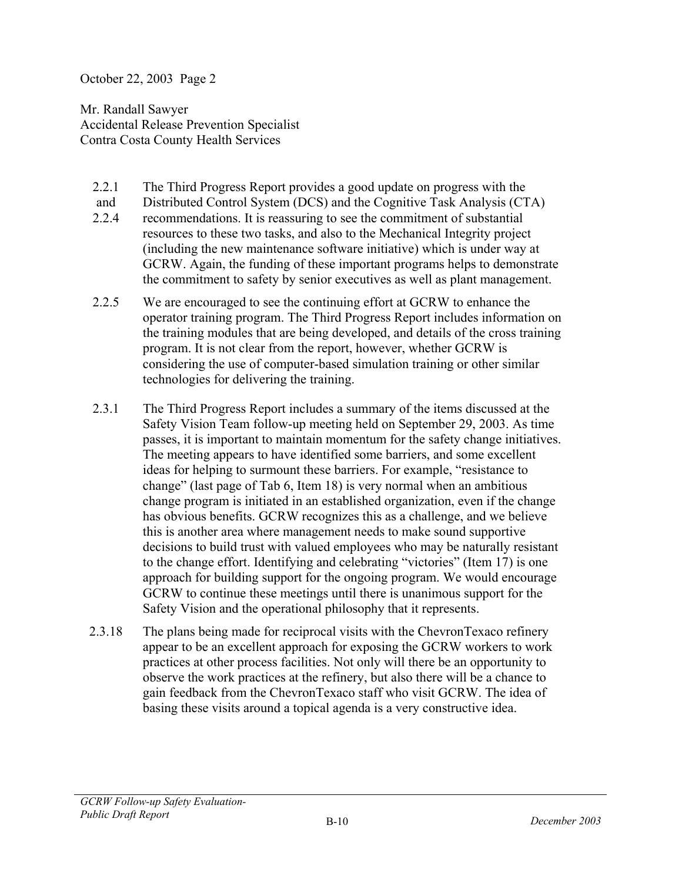October 22, 2003 Page 2

Mr. Randall Sawyer
Accidental Release Prevention Specialist
Contra Costa County Health Services

2.2.1 and 2.2.4 The Third Progress Report provides a good update on progress with the Distributed Control System (DCS) and the Cognitive Task Analysis (CTA) recommendations. It is reassuring to see the commitment of substantial resources to these two tasks, and also to the Mechanical Integrity project (including the new maintenance software initiative) which is under way at GCRW. Again, the funding of these important programs helps to demonstrate the commitment to safety by senior executives as well as plant management.

2.2.5 We are encouraged to see the continuing effort at GCRW to enhance the operator training program. The Third Progress Report includes information on the training modules that are being developed, and details of the cross training program. It is not clear from the report, however, whether GCRW is considering the use of computer-based simulation training or other similar technologies for delivering the training.

2.3.1 The Third Progress Report includes a summary of the items discussed at the Safety Vision Team follow-up meeting held on September 29, 2003. As time passes, it is important to maintain momentum for the safety change initiatives. The meeting appears to have identified some barriers, and some excellent ideas for helping to surmount these barriers. For example, "resistance to change" (last page of Tab 6, Item 18) is very normal when an ambitious change program is initiated in an established organization, even if the change has obvious benefits. GCRW recognizes this as a challenge, and we believe this is another area where management needs to make sound supportive decisions to build trust with valued employees who may be naturally resistant to the change effort. Identifying and celebrating "victories" (Item 17) is one approach for building support for the ongoing program. We would encourage GCRW to continue these meetings until there is unanimous support for the Safety Vision and the operational philosophy that it represents.

2.3.18 The plans being made for reciprocal visits with the ChevronTexaco refinery appear to be an excellent approach for exposing the GCRW workers to work practices at other process facilities. Not only will there be an opportunity to observe the work practices at the refinery, but also there will be a chance to gain feedback from the ChevronTexaco staff who visit GCRW. The idea of basing these visits around a topical agenda is a very constructive idea.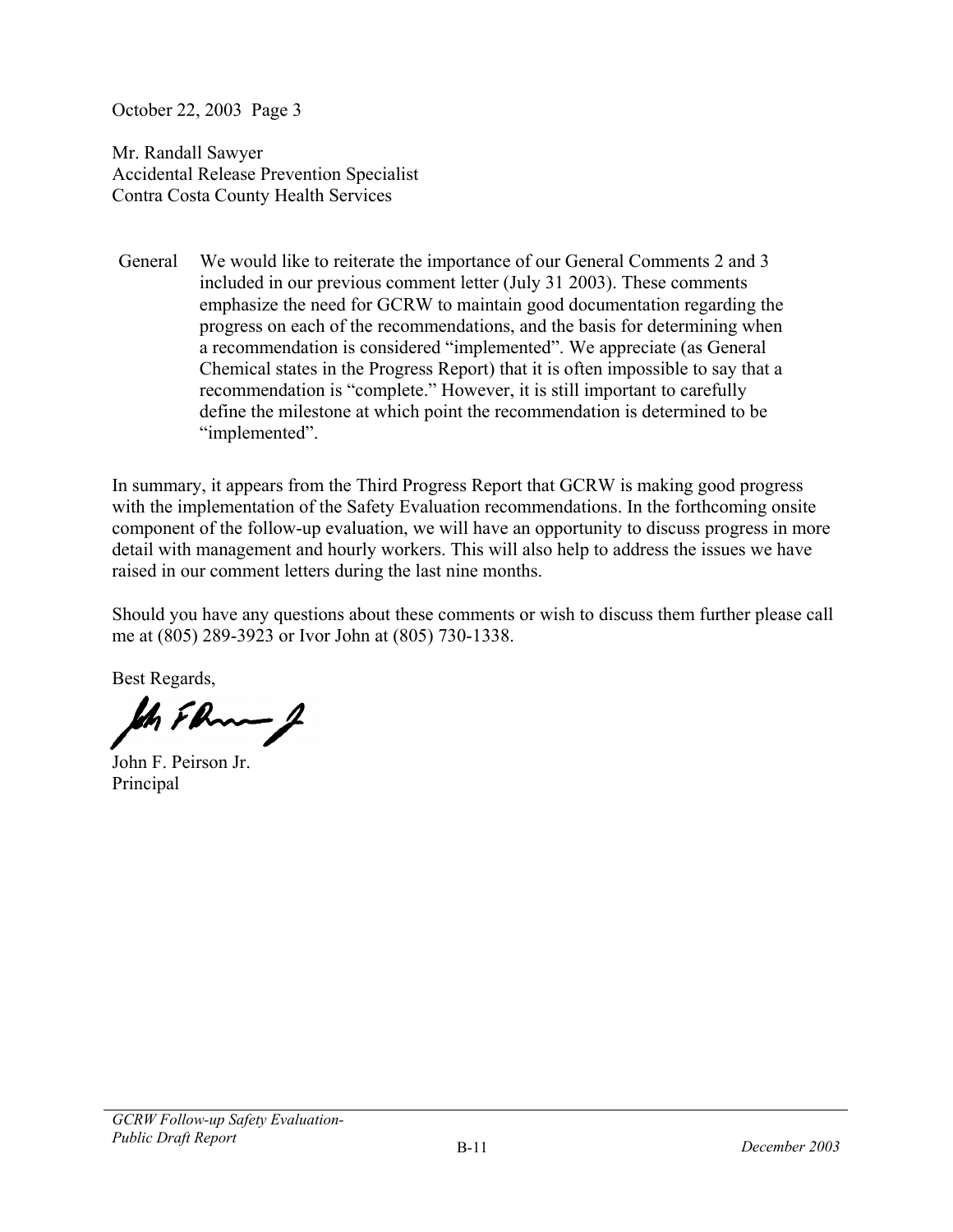October 22, 2003 Page 3

Mr. Randall Sawyer
Accidental Release Prevention Specialist
Contra Costa County Health Services

General We would like to reiterate the importance of our General Comments 2 and 3 included in our previous comment letter (July 31 2003). These comments emphasize the need for GCRW to maintain good documentation regarding the progress on each of the recommendations, and the basis for determining when a recommendation is considered "implemented". We appreciate (as General Chemical states in the Progress Report) that it is often impossible to say that a recommendation is "complete." However, it is still important to carefully define the milestone at which point the recommendation is determined to be "implemented".

In summary, it appears from the Third Progress Report that GCRW is making good progress with the implementation of the Safety Evaluation recommendations. In the forthcoming onsite component of the follow-up evaluation, we will have an opportunity to discuss progress in more detail with management and hourly workers. This will also help to address the issues we have raised in our comment letters during the last nine months.

Should you have any questions about these comments or wish to discuss them further please call me at (805) 289-3923 or Ivor John at (805) 730-1338.

Best Regards,

John F. Peirson Jr.
Principal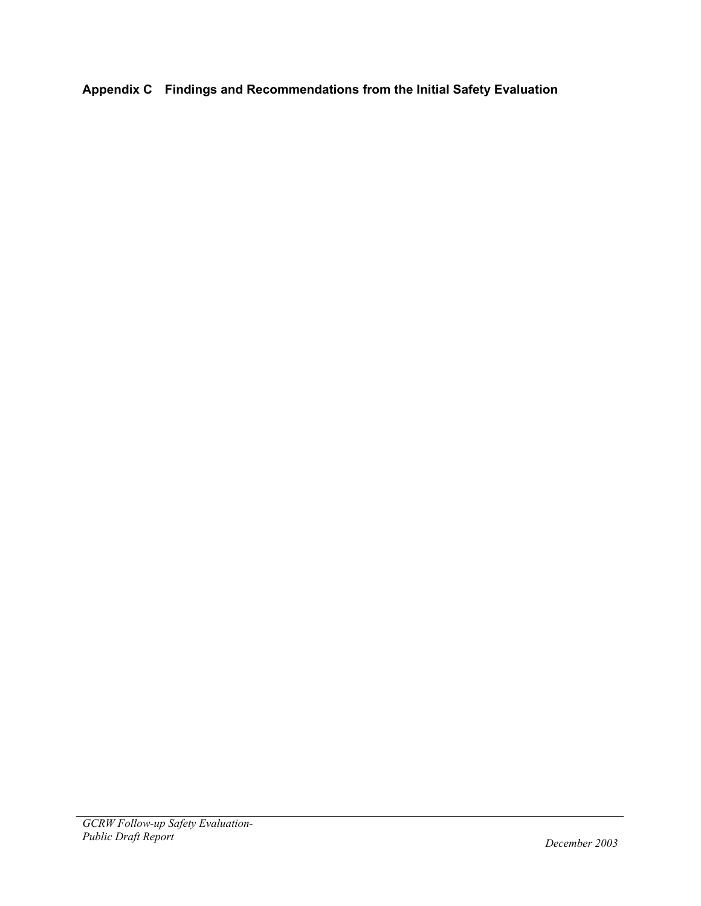## Appendix C Findings and Recommendations from the Initial Safety Evaluation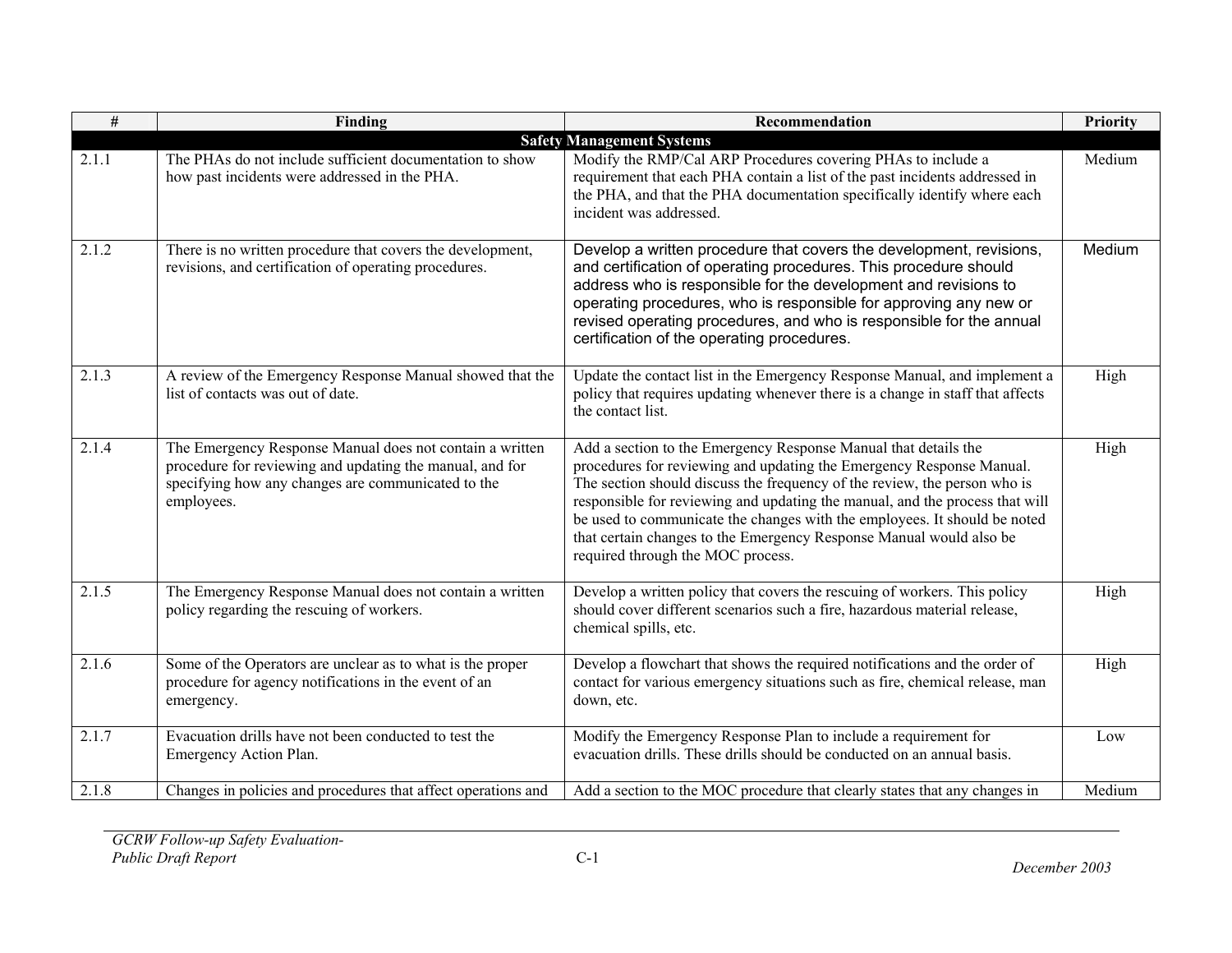| # | Finding | Recommendation | Priority |
|---|---|---|---|
| | | **Safety Management Systems** | |
| 2.1.1 | The PHAs do not include sufficient documentation to show how past incidents were addressed in the PHA. | Modify the RMP/Cal ARP Procedures covering PHAs to include a requirement that each PHA contain a list of the past incidents addressed in the PHA, and that the PHA documentation specifically identify where each incident was addressed. | Medium |
| 2.1.2 | There is no written procedure that covers the development, revisions, and certification of operating procedures. | Develop a written procedure that covers the development, revisions, and certification of operating procedures. This procedure should address who is responsible for the development and revisions to operating procedures, who is responsible for approving any new or revised operating procedures, and who is responsible for the annual certification of the operating procedures. | Medium |
| 2.1.3 | A review of the Emergency Response Manual showed that the list of contacts was out of date. | Update the contact list in the Emergency Response Manual, and implement a policy that requires updating whenever there is a change in staff that affects the contact list. | High |
| 2.1.4 | The Emergency Response Manual does not contain a written procedure for reviewing and updating the manual, and for specifying how any changes are communicated to the employees. | Add a section to the Emergency Response Manual that details the procedures for reviewing and updating the Emergency Response Manual. The section should discuss the frequency of the review, the person who is responsible for reviewing and updating the manual, and the process that will be used to communicate the changes with the employees. It should be noted that certain changes to the Emergency Response Manual would also be required through the MOC process. | High |
| 2.1.5 | The Emergency Response Manual does not contain a written policy regarding the rescuing of workers. | Develop a written policy that covers the rescuing of workers. This policy should cover different scenarios such a fire, hazardous material release, chemical spills, etc. | High |
| 2.1.6 | Some of the Operators are unclear as to what is the proper procedure for agency notifications in the event of an emergency. | Develop a flowchart that shows the required notifications and the order of contact for various emergency situations such as fire, chemical release, man down, etc. | High |
| 2.1.7 | Evacuation drills have not been conducted to test the Emergency Action Plan. | Modify the Emergency Response Plan to include a requirement for evacuation drills. These drills should be conducted on an annual basis. | Low |
| 2.1.8 | Changes in policies and procedures that affect operations and | Add a section to the MOC procedure that clearly states that any changes in | Medium |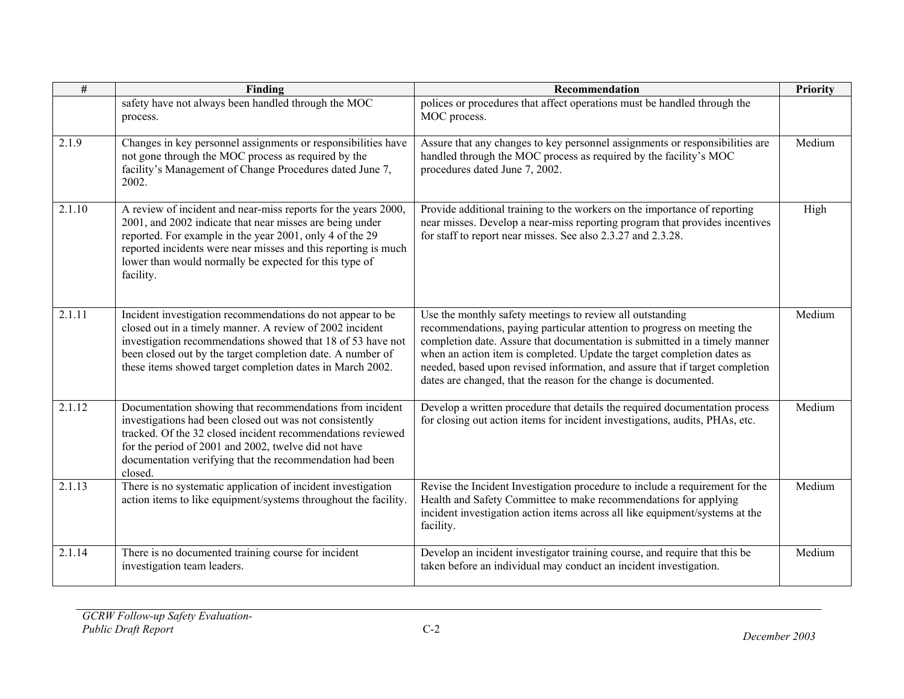| # | Finding | Recommendation | Priority |
|---|---|---|---|
| | safety have not always been handled through the MOC process. | polices or procedures that affect operations must be handled through the MOC process. | |
| 2.1.9 | Changes in key personnel assignments or responsibilities have not gone through the MOC process as required by the facility's Management of Change Procedures dated June 7, 2002. | Assure that any changes to key personnel assignments or responsibilities are handled through the MOC process as required by the facility's MOC procedures dated June 7, 2002. | Medium |
| 2.1.10 | A review of incident and near-miss reports for the years 2000, 2001, and 2002 indicate that near misses are being under reported. For example in the year 2001, only 4 of the 29 reported incidents were near misses and this reporting is much lower than would normally be expected for this type of facility. | Provide additional training to the workers on the importance of reporting near misses. Develop a near-miss reporting program that provides incentives for staff to report near misses. See also 2.3.27 and 2.3.28. | High |
| 2.1.11 | Incident investigation recommendations do not appear to be closed out in a timely manner. A review of 2002 incident investigation recommendations showed that 18 of 53 have not been closed out by the target completion date. A number of these items showed target completion dates in March 2002. | Use the monthly safety meetings to review all outstanding recommendations, paying particular attention to progress on meeting the completion date. Assure that documentation is submitted in a timely manner when an action item is completed. Update the target completion dates as needed, based upon revised information, and assure that if target completion dates are changed, that the reason for the change is documented. | Medium |
| 2.1.12 | Documentation showing that recommendations from incident investigations had been closed out was not consistently tracked. Of the 32 closed incident recommendations reviewed for the period of 2001 and 2002, twelve did not have documentation verifying that the recommendation had been closed. | Develop a written procedure that details the required documentation process for closing out action items for incident investigations, audits, PHAs, etc. | Medium |
| 2.1.13 | There is no systematic application of incident investigation action items to like equipment/systems throughout the facility. | Revise the Incident Investigation procedure to include a requirement for the Health and Safety Committee to make recommendations for applying incident investigation action items across all like equipment/systems at the facility. | Medium |
| 2.1.14 | There is no documented training course for incident investigation team leaders. | Develop an incident investigator training course, and require that this be taken before an individual may conduct an incident investigation. | Medium |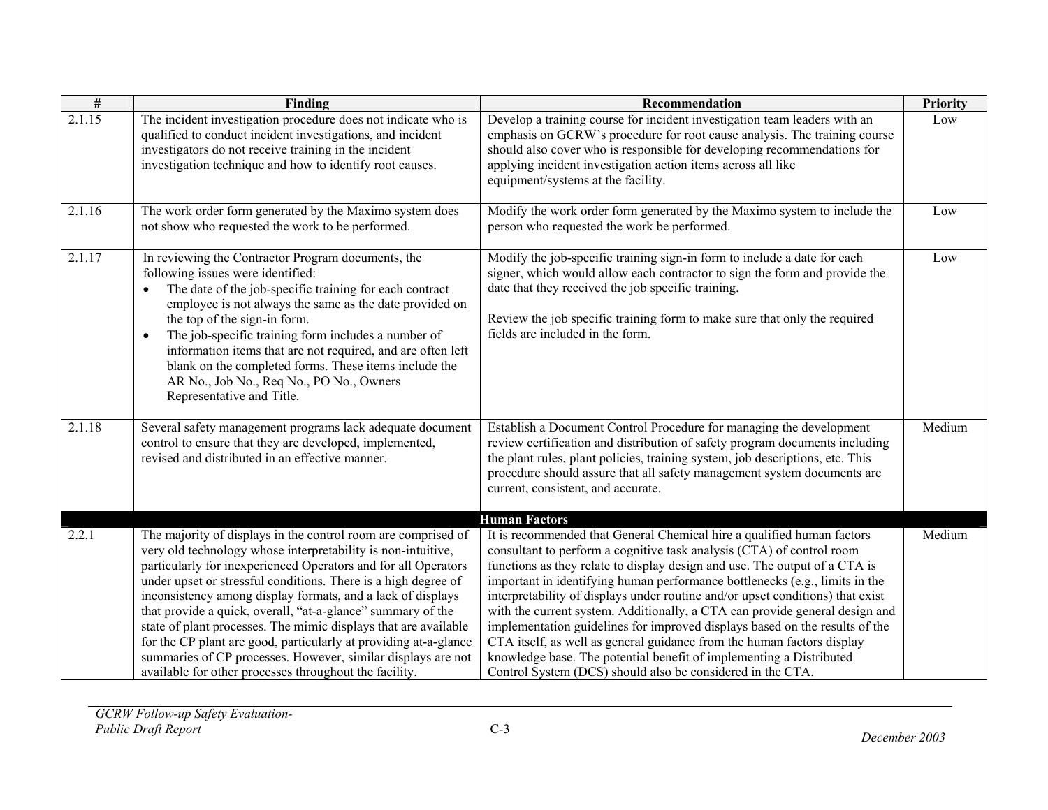| # | Finding | Recommendation | Priority |
|---|---|---|---|
| 2.1.15 | The incident investigation procedure does not indicate who is qualified to conduct incident investigations, and incident investigators do not receive training in the incident investigation technique and how to identify root causes. | Develop a training course for incident investigation team leaders with an emphasis on GCRW's procedure for root cause analysis. The training course should also cover who is responsible for developing recommendations for applying incident investigation action items across all like equipment/systems at the facility. | Low |
| 2.1.16 | The work order form generated by the Maximo system does not show who requested the work to be performed. | Modify the work order form generated by the Maximo system to include the person who requested the work be performed. | Low |
| 2.1.17 | In reviewing the Contractor Program documents, the following issues were identified:<br>• The date of the job-specific training for each contract employee is not always the same as the date provided on the top of the sign-in form.<br>• The job-specific training form includes a number of information items that are not required, and are often left blank on the completed forms. These items include the AR No., Job No., Req No., PO No., Owners Representative and Title. | Modify the job-specific training sign-in form to include a date for each signer, which would allow each contractor to sign the form and provide the date that they received the job specific training.<br><br>Review the job specific training form to make sure that only the required fields are included in the form. | Low |
| 2.1.18 | Several safety management programs lack adequate document control to ensure that they are developed, implemented, revised and distributed in an effective manner. | Establish a Document Control Procedure for managing the development review certification and distribution of safety program documents including the plant rules, plant policies, training system, job descriptions, etc. This procedure should assure that all safety management system documents are current, consistent, and accurate. | Medium |
| | | **Human Factors** | |
| 2.2.1 | The majority of displays in the control room are comprised of very old technology whose interpretability is non-intuitive, particularly for inexperienced Operators and for all Operators under upset or stressful conditions. There is a high degree of inconsistency among display formats, and a lack of displays that provide a quick, overall, "at-a-glance" summary of the state of plant processes. The mimic displays that are available for the CP plant are good, particularly at providing at-a-glance summaries of CP processes. However, similar displays are not available for other processes throughout the facility. | It is recommended that General Chemical hire a qualified human factors consultant to perform a cognitive task analysis (CTA) of control room functions as they relate to display design and use. The output of a CTA is important in identifying human performance bottlenecks (e.g., limits in the interpretability of displays under routine and/or upset conditions) that exist with the current system. Additionally, a CTA can provide general design and implementation guidelines for improved displays based on the results of the CTA itself, as well as general guidance from the human factors display knowledge base. The potential benefit of implementing a Distributed Control System (DCS) should also be considered in the CTA. | Medium |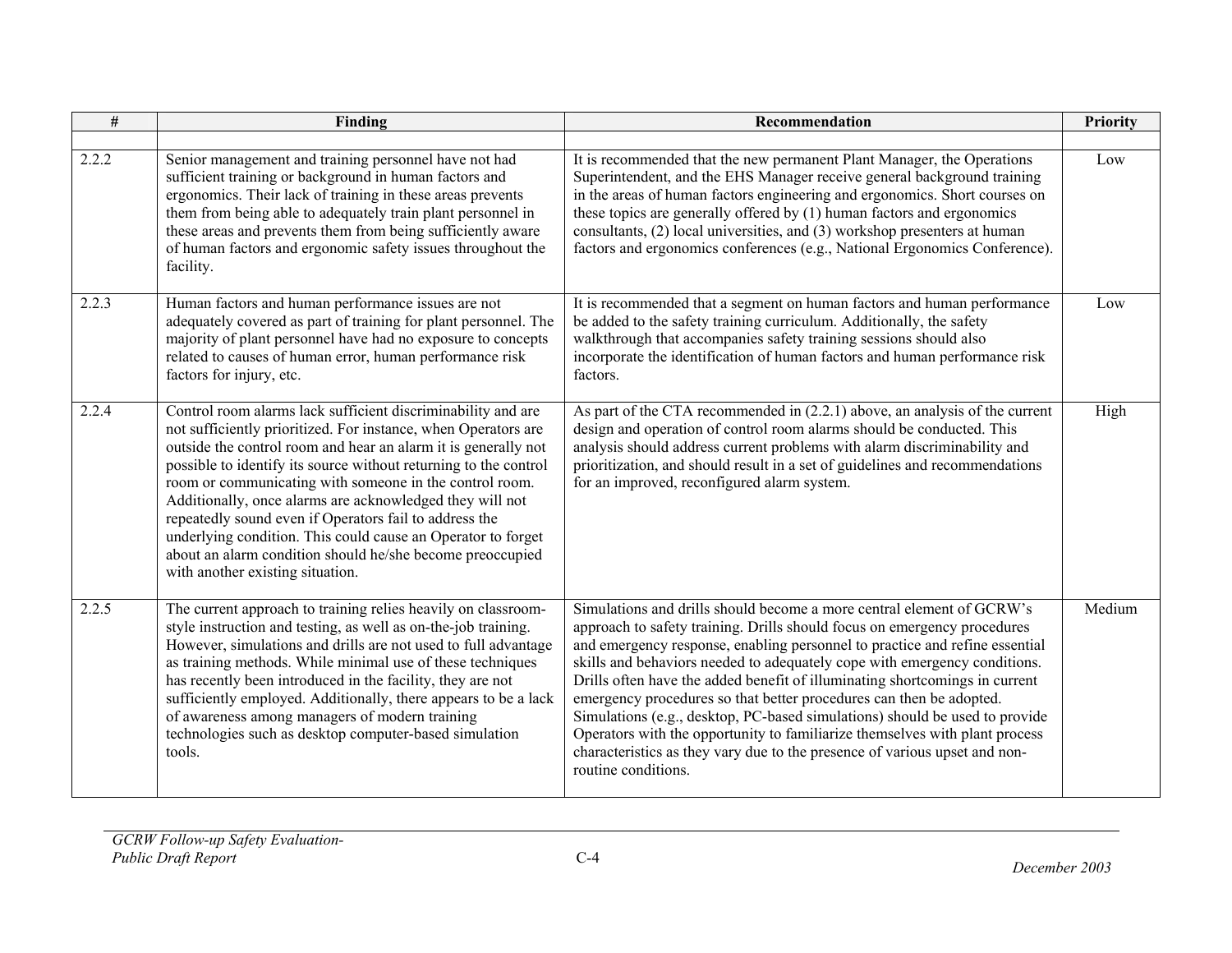| # | Finding | Recommendation | Priority |
|---|---|---|---|
| | | | |
| 2.2.2 | Senior management and training personnel have not had sufficient training or background in human factors and ergonomics. Their lack of training in these areas prevents them from being able to adequately train plant personnel in these areas and prevents them from being sufficiently aware of human factors and ergonomic safety issues throughout the facility. | It is recommended that the new permanent Plant Manager, the Operations Superintendent, and the EHS Manager receive general background training in the areas of human factors engineering and ergonomics. Short courses on these topics are generally offered by (1) human factors and ergonomics consultants, (2) local universities, and (3) workshop presenters at human factors and ergonomics conferences (e.g., National Ergonomics Conference). | Low |
| 2.2.3 | Human factors and human performance issues are not adequately covered as part of training for plant personnel. The majority of plant personnel have had no exposure to concepts related to causes of human error, human performance risk factors for injury, etc. | It is recommended that a segment on human factors and human performance be added to the safety training curriculum. Additionally, the safety walkthrough that accompanies safety training sessions should also incorporate the identification of human factors and human performance risk factors. | Low |
| 2.2.4 | Control room alarms lack sufficient discriminability and are not sufficiently prioritized. For instance, when Operators are outside the control room and hear an alarm it is generally not possible to identify its source without returning to the control room or communicating with someone in the control room. Additionally, once alarms are acknowledged they will not repeatedly sound even if Operators fail to address the underlying condition. This could cause an Operator to forget about an alarm condition should he/she become preoccupied with another existing situation. | As part of the CTA recommended in (2.2.1) above, an analysis of the current design and operation of control room alarms should be conducted. This analysis should address current problems with alarm discriminability and prioritization, and should result in a set of guidelines and recommendations for an improved, reconfigured alarm system. | High |
| 2.2.5 | The current approach to training relies heavily on classroom-style instruction and testing, as well as on-the-job training. However, simulations and drills are not used to full advantage as training methods. While minimal use of these techniques has recently been introduced in the facility, they are not sufficiently employed. Additionally, there appears to be a lack of awareness among managers of modern training technologies such as desktop computer-based simulation tools. | Simulations and drills should become a more central element of GCRW's approach to safety training. Drills should focus on emergency procedures and emergency response, enabling personnel to practice and refine essential skills and behaviors needed to adequately cope with emergency conditions. Drills often have the added benefit of illuminating shortcomings in current emergency procedures so that better procedures can then be adopted. Simulations (e.g., desktop, PC-based simulations) should be used to provide Operators with the opportunity to familiarize themselves with plant process characteristics as they vary due to the presence of various upset and non-routine conditions. | Medium |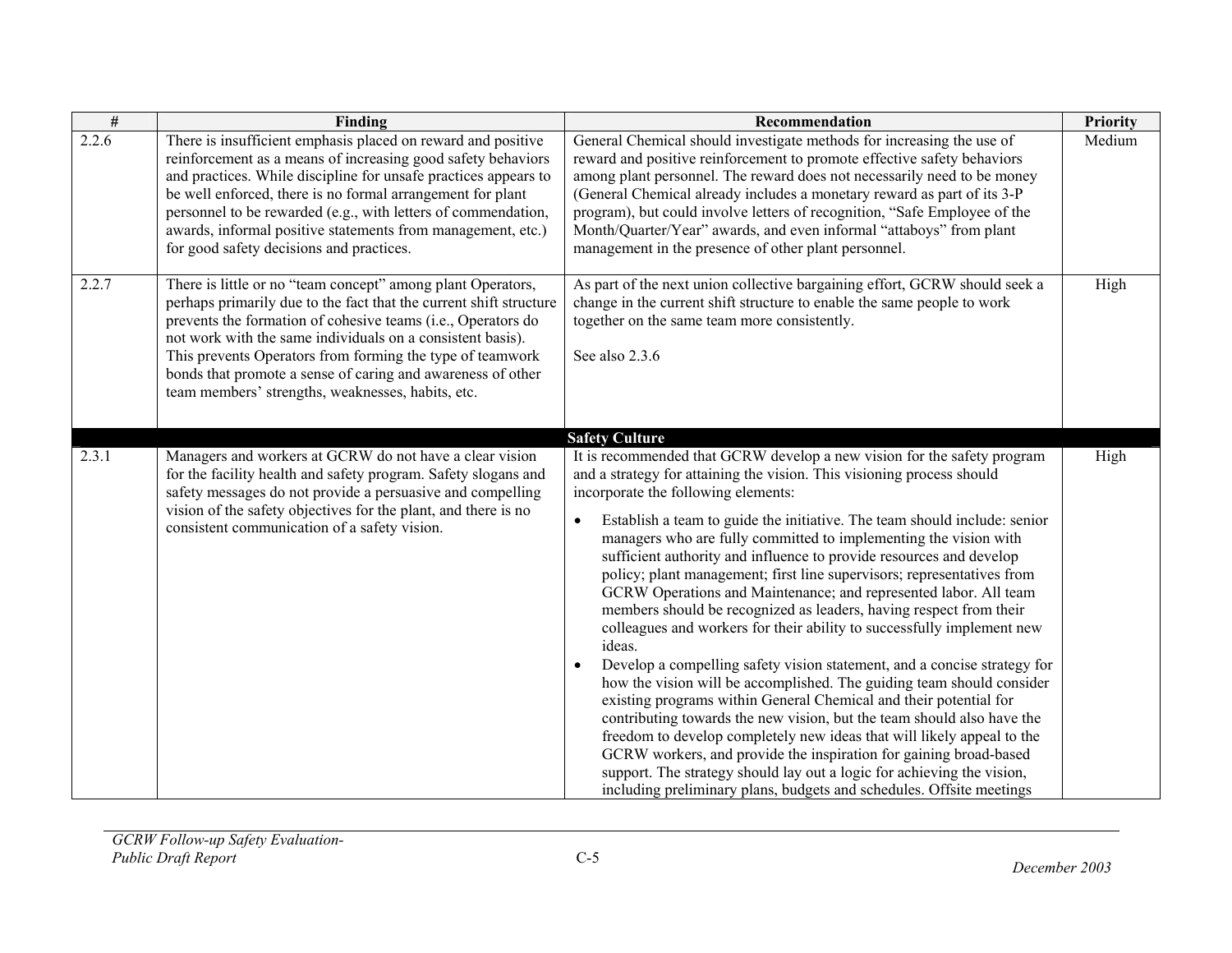| # | Finding | Recommendation | Priority |
|---|---|---|---|
| 2.2.6 | There is insufficient emphasis placed on reward and positive reinforcement as a means of increasing good safety behaviors and practices. While discipline for unsafe practices appears to be well enforced, there is no formal arrangement for plant personnel to be rewarded (e.g., with letters of commendation, awards, informal positive statements from management, etc.) for good safety decisions and practices. | General Chemical should investigate methods for increasing the use of reward and positive reinforcement to promote effective safety behaviors among plant personnel. The reward does not necessarily need to be money (General Chemical already includes a monetary reward as part of its 3-P program), but could involve letters of recognition, "Safe Employee of the Month/Quarter/Year" awards, and even informal "attaboys" from plant management in the presence of other plant personnel. | Medium |
| 2.2.7 | There is little or no "team concept" among plant Operators, perhaps primarily due to the fact that the current shift structure prevents the formation of cohesive teams (i.e., Operators do not work with the same individuals on a consistent basis). This prevents Operators from forming the type of teamwork bonds that promote a sense of caring and awareness of other team members' strengths, weaknesses, habits, etc. | As part of the next union collective bargaining effort, GCRW should seek a change in the current shift structure to enable the same people to work together on the same team more consistently.<br><br>See also 2.3.6 | High |
| | | **Safety Culture** | |
| 2.3.1 | Managers and workers at GCRW do not have a clear vision for the facility health and safety program. Safety slogans and safety messages do not provide a persuasive and compelling vision of the safety objectives for the plant, and there is no consistent communication of a safety vision. | It is recommended that GCRW develop a new vision for the safety program and a strategy for attaining the vision. This visioning process should incorporate the following elements:<br><br>• Establish a team to guide the initiative. The team should include: senior managers who are fully committed to implementing the vision with sufficient authority and influence to provide resources and develop policy; plant management; first line supervisors; representatives from GCRW Operations and Maintenance; and represented labor. All team members should be recognized as leaders, having respect from their colleagues and workers for their ability to successfully implement new ideas.<br>• Develop a compelling safety vision statement, and a concise strategy for how the vision will be accomplished. The guiding team should consider existing programs within General Chemical and their potential for contributing towards the new vision, but the team should also have the freedom to develop completely new ideas that will likely appeal to the GCRW workers, and provide the inspiration for gaining broad-based support. The strategy should lay out a logic for achieving the vision, including preliminary plans, budgets and schedules. Offsite meetings | High |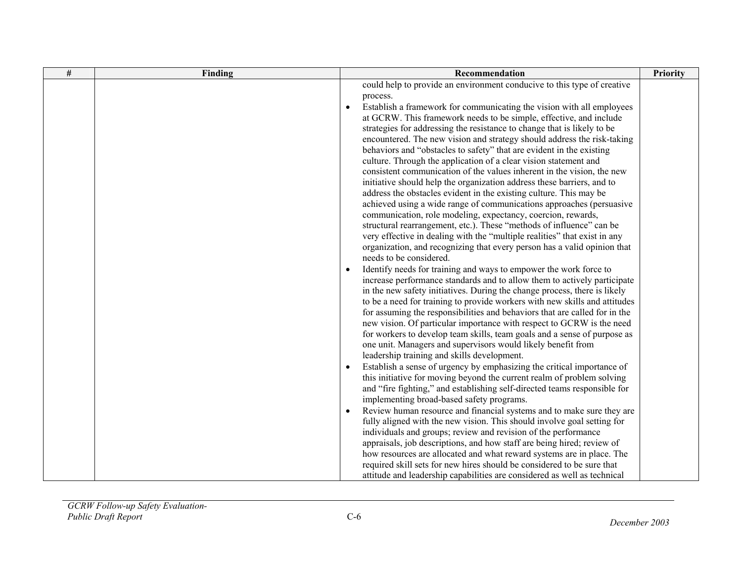| # | Finding | Recommendation | Priority |
|---|---|---|---|
| | | could help to provide an environment conducive to this type of creative process.<br>• Establish a framework for communicating the vision with all employees at GCRW. This framework needs to be simple, effective, and include strategies for addressing the resistance to change that is likely to be encountered. The new vision and strategy should address the risk-taking behaviors and "obstacles to safety" that are evident in the existing culture. Through the application of a clear vision statement and consistent communication of the values inherent in the vision, the new initiative should help the organization address these barriers, and to address the obstacles evident in the existing culture. This may be achieved using a wide range of communications approaches (persuasive communication, role modeling, expectancy, coercion, rewards, structural rearrangement, etc.). These "methods of influence" can be very effective in dealing with the "multiple realities" that exist in any organization, and recognizing that every person has a valid opinion that needs to be considered.<br>• Identify needs for training and ways to empower the work force to increase performance standards and to allow them to actively participate in the new safety initiatives. During the change process, there is likely to be a need for training to provide workers with new skills and attitudes for assuming the responsibilities and behaviors that are called for in the new vision. Of particular importance with respect to GCRW is the need for workers to develop team skills, team goals and a sense of purpose as one unit. Managers and supervisors would likely benefit from leadership training and skills development.<br>• Establish a sense of urgency by emphasizing the critical importance of this initiative for moving beyond the current realm of problem solving and "fire fighting," and establishing self-directed teams responsible for implementing broad-based safety programs.<br>• Review human resource and financial systems and to make sure they are fully aligned with the new vision. This should involve goal setting for individuals and groups; review and revision of the performance appraisals, job descriptions, and how staff are being hired; review of how resources are allocated and what reward systems are in place. The required skill sets for new hires should be considered to be sure that attitude and leadership capabilities are considered as well as technical | |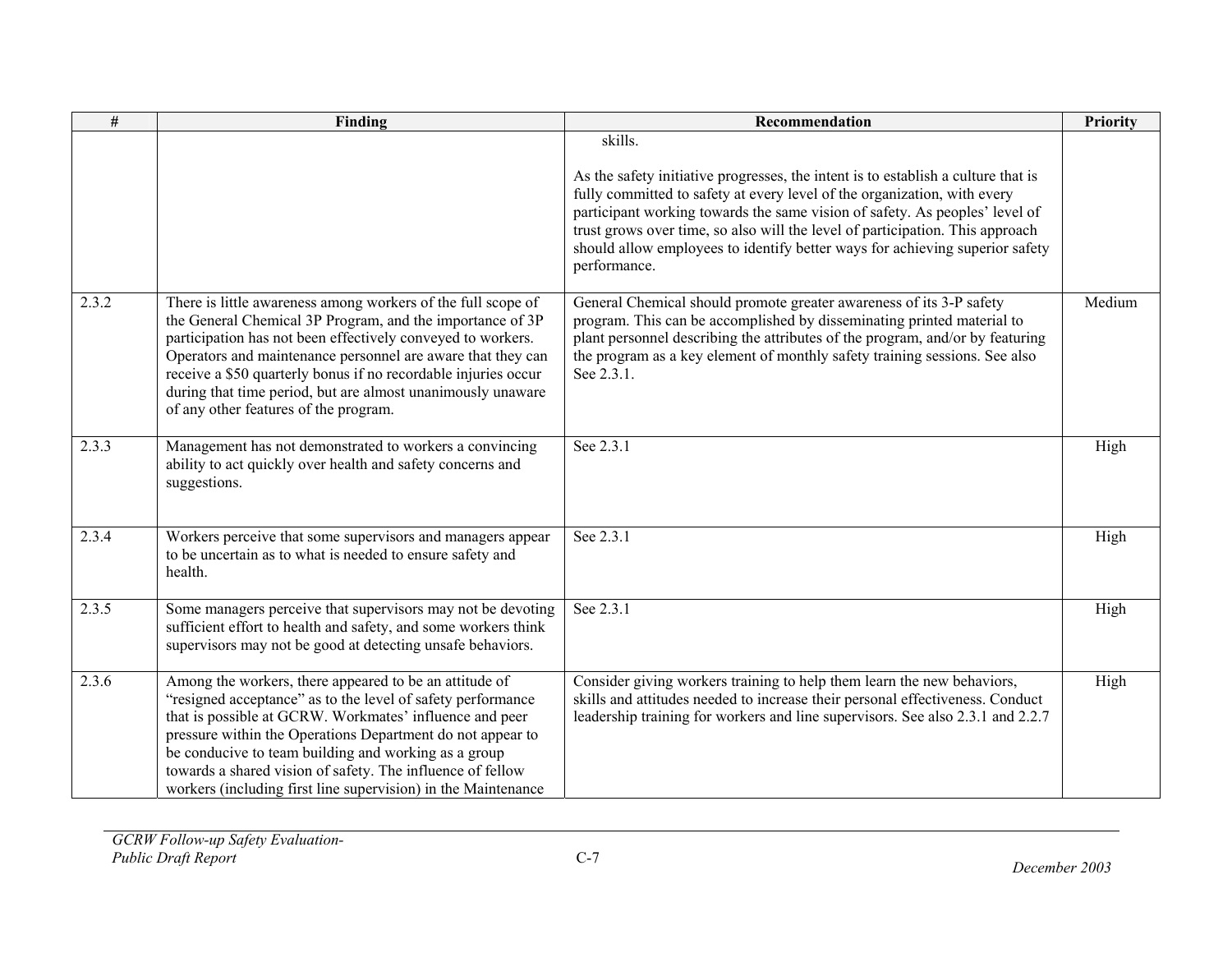| # | Finding | Recommendation | Priority |
|---|---|---|---|
| | | skills.<br><br>As the safety initiative progresses, the intent is to establish a culture that is fully committed to safety at every level of the organization, with every participant working towards the same vision of safety. As peoples' level of trust grows over time, so also will the level of participation. This approach should allow employees to identify better ways for achieving superior safety performance. | |
| 2.3.2 | There is little awareness among workers of the full scope of the General Chemical 3P Program, and the importance of 3P participation has not been effectively conveyed to workers. Operators and maintenance personnel are aware that they can receive a $50 quarterly bonus if no recordable injuries occur during that time period, but are almost unanimously unaware of any other features of the program. | General Chemical should promote greater awareness of its 3-P safety program. This can be accomplished by disseminating printed material to plant personnel describing the attributes of the program, and/or by featuring the program as a key element of monthly safety training sessions. See also See 2.3.1. | Medium |
| 2.3.3 | Management has not demonstrated to workers a convincing ability to act quickly over health and safety concerns and suggestions. | See 2.3.1 | High |
| 2.3.4 | Workers perceive that some supervisors and managers appear to be uncertain as to what is needed to ensure safety and health. | See 2.3.1 | High |
| 2.3.5 | Some managers perceive that supervisors may not be devoting sufficient effort to health and safety, and some workers think supervisors may not be good at detecting unsafe behaviors. | See 2.3.1 | High |
| 2.3.6 | Among the workers, there appeared to be an attitude of "resigned acceptance" as to the level of safety performance that is possible at GCRW. Workmates' influence and peer pressure within the Operations Department do not appear to be conducive to team building and working as a group towards a shared vision of safety. The influence of fellow workers (including first line supervision) in the Maintenance | Consider giving workers training to help them learn the new behaviors, skills and attitudes needed to increase their personal effectiveness. Conduct leadership training for workers and line supervisors. See also 2.3.1 and 2.2.7 | High |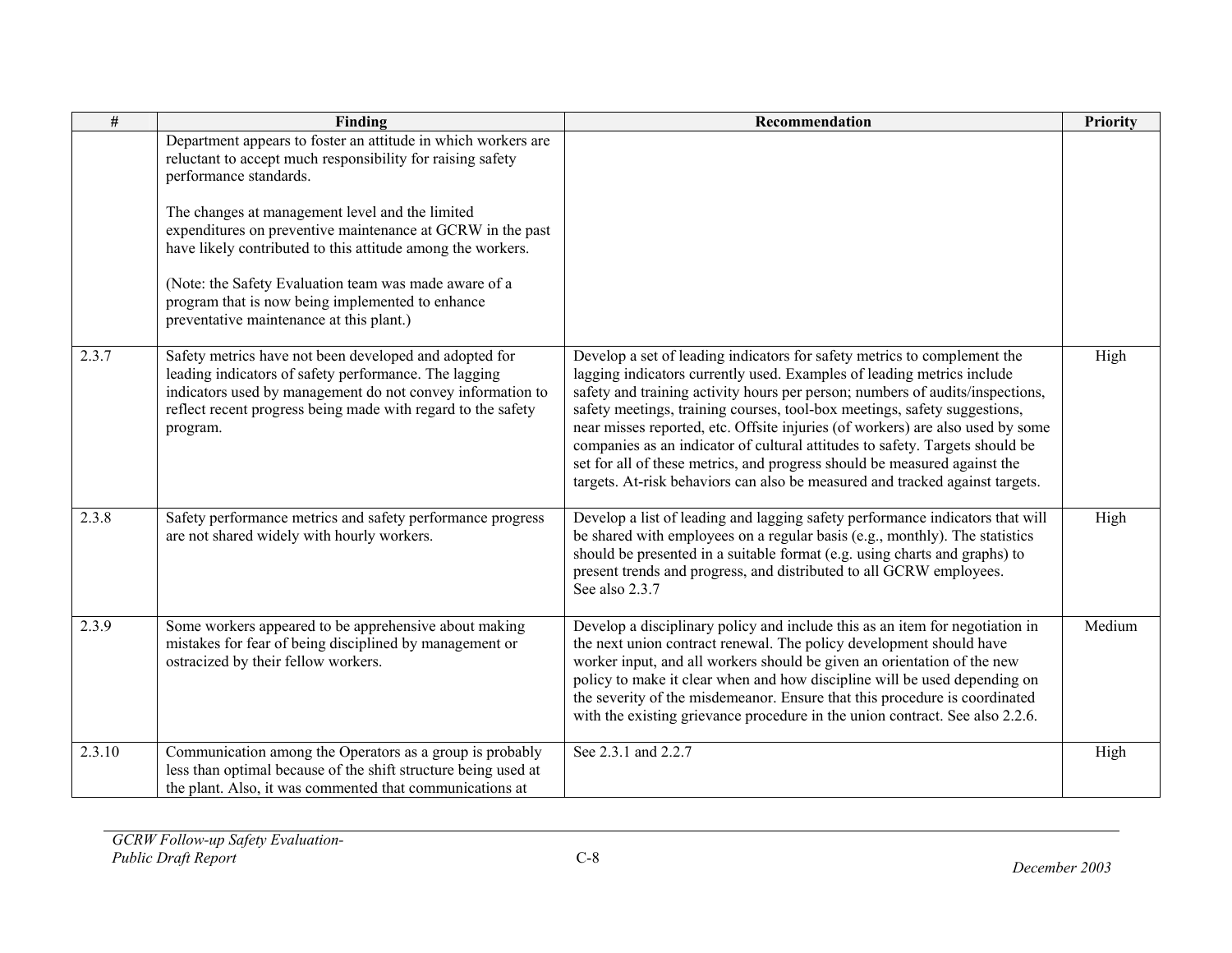| # | Finding | Recommendation | Priority |
|---|---|---|---|
| | Department appears to foster an attitude in which workers are reluctant to accept much responsibility for raising safety performance standards.<br><br>The changes at management level and the limited expenditures on preventive maintenance at GCRW in the past have likely contributed to this attitude among the workers.<br><br>(Note: the Safety Evaluation team was made aware of a program that is now being implemented to enhance preventative maintenance at this plant.) | | |
| 2.3.7 | Safety metrics have not been developed and adopted for leading indicators of safety performance. The lagging indicators used by management do not convey information to reflect recent progress being made with regard to the safety program. | Develop a set of leading indicators for safety metrics to complement the lagging indicators currently used. Examples of leading metrics include safety and training activity hours per person; numbers of audits/inspections, safety meetings, training courses, tool-box meetings, safety suggestions, near misses reported, etc. Offsite injuries (of workers) are also used by some companies as an indicator of cultural attitudes to safety. Targets should be set for all of these metrics, and progress should be measured against the targets. At-risk behaviors can also be measured and tracked against targets. | High |
| 2.3.8 | Safety performance metrics and safety performance progress are not shared widely with hourly workers. | Develop a list of leading and lagging safety performance indicators that will be shared with employees on a regular basis (e.g., monthly). The statistics should be presented in a suitable format (e.g. using charts and graphs) to present trends and progress, and distributed to all GCRW employees.<br>See also 2.3.7 | High |
| 2.3.9 | Some workers appeared to be apprehensive about making mistakes for fear of being disciplined by management or ostracized by their fellow workers. | Develop a disciplinary policy and include this as an item for negotiation in the next union contract renewal. The policy development should have worker input, and all workers should be given an orientation of the new policy to make it clear when and how discipline will be used depending on the severity of the misdemeanor. Ensure that this procedure is coordinated with the existing grievance procedure in the union contract. See also 2.2.6. | Medium |
| 2.3.10 | Communication among the Operators as a group is probably less than optimal because of the shift structure being used at the plant. Also, it was commented that communications at | See 2.3.1 and 2.2.7 | High |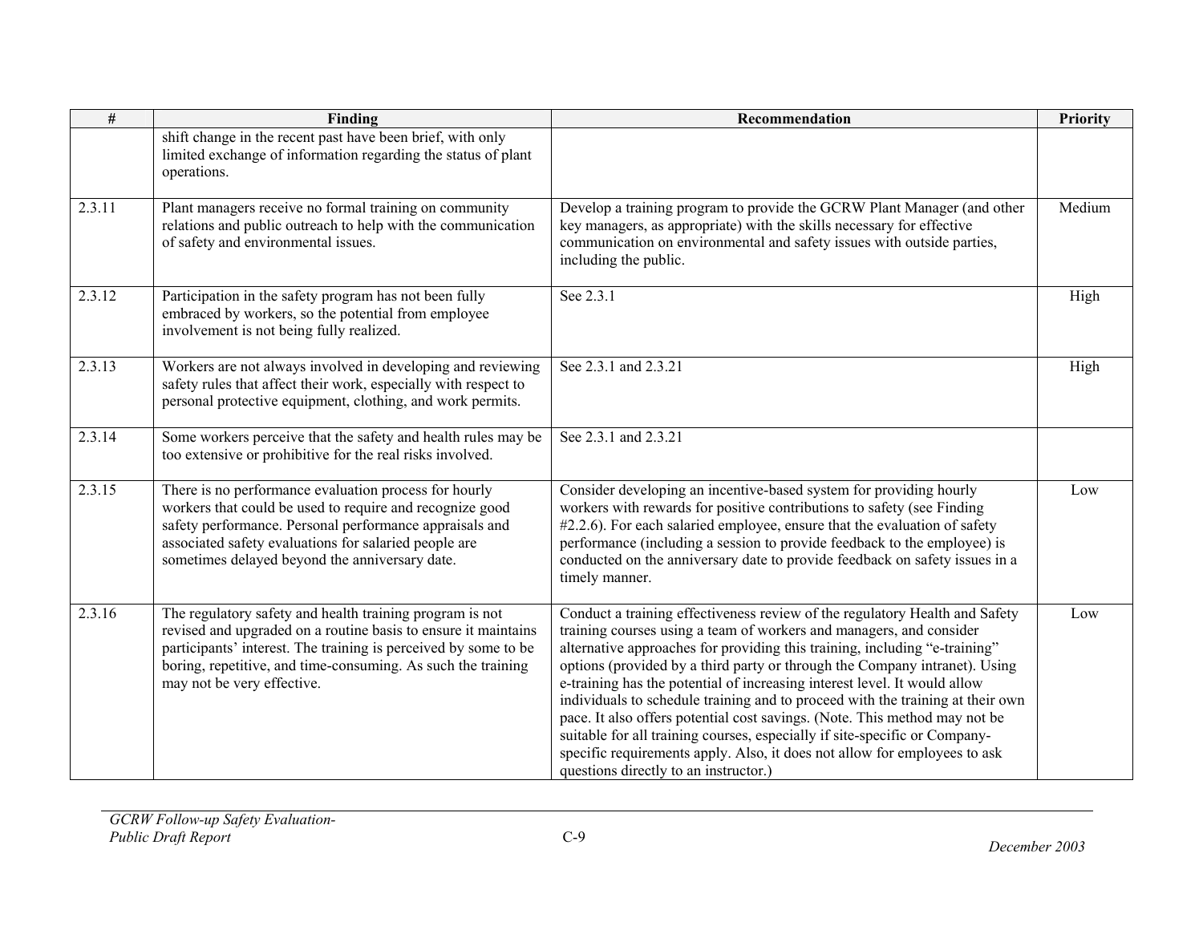| # | Finding | Recommendation | Priority |
|---|---|---|---|
| | shift change in the recent past have been brief, with only limited exchange of information regarding the status of plant operations. | | |
| 2.3.11 | Plant managers receive no formal training on community relations and public outreach to help with the communication of safety and environmental issues. | Develop a training program to provide the GCRW Plant Manager (and other key managers, as appropriate) with the skills necessary for effective communication on environmental and safety issues with outside parties, including the public. | Medium |
| 2.3.12 | Participation in the safety program has not been fully embraced by workers, so the potential from employee involvement is not being fully realized. | See 2.3.1 | High |
| 2.3.13 | Workers are not always involved in developing and reviewing safety rules that affect their work, especially with respect to personal protective equipment, clothing, and work permits. | See 2.3.1 and 2.3.21 | High |
| 2.3.14 | Some workers perceive that the safety and health rules may be too extensive or prohibitive for the real risks involved. | See 2.3.1 and 2.3.21 | |
| 2.3.15 | There is no performance evaluation process for hourly workers that could be used to require and recognize good safety performance. Personal performance appraisals and associated safety evaluations for salaried people are sometimes delayed beyond the anniversary date. | Consider developing an incentive-based system for providing hourly workers with rewards for positive contributions to safety (see Finding #2.2.6). For each salaried employee, ensure that the evaluation of safety performance (including a session to provide feedback to the employee) is conducted on the anniversary date to provide feedback on safety issues in a timely manner. | Low |
| 2.3.16 | The regulatory safety and health training program is not revised and upgraded on a routine basis to ensure it maintains participants' interest. The training is perceived by some to be boring, repetitive, and time-consuming. As such the training may not be very effective. | Conduct a training effectiveness review of the regulatory Health and Safety training courses using a team of workers and managers, and consider alternative approaches for providing this training, including "e-training" options (provided by a third party or through the Company intranet). Using e-training has the potential of increasing interest level. It would allow individuals to schedule training and to proceed with the training at their own pace. It also offers potential cost savings. (Note. This method may not be suitable for all training courses, especially if site-specific or Company-specific requirements apply. Also, it does not allow for employees to ask questions directly to an instructor.) | Low |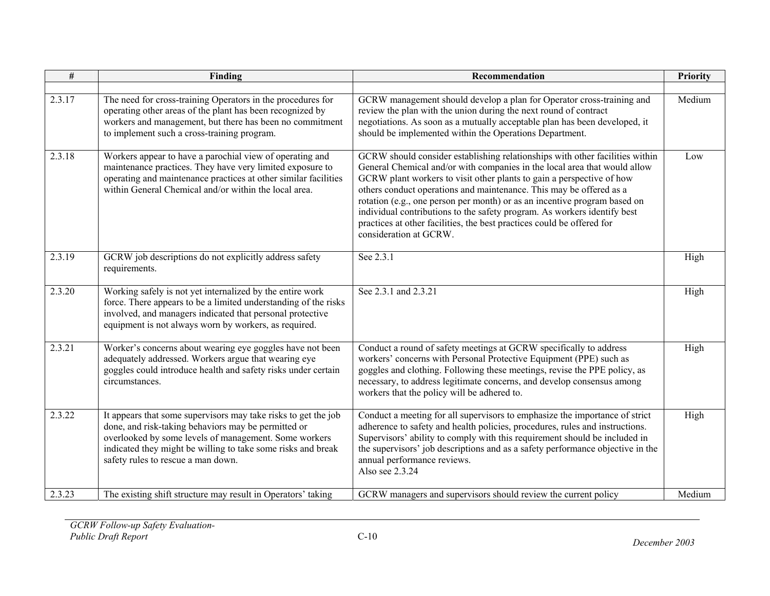| # | Finding | Recommendation | Priority |
|---|---|---|---|
| | | | |
| 2.3.17 | The need for cross-training Operators in the procedures for operating other areas of the plant has been recognized by workers and management, but there has been no commitment to implement such a cross-training program. | GCRW management should develop a plan for Operator cross-training and review the plan with the union during the next round of contract negotiations. As soon as a mutually acceptable plan has been developed, it should be implemented within the Operations Department. | Medium |
| 2.3.18 | Workers appear to have a parochial view of operating and maintenance practices. They have very limited exposure to operating and maintenance practices at other similar facilities within General Chemical and/or within the local area. | GCRW should consider establishing relationships with other facilities within General Chemical and/or with companies in the local area that would allow GCRW plant workers to visit other plants to gain a perspective of how others conduct operations and maintenance. This may be offered as a rotation (e.g., one person per month) or as an incentive program based on individual contributions to the safety program. As workers identify best practices at other facilities, the best practices could be offered for consideration at GCRW. | Low |
| 2.3.19 | GCRW job descriptions do not explicitly address safety requirements. | See 2.3.1 | High |
| 2.3.20 | Working safely is not yet internalized by the entire work force. There appears to be a limited understanding of the risks involved, and managers indicated that personal protective equipment is not always worn by workers, as required. | See 2.3.1 and 2.3.21 | High |
| 2.3.21 | Worker's concerns about wearing eye goggles have not been adequately addressed. Workers argue that wearing eye goggles could introduce health and safety risks under certain circumstances. | Conduct a round of safety meetings at GCRW specifically to address workers' concerns with Personal Protective Equipment (PPE) such as goggles and clothing. Following these meetings, revise the PPE policy, as necessary, to address legitimate concerns, and develop consensus among workers that the policy will be adhered to. | High |
| 2.3.22 | It appears that some supervisors may take risks to get the job done, and risk-taking behaviors may be permitted or overlooked by some levels of management. Some workers indicated they might be willing to take some risks and break safety rules to rescue a man down. | Conduct a meeting for all supervisors to emphasize the importance of strict adherence to safety and health policies, procedures, rules and instructions. Supervisors' ability to comply with this requirement should be included in the supervisors' job descriptions and as a safety performance objective in the annual performance reviews.<br>Also see 2.3.24 | High |
| 2.3.23 | The existing shift structure may result in Operators' taking | GCRW managers and supervisors should review the current policy | Medium |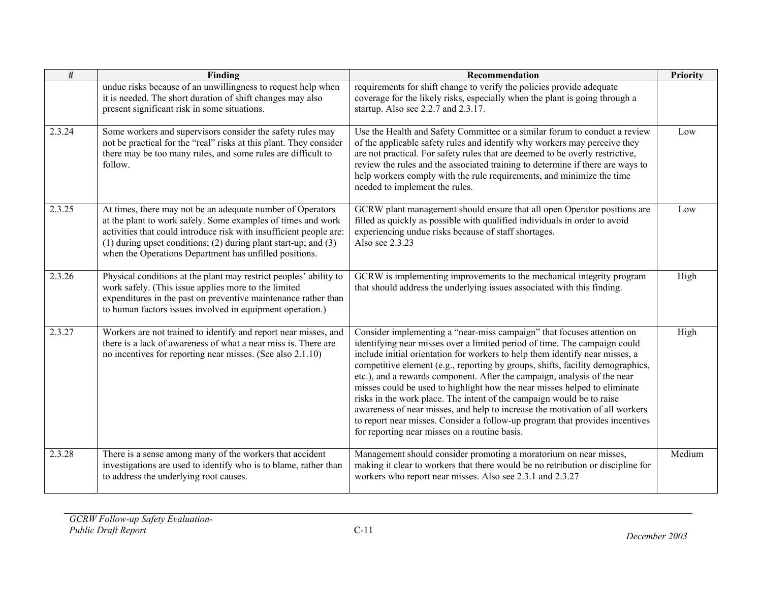| # | Finding | Recommendation | Priority |
|---|---|---|---|
| | undue risks because of an unwillingness to request help when it is needed. The short duration of shift changes may also present significant risk in some situations. | requirements for shift change to verify the policies provide adequate coverage for the likely risks, especially when the plant is going through a startup. Also see 2.2.7 and 2.3.17. | |
| 2.3.24 | Some workers and supervisors consider the safety rules may not be practical for the "real" risks at this plant. They consider there may be too many rules, and some rules are difficult to follow. | Use the Health and Safety Committee or a similar forum to conduct a review of the applicable safety rules and identify why workers may perceive they are not practical. For safety rules that are deemed to be overly restrictive, review the rules and the associated training to determine if there are ways to help workers comply with the rule requirements, and minimize the time needed to implement the rules. | Low |
| 2.3.25 | At times, there may not be an adequate number of Operators at the plant to work safely. Some examples of times and work activities that could introduce risk with insufficient people are: (1) during upset conditions; (2) during plant start-up; and (3) when the Operations Department has unfilled positions. | GCRW plant management should ensure that all open Operator positions are filled as quickly as possible with qualified individuals in order to avoid experiencing undue risks because of staff shortages. Also see 2.3.23 | Low |
| 2.3.26 | Physical conditions at the plant may restrict peoples' ability to work safely. (This issue applies more to the limited expenditures in the past on preventive maintenance rather than to human factors issues involved in equipment operation.) | GCRW is implementing improvements to the mechanical integrity program that should address the underlying issues associated with this finding. | High |
| 2.3.27 | Workers are not trained to identify and report near misses, and there is a lack of awareness of what a near miss is. There are no incentives for reporting near misses. (See also 2.1.10) | Consider implementing a "near-miss campaign" that focuses attention on identifying near misses over a limited period of time. The campaign could include initial orientation for workers to help them identify near misses, a competitive element (e.g., reporting by groups, shifts, facility demographics, etc.), and a rewards component. After the campaign, analysis of the near misses could be used to highlight how the near misses helped to eliminate risks in the work place. The intent of the campaign would be to raise awareness of near misses, and help to increase the motivation of all workers to report near misses. Consider a follow-up program that provides incentives for reporting near misses on a routine basis. | High |
| 2.3.28 | There is a sense among many of the workers that accident investigations are used to identify who is to blame, rather than to address the underlying root causes. | Management should consider promoting a moratorium on near misses, making it clear to workers that there would be no retribution or discipline for workers who report near misses. Also see 2.3.1 and 2.3.27 | Medium |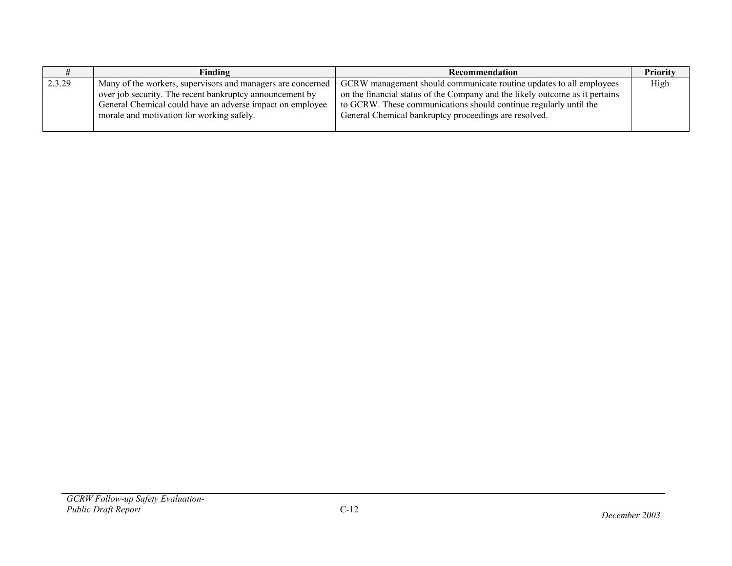| # | Finding | Recommendation | Priority |
|---|---|---|---|
| 2.3.29 | Many of the workers, supervisors and managers are concerned over job security. The recent bankruptcy announcement by General Chemical could have an adverse impact on employee morale and motivation for working safely. | GCRW management should communicate routine updates to all employees on the financial status of the Company and the likely outcome as it pertains to GCRW. These communications should continue regularly until the General Chemical bankruptcy proceedings are resolved. | High |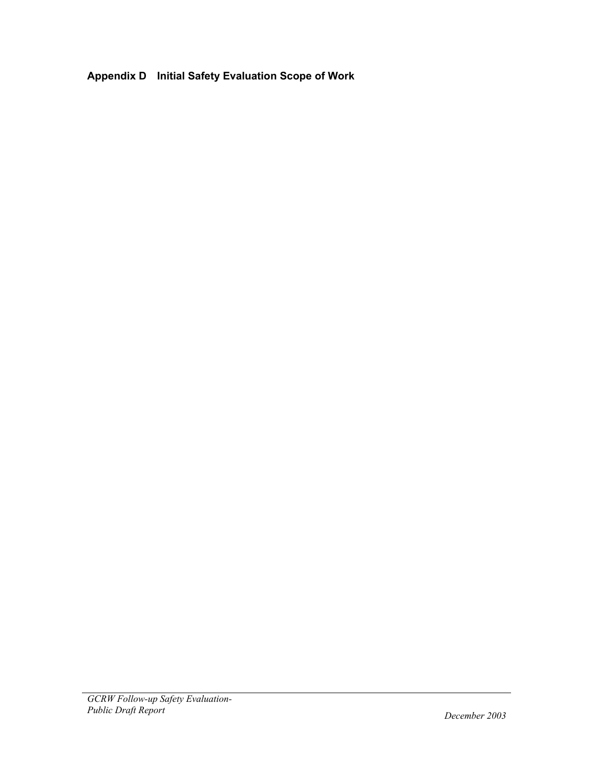## Appendix D Initial Safety Evaluation Scope of Work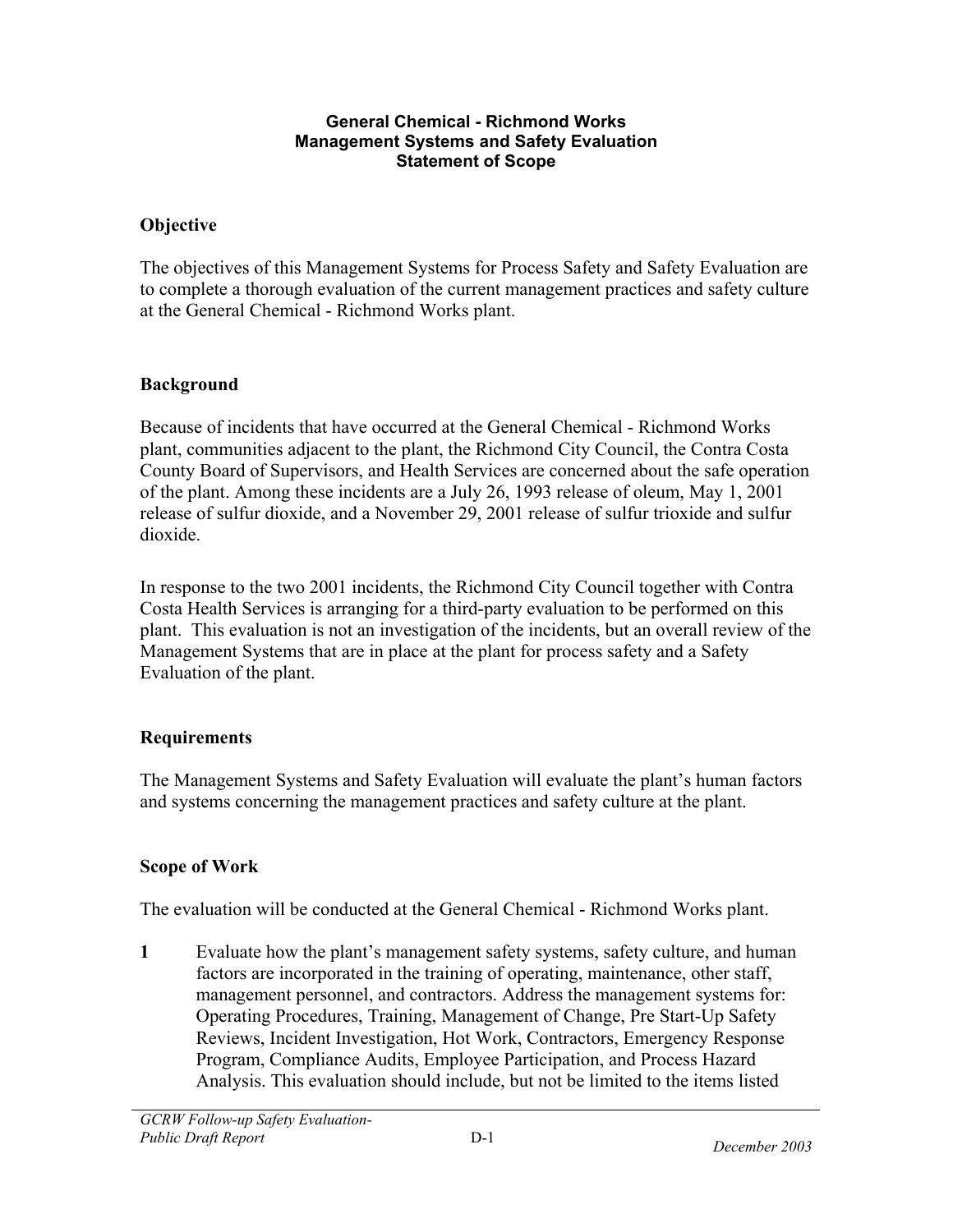**General Chemical - Richmond Works**
**Management Systems and Safety Evaluation**
**Statement of Scope**

## Objective

The objectives of this Management Systems for Process Safety and Safety Evaluation are to complete a thorough evaluation of the current management practices and safety culture at the General Chemical - Richmond Works plant.

## Background

Because of incidents that have occurred at the General Chemical - Richmond Works plant, communities adjacent to the plant, the Richmond City Council, the Contra Costa County Board of Supervisors, and Health Services are concerned about the safe operation of the plant. Among these incidents are a July 26, 1993 release of oleum, May 1, 2001 release of sulfur dioxide, and a November 29, 2001 release of sulfur trioxide and sulfur dioxide.

In response to the two 2001 incidents, the Richmond City Council together with Contra Costa Health Services is arranging for a third-party evaluation to be performed on this plant. This evaluation is not an investigation of the incidents, but an overall review of the Management Systems that are in place at the plant for process safety and a Safety Evaluation of the plant.

## Requirements

The Management Systems and Safety Evaluation will evaluate the plant's human factors and systems concerning the management practices and safety culture at the plant.

## Scope of Work

The evaluation will be conducted at the General Chemical - Richmond Works plant.

**1** Evaluate how the plant's management safety systems, safety culture, and human factors are incorporated in the training of operating, maintenance, other staff, management personnel, and contractors. Address the management systems for: Operating Procedures, Training, Management of Change, Pre Start-Up Safety Reviews, Incident Investigation, Hot Work, Contractors, Emergency Response Program, Compliance Audits, Employee Participation, and Process Hazard Analysis. This evaluation should include, but not be limited to the items listed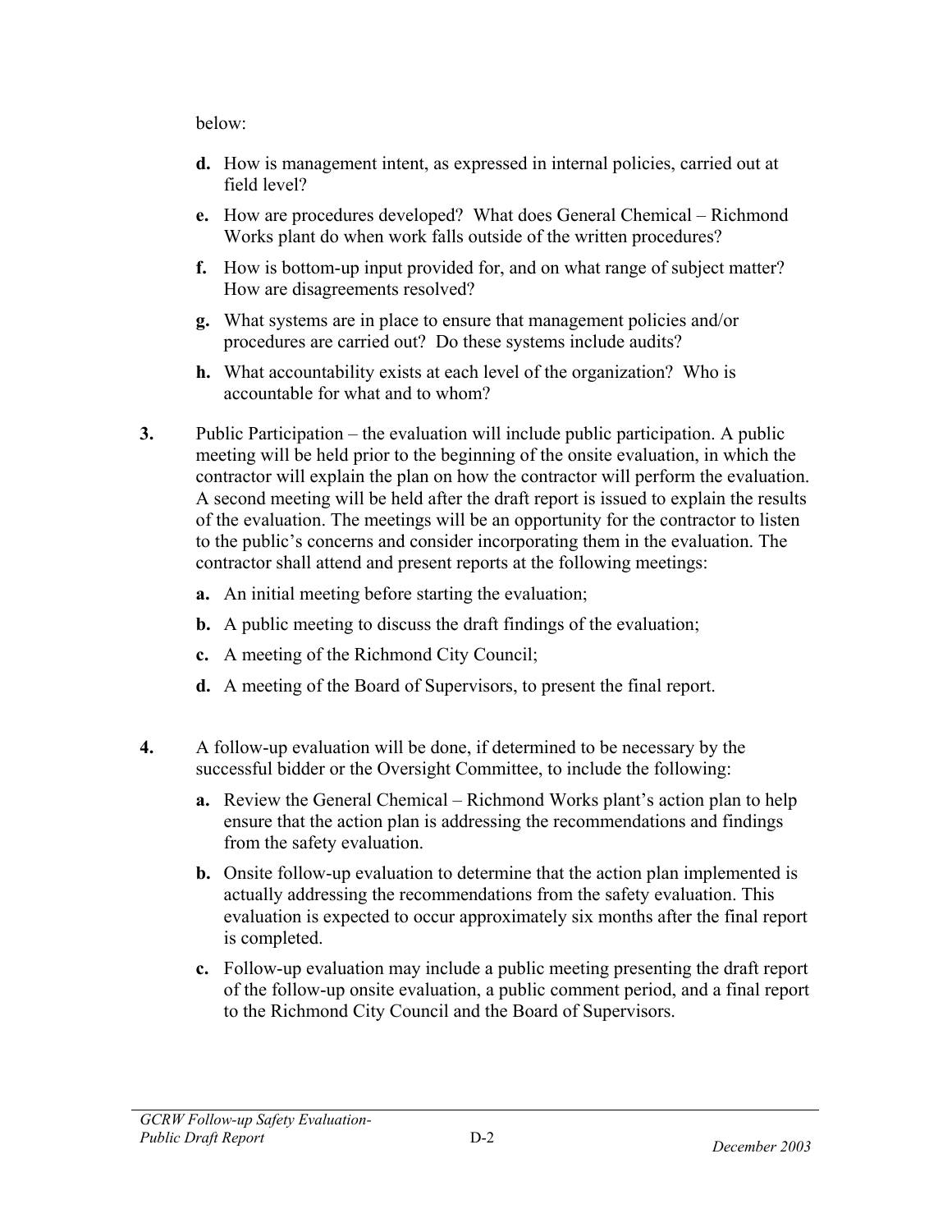below:

- **d.** How is management intent, as expressed in internal policies, carried out at field level?
- **e.** How are procedures developed? What does General Chemical – Richmond Works plant do when work falls outside of the written procedures?
- **f.** How is bottom-up input provided for, and on what range of subject matter? How are disagreements resolved?
- **g.** What systems are in place to ensure that management policies and/or procedures are carried out? Do these systems include audits?
- **h.** What accountability exists at each level of the organization? Who is accountable for what and to whom?

**3.** Public Participation – the evaluation will include public participation. A public meeting will be held prior to the beginning of the onsite evaluation, in which the contractor will explain the plan on how the contractor will perform the evaluation. A second meeting will be held after the draft report is issued to explain the results of the evaluation. The meetings will be an opportunity for the contractor to listen to the public's concerns and consider incorporating them in the evaluation. The contractor shall attend and present reports at the following meetings:

- **a.** An initial meeting before starting the evaluation;
- **b.** A public meeting to discuss the draft findings of the evaluation;
- **c.** A meeting of the Richmond City Council;
- **d.** A meeting of the Board of Supervisors, to present the final report.

**4.** A follow-up evaluation will be done, if determined to be necessary by the successful bidder or the Oversight Committee, to include the following:

- **a.** Review the General Chemical – Richmond Works plant's action plan to help ensure that the action plan is addressing the recommendations and findings from the safety evaluation.
- **b.** Onsite follow-up evaluation to determine that the action plan implemented is actually addressing the recommendations from the safety evaluation. This evaluation is expected to occur approximately six months after the final report is completed.
- **c.** Follow-up evaluation may include a public meeting presenting the draft report of the follow-up onsite evaluation, a public comment period, and a final report to the Richmond City Council and the Board of Supervisors.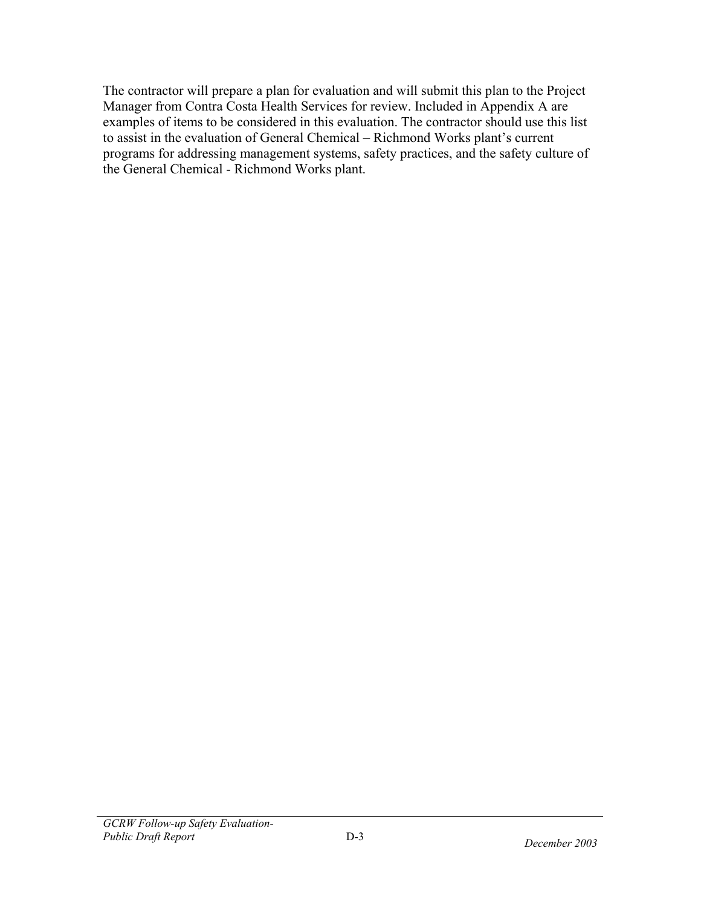The contractor will prepare a plan for evaluation and will submit this plan to the Project Manager from Contra Costa Health Services for review. Included in Appendix A are examples of items to be considered in this evaluation. The contractor should use this list to assist in the evaluation of General Chemical – Richmond Works plant's current programs for addressing management systems, safety practices, and the safety culture of the General Chemical - Richmond Works plant.